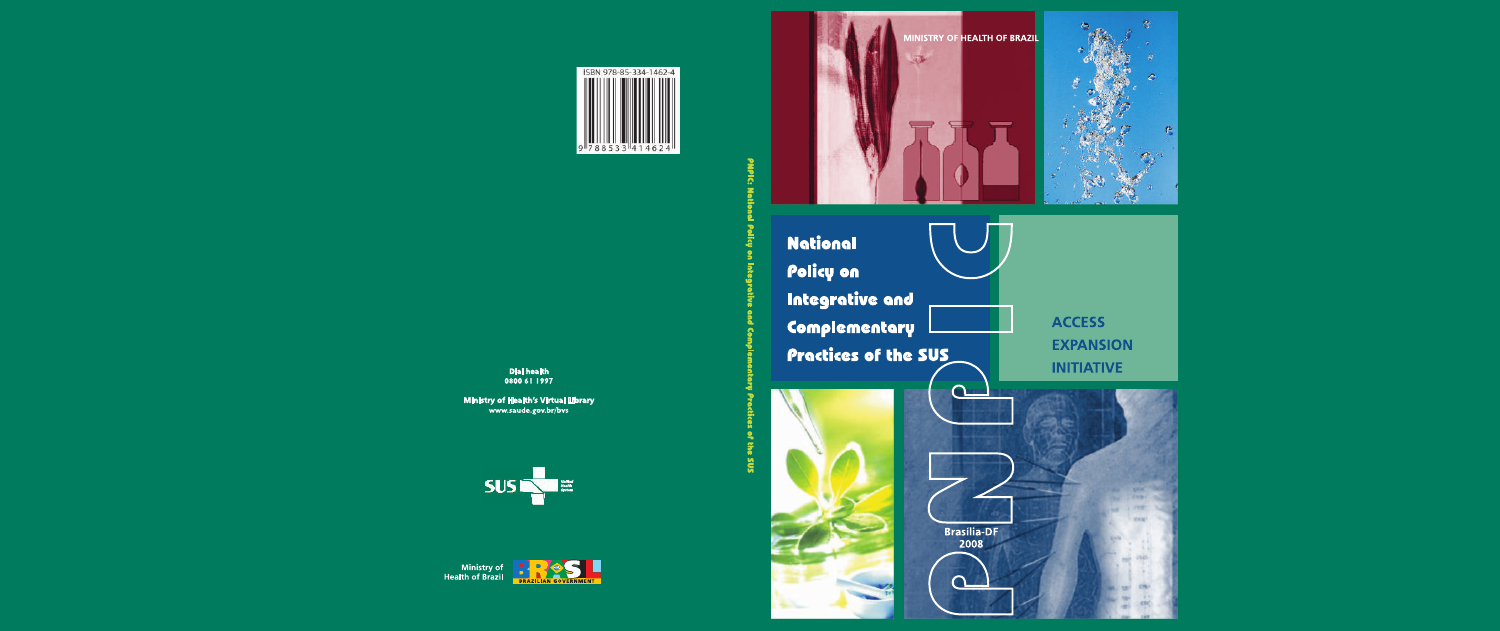MINISTRY OF HEALTH OF BRAZIL

# National Policy on Integrative and Complementary Practices of the SUS

**ACCESS EXPANSION INITIATIVE**

PNPIC

Brasília-DF
2008

PNPIC National Policy on Integrative and Complementary Practices of the SUS

ISBN 978-85-334-1462-4

9 788533 414624

**Dial health**
**0800 61 1997**

**Ministry of Health's Virtual Library**
**www.saude.gov.br/bvs**

SUS Unified Health System

Ministry of Health of Brazil

BRASIL
BRAZILIAN GOVERNMENT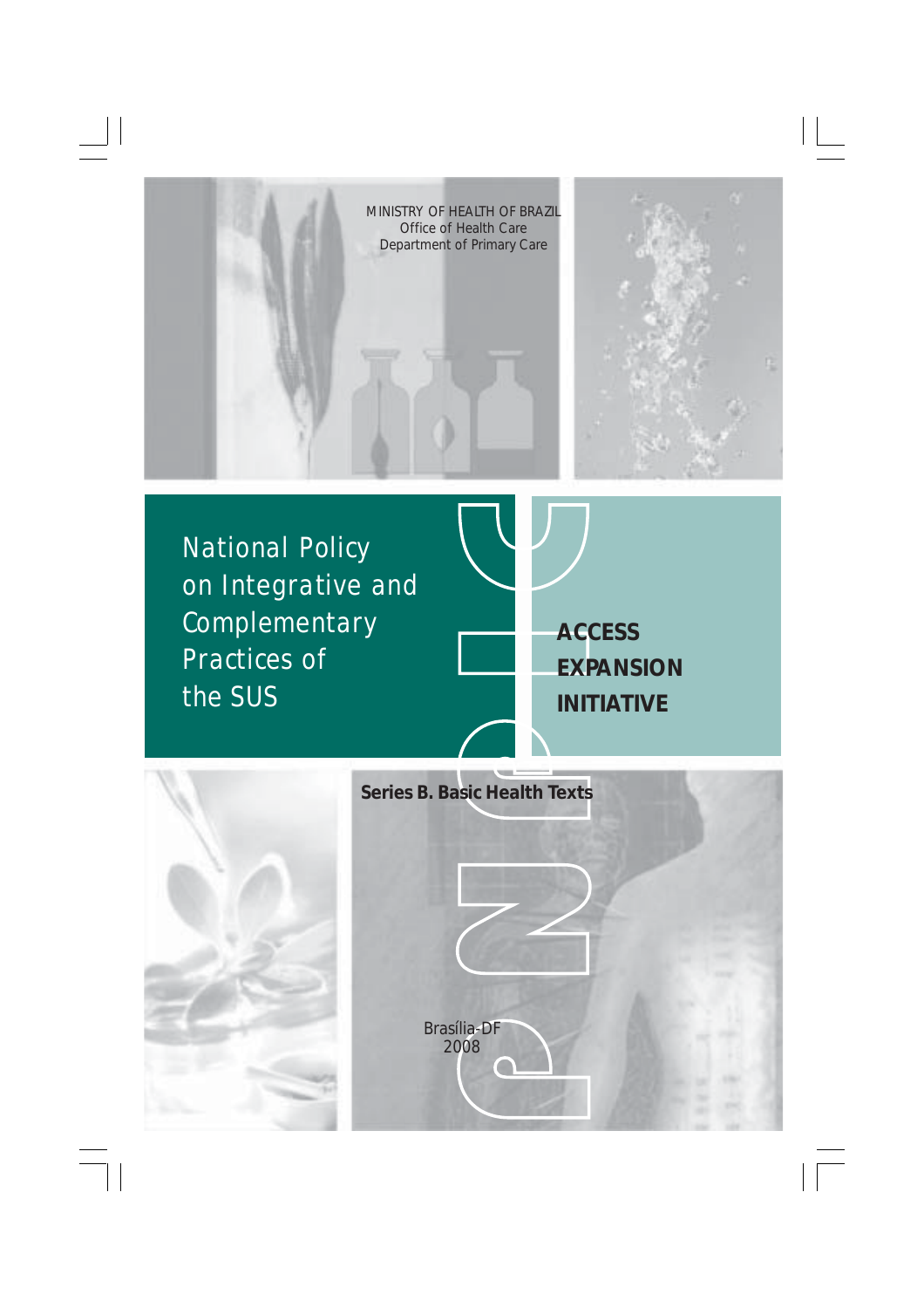MINISTRY OF HEALTH OF BRAZIL
Office of Health Care
Department of Primary Care

# National Policy on Integrative and Complementary Practices of the SUS

**ACCESS EXPANSION INITIATIVE**

**Series B. Basic Health Texts**

Brasília-DF
2008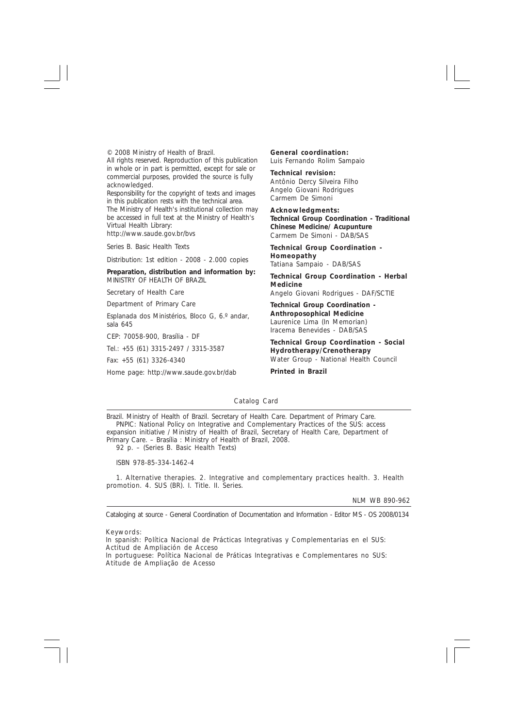© 2008 Ministry of Health of Brazil.
All rights reserved. Reproduction of this publication in whole or in part is permitted, except for sale or commercial purposes, provided the source is fully acknowledged.
Responsibility for the copyright of texts and images in this publication rests with the technical area.
The Ministry of Health's institutional collection may be accessed in full text at the Ministry of Health's Virtual Health Library:
http://www.saude.gov.br/bvs

Series B. Basic Health Texts

Distribution: 1st edition - 2008 - 2.000 copies

**Preparation, distribution and information by:**
MINISTRY OF HEALTH OF BRAZIL

Secretary of Health Care

Department of Primary Care

Esplanada dos Ministérios, Bloco G, 6.º andar, sala 645

CEP: 70058-900, Brasília - DF

Tel.: +55 (61) 3315-2497 / 3315-3587

Fax: +55 (61) 3326-4340

Home page: http://www.saude.gov.br/dab

**General coordination:**
Luis Fernando Rolim Sampaio

**Technical revision:**
Antônio Dercy Silveira Filho
Angelo Giovani Rodrigues
Carmem De Simoni

**Acknowledgments:**
**Technical Group Coordination - Traditional Chinese Medicine/ Acupunture**
Carmem De Simoni - DAB/SAS

**Technical Group Coordination - Homeopathy**
Tatiana Sampaio - DAB/SAS

**Technical Group Coordination - Herbal Medicine**
Angelo Giovani Rodrigues - DAF/SCTIE

**Technical Group Coordination - Anthroposophical Medicine**
Laurenice Lima (In Memorian)
Iracema Benevides - DAB/SAS

**Technical Group Coordination - Social Hydrotherapy/Crenotherapy**
Water Group - National Health Council

**Printed in Brazil**

Catalog Card

---

Brazil. Ministry of Health of Brazil. Secretary of Health Care. Department of Primary Care.
PNPIC: National Policy on Integrative and Complementary Practices of the SUS: access expansion initiative / Ministry of Health of Brazil, Secretary of Health Care, Department of Primary Care. – Brasília : Ministry of Health of Brazil, 2008.
92 p. – (Series B. Basic Health Texts)

ISBN 978-85-334-1462-4

1. Alternative therapies. 2. Integrative and complementary practices health. 3. Health promotion. 4. SUS (BR). I. Title. II. Series.

NLM WB 890-962

---

Cataloging at source - General Coordination of Documentation and Information - Editor MS - OS 2008/0134

Keywords:
In spanish: Política Nacional de Prácticas Integrativas y Complementarias en el SUS: Actitud de Ampliación de Acceso
In portuguese: Política Nacional de Práticas Integrativas e Complementares no SUS: Atitude de Ampliação de Acesso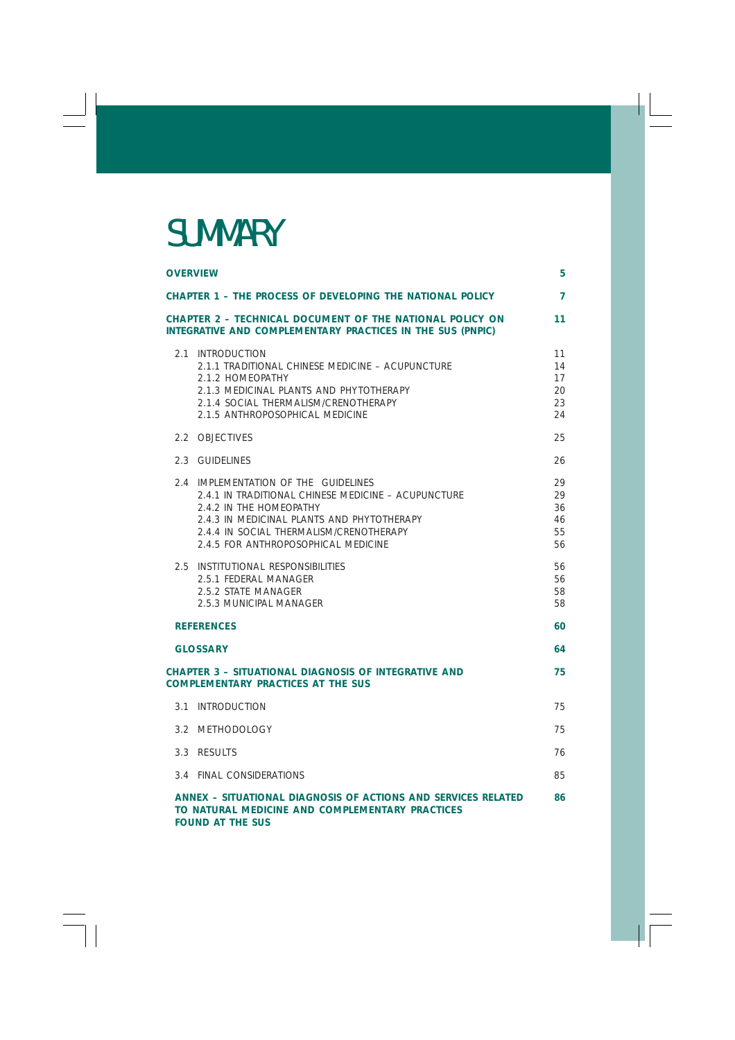# SUMMARY

| | |
|---|---|
| **OVERVIEW** | **5** |
| **CHAPTER 1 – THE PROCESS OF DEVELOPING THE NATIONAL POLICY** | **7** |
| **CHAPTER 2 – TECHNICAL DOCUMENT OF THE NATIONAL POLICY ON INTEGRATIVE AND COMPLEMENTARY PRACTICES IN THE SUS (PNPIC)** | **11** |
| 2.1 INTRODUCTION | 11 |
| 2.1.1 TRADITIONAL CHINESE MEDICINE – ACUPUNCTURE | 14 |
| 2.1.2 HOMEOPATHY | 17 |
| 2.1.3 MEDICINAL PLANTS AND PHYTOTHERAPY | 20 |
| 2.1.4 SOCIAL THERMALISM/CRENOTHERAPY | 23 |
| 2.1.5 ANTHROPOSOPHICAL MEDICINE | 24 |
| 2.2 OBJECTIVES | 25 |
| 2.3 GUIDELINES | 26 |
| 2.4 IMPLEMENTATION OF THE GUIDELINES | 29 |
| 2.4.1 IN TRADITIONAL CHINESE MEDICINE – ACUPUNCTURE | 29 |
| 2.4.2 IN THE HOMEOPATHY | 36 |
| 2.4.3 IN MEDICINAL PLANTS AND PHYTOTHERAPY | 46 |
| 2.4.4 IN SOCIAL THERMALISM/CRENOTHERAPY | 55 |
| 2.4.5 FOR ANTHROPOSOPHICAL MEDICINE | 56 |
| 2.5 INSTITUTIONAL RESPONSIBILITIES | 56 |
| 2.5.1 FEDERAL MANAGER | 56 |
| 2.5.2 STATE MANAGER | 58 |
| 2.5.3 MUNICIPAL MANAGER | 58 |
| **REFERENCES** | **60** |
| **GLOSSARY** | **64** |
| **CHAPTER 3 – SITUATIONAL DIAGNOSIS OF INTEGRATIVE AND COMPLEMENTARY PRACTICES AT THE SUS** | **75** |
| 3.1 INTRODUCTION | 75 |
| 3.2 METHODOLOGY | 75 |
| 3.3 RESULTS | 76 |
| 3.4 FINAL CONSIDERATIONS | 85 |
| **ANNEX – SITUATIONAL DIAGNOSIS OF ACTIONS AND SERVICES RELATED TO NATURAL MEDICINE AND COMPLEMENTARY PRACTICES FOUND AT THE SUS** | **86** |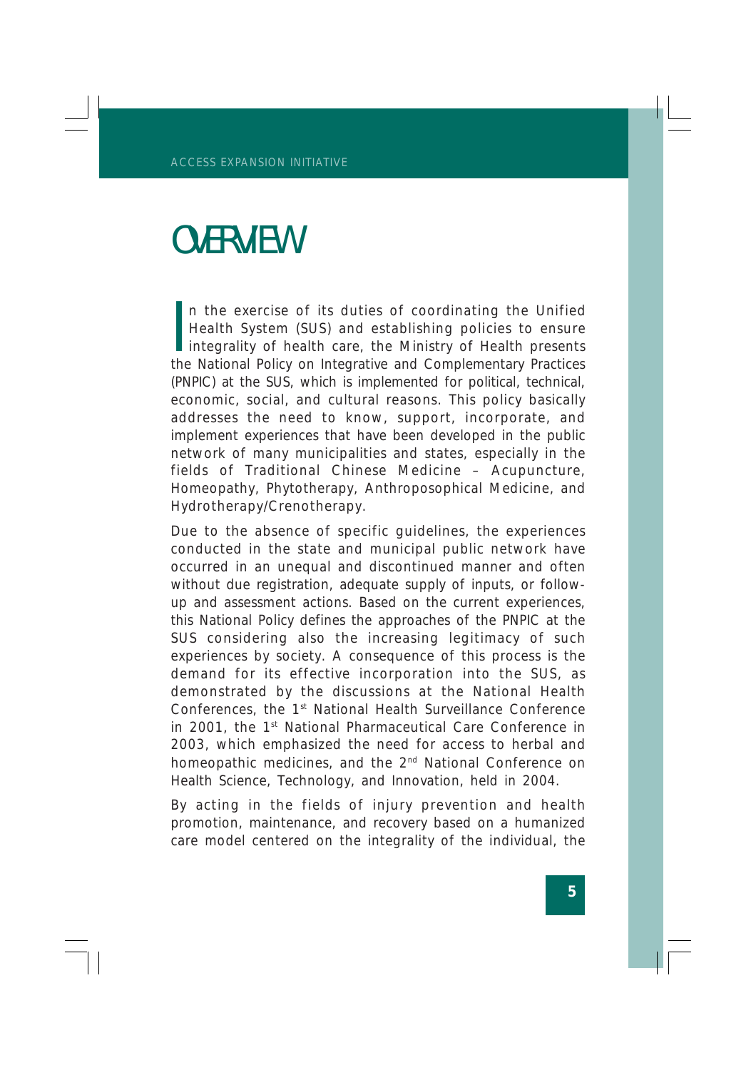# OVERVIEW

In the exercise of its duties of coordinating the Unified Health System (SUS) and establishing policies to ensure integrality of health care, the Ministry of Health presents the National Policy on Integrative and Complementary Practices (PNPIC) at the SUS, which is implemented for political, technical, economic, social, and cultural reasons. This policy basically addresses the need to know, support, incorporate, and implement experiences that have been developed in the public network of many municipalities and states, especially in the fields of Traditional Chinese Medicine – Acupuncture, Homeopathy, Phytotherapy, Anthroposophical Medicine, and Hydrotherapy/Crenotherapy.

Due to the absence of specific guidelines, the experiences conducted in the state and municipal public network have occurred in an unequal and discontinued manner and often without due registration, adequate supply of inputs, or follow-up and assessment actions. Based on the current experiences, this National Policy defines the approaches of the PNPIC at the SUS considering also the increasing legitimacy of such experiences by society. A consequence of this process is the demand for its effective incorporation into the SUS, as demonstrated by the discussions at the National Health Conferences, the 1st National Health Surveillance Conference in 2001, the 1st National Pharmaceutical Care Conference in 2003, which emphasized the need for access to herbal and homeopathic medicines, and the 2nd National Conference on Health Science, Technology, and Innovation, held in 2004.

By acting in the fields of injury prevention and health promotion, maintenance, and recovery based on a humanized care model centered on the integrality of the individual, the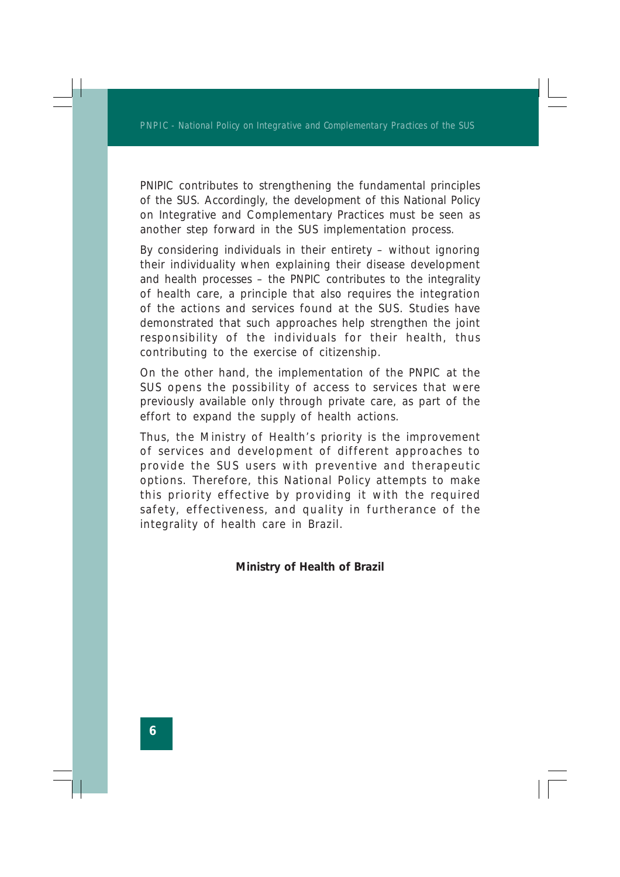PNIPIC contributes to strengthening the fundamental principles of the SUS. Accordingly, the development of this National Policy on Integrative and Complementary Practices must be seen as another step forward in the SUS implementation process.

By considering individuals in their entirety – without ignoring their individuality when explaining their disease development and health processes – the PNPIC contributes to the integrality of health care, a principle that also requires the integration of the actions and services found at the SUS. Studies have demonstrated that such approaches help strengthen the joint responsibility of the individuals for their health, thus contributing to the exercise of citizenship.

On the other hand, the implementation of the PNPIC at the SUS opens the possibility of access to services that were previously available only through private care, as part of the effort to expand the supply of health actions.

Thus, the Ministry of Health's priority is the improvement of services and development of different approaches to provide the SUS users with preventive and therapeutic options. Therefore, this National Policy attempts to make this priority effective by providing it with the required safety, effectiveness, and quality in furtherance of the integrality of health care in Brazil.

**Ministry of Health of Brazil**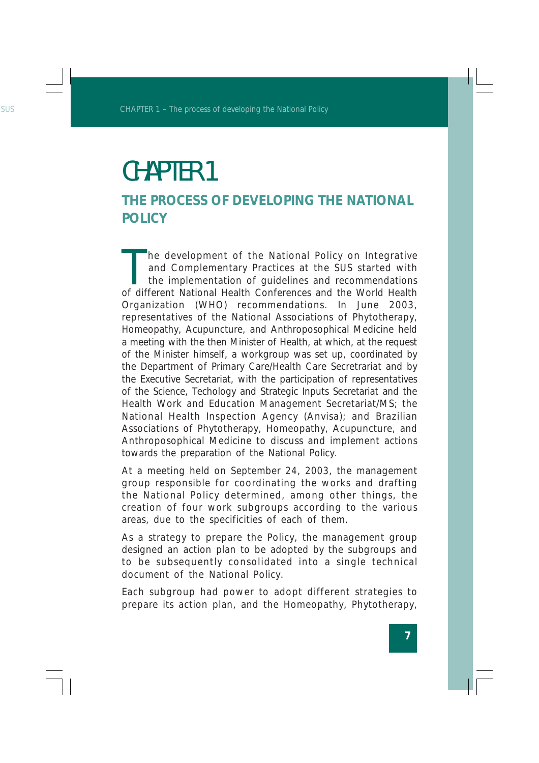# CHAPTER 1

## THE PROCESS OF DEVELOPING THE NATIONAL POLICY

The development of the National Policy on Integrative and Complementary Practices at the SUS started with the implementation of guidelines and recommendations of different National Health Conferences and the World Health Organization (WHO) recommendations. In June 2003, representatives of the National Associations of Phytotherapy, Homeopathy, Acupuncture, and Anthroposophical Medicine held a meeting with the then Minister of Health, at which, at the request of the Minister himself, a workgroup was set up, coordinated by the Department of Primary Care/Health Care Secretariat and by the Executive Secretariat, with the participation of representatives of the Science, Techology and Strategic Inputs Secretariat and the Health Work and Education Management Secretariat/MS; the National Health Inspection Agency (Anvisa); and Brazilian Associations of Phytotherapy, Homeopathy, Acupuncture, and Anthroposophical Medicine to discuss and implement actions towards the preparation of the National Policy.

At a meeting held on September 24, 2003, the management group responsible for coordinating the works and drafting the National Policy determined, among other things, the creation of four work subgroups according to the various areas, due to the specificities of each of them.

As a strategy to prepare the Policy, the management group designed an action plan to be adopted by the subgroups and to be subsequently consolidated into a single technical document of the National Policy.

Each subgroup had power to adopt different strategies to prepare its action plan, and the Homeopathy, Phytotherapy,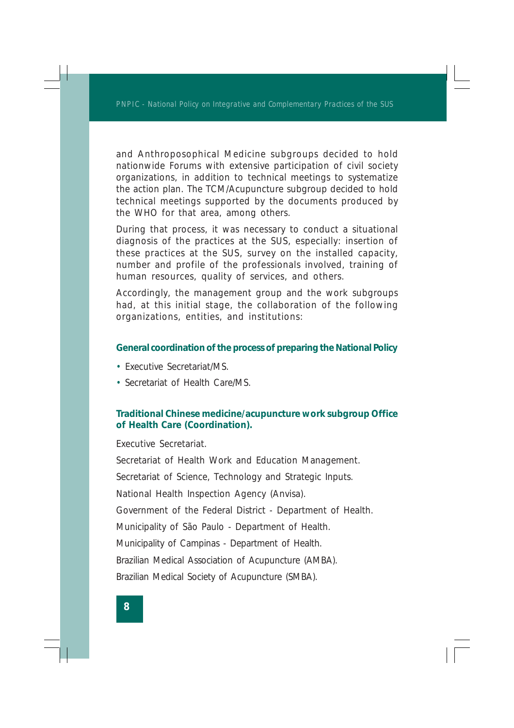and Anthroposophical Medicine subgroups decided to hold nationwide Forums with extensive participation of civil society organizations, in addition to technical meetings to systematize the action plan. The TCM/Acupuncture subgroup decided to hold technical meetings supported by the documents produced by the WHO for that area, among others.

During that process, it was necessary to conduct a situational diagnosis of the practices at the SUS, especially: insertion of these practices at the SUS, survey on the installed capacity, number and profile of the professionals involved, training of human resources, quality of services, and others.

Accordingly, the management group and the work subgroups had, at this initial stage, the collaboration of the following organizations, entities, and institutions:

### General coordination of the process of preparing the National Policy

- Executive Secretariat/MS.
- Secretariat of Health Care/MS.

### Traditional Chinese medicine/acupuncture work subgroup Office of Health Care (Coordination).

Executive Secretariat.

Secretariat of Health Work and Education Management.

Secretariat of Science, Technology and Strategic Inputs.

National Health Inspection Agency (Anvisa).

Government of the Federal District - Department of Health.

Municipality of São Paulo - Department of Health.

Municipality of Campinas - Department of Health.

Brazilian Medical Association of Acupuncture (AMBA).

Brazilian Medical Society of Acupuncture (SMBA).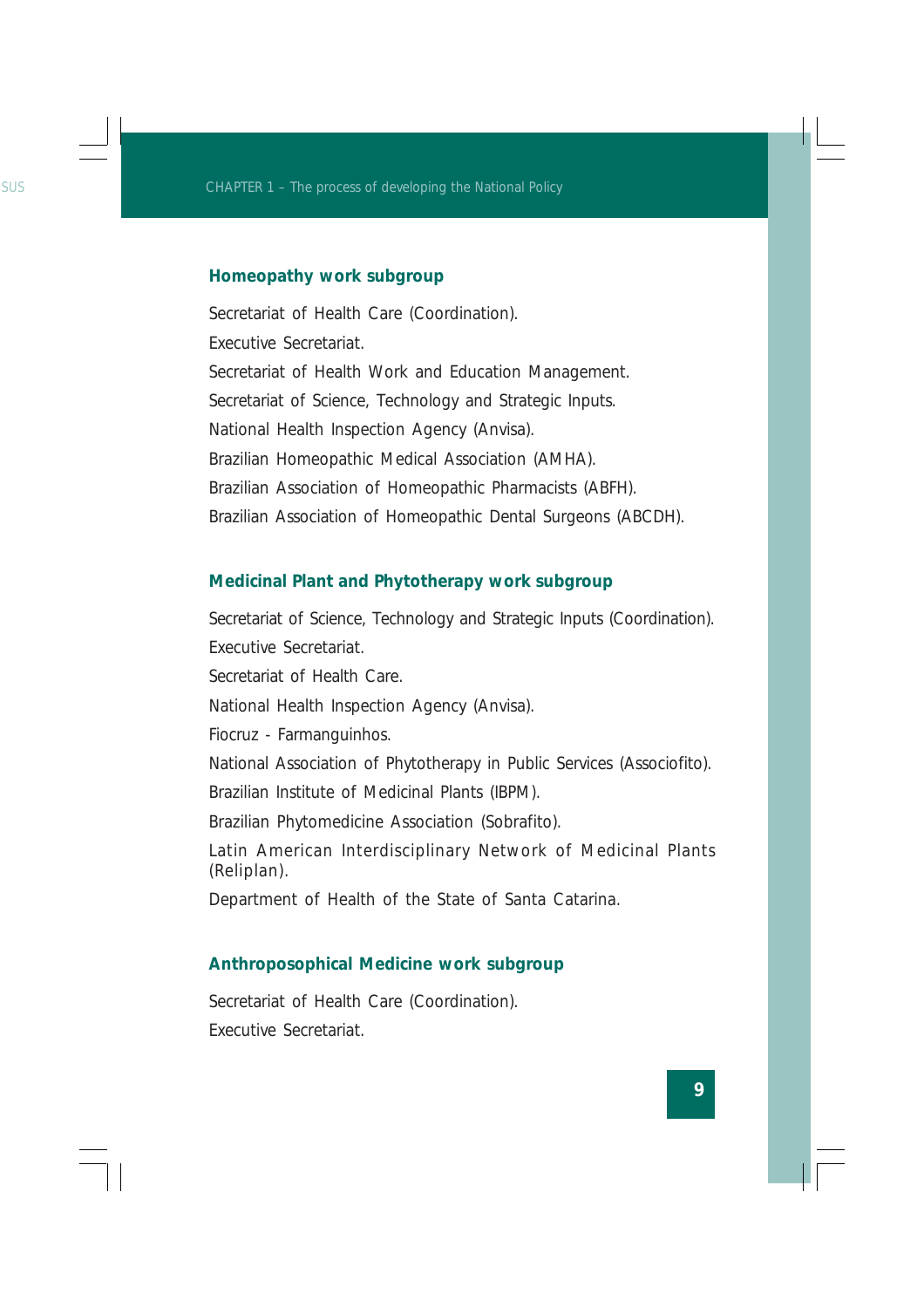### Homeopathy work subgroup

Secretariat of Health Care (Coordination).

Executive Secretariat.

Secretariat of Health Work and Education Management.

Secretariat of Science, Technology and Strategic Inputs.

National Health Inspection Agency (Anvisa).

Brazilian Homeopathic Medical Association (AMHA).

Brazilian Association of Homeopathic Pharmacists (ABFH).

Brazilian Association of Homeopathic Dental Surgeons (ABCDH).

### Medicinal Plant and Phytotherapy work subgroup

Secretariat of Science, Technology and Strategic Inputs (Coordination).

Executive Secretariat.

Secretariat of Health Care.

National Health Inspection Agency (Anvisa).

Fiocruz - Farmanguinhos.

National Association of Phytotherapy in Public Services (Associofito).

Brazilian Institute of Medicinal Plants (IBPM).

Brazilian Phytomedicine Association (Sobrafito).

Latin American Interdisciplinary Network of Medicinal Plants (Reliplan).

Department of Health of the State of Santa Catarina.

### Anthroposophical Medicine work subgroup

Secretariat of Health Care (Coordination).

Executive Secretariat.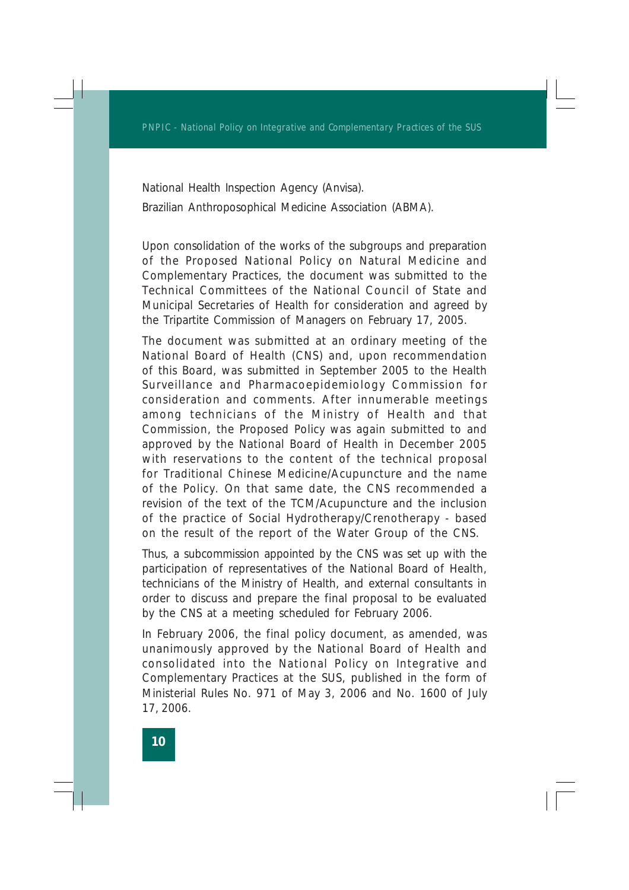National Health Inspection Agency (Anvisa).

Brazilian Anthroposophical Medicine Association (ABMA).

Upon consolidation of the works of the subgroups and preparation of the Proposed National Policy on Natural Medicine and Complementary Practices, the document was submitted to the Technical Committees of the National Council of State and Municipal Secretaries of Health for consideration and agreed by the Tripartite Commission of Managers on February 17, 2005.

The document was submitted at an ordinary meeting of the National Board of Health (CNS) and, upon recommendation of this Board, was submitted in September 2005 to the Health Surveillance and Pharmacoepidemiology Commission for consideration and comments. After innumerable meetings among technicians of the Ministry of Health and that Commission, the Proposed Policy was again submitted to and approved by the National Board of Health in December 2005 with reservations to the content of the technical proposal for Traditional Chinese Medicine/Acupuncture and the name of the Policy. On that same date, the CNS recommended a revision of the text of the TCM/Acupuncture and the inclusion of the practice of Social Hydrotherapy/Crenotherapy - based on the result of the report of the Water Group of the CNS.

Thus, a subcommission appointed by the CNS was set up with the participation of representatives of the National Board of Health, technicians of the Ministry of Health, and external consultants in order to discuss and prepare the final proposal to be evaluated by the CNS at a meeting scheduled for February 2006.

In February 2006, the final policy document, as amended, was unanimously approved by the National Board of Health and consolidated into the National Policy on Integrative and Complementary Practices at the SUS, published in the form of Ministerial Rules No. 971 of May 3, 2006 and No. 1600 of July 17, 2006.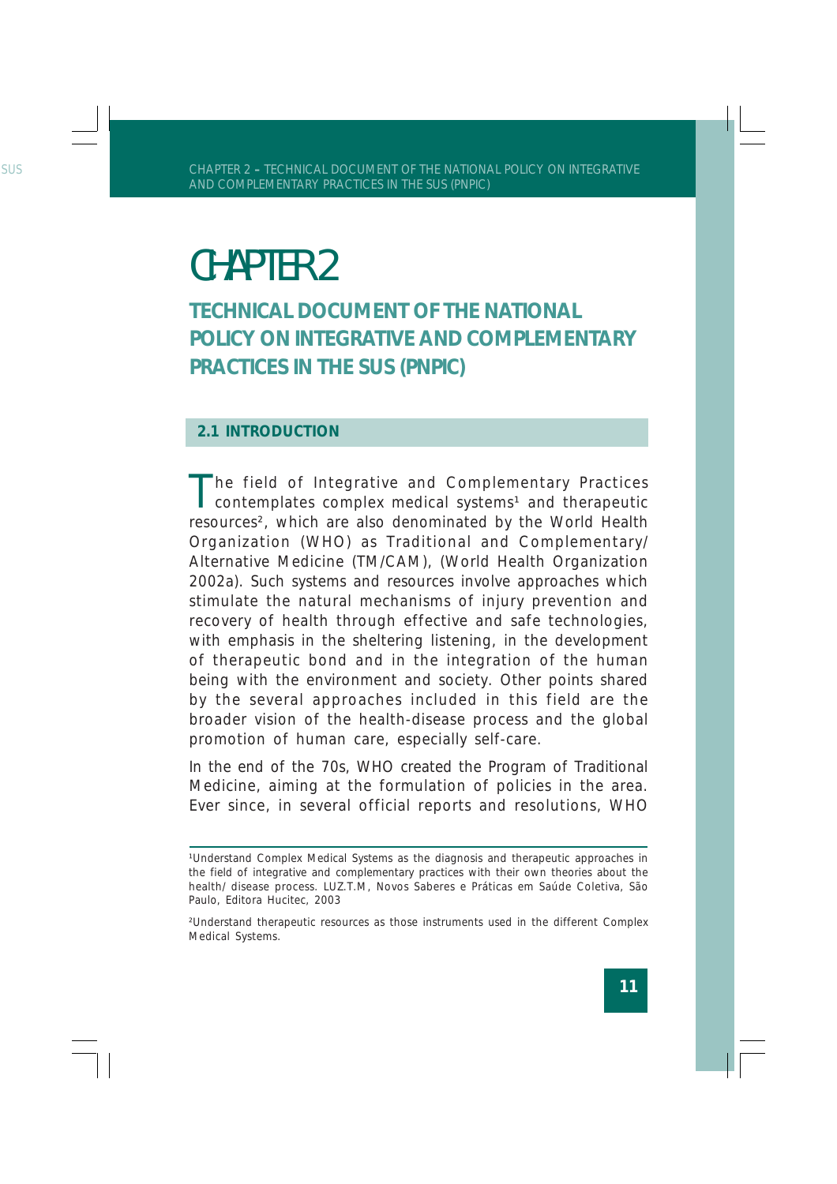# CHAPTER 2

## TECHNICAL DOCUMENT OF THE NATIONAL POLICY ON INTEGRATIVE AND COMPLEMENTARY PRACTICES IN THE SUS (PNPIC)

### 2.1 INTRODUCTION

The field of Integrative and Complementary Practices contemplates complex medical systems[1] and therapeutic resources[2], which are also denominated by the World Health Organization (WHO) as Traditional and Complementary/ Alternative Medicine (TM/CAM), (World Health Organization 2002a). Such systems and resources involve approaches which stimulate the natural mechanisms of injury prevention and recovery of health through effective and safe technologies, with emphasis in the sheltering listening, in the development of therapeutic bond and in the integration of the human being with the environment and society. Other points shared by the several approaches included in this field are the broader vision of the health-disease process and the global promotion of human care, especially self-care.

In the end of the 70s, WHO created the Program of Traditional Medicine, aiming at the formulation of policies in the area. Ever since, in several official reports and resolutions, WHO

---

[1]Understand Complex Medical Systems as the diagnosis and therapeutic approaches in the field of integrative and complementary practices with their own theories about the health/ disease process. LUZ.T.M, Novos Saberes e Práticas em Saúde Coletiva, São Paulo, Editora Hucitec, 2003

[2]Understand therapeutic resources as those instruments used in the different Complex Medical Systems.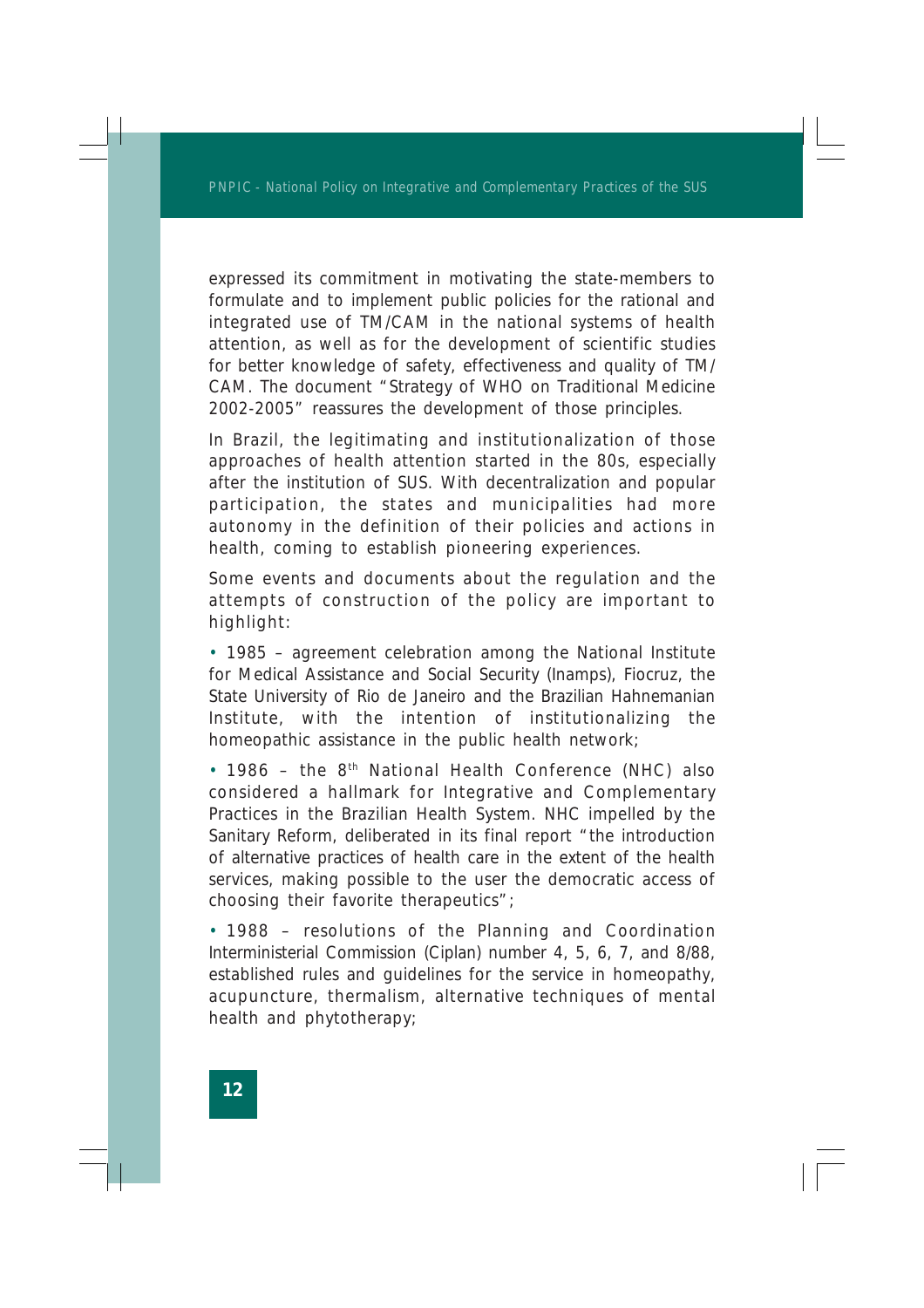expressed its commitment in motivating the state-members to formulate and to implement public policies for the rational and integrated use of TM/CAM in the national systems of health attention, as well as for the development of scientific studies for better knowledge of safety, effectiveness and quality of TM/CAM. The document "Strategy of WHO on Traditional Medicine 2002-2005" reassures the development of those principles.

In Brazil, the legitimating and institutionalization of those approaches of health attention started in the 80s, especially after the institution of SUS. With decentralization and popular participation, the states and municipalities had more autonomy in the definition of their policies and actions in health, coming to establish pioneering experiences.

Some events and documents about the regulation and the attempts of construction of the policy are important to highlight:

- 1985 – agreement celebration among the National Institute for Medical Assistance and Social Security (Inamps), Fiocruz, the State University of Rio de Janeiro and the Brazilian Hahnemanian Institute, with the intention of institutionalizing the homeopathic assistance in the public health network;

- 1986 – the 8th National Health Conference (NHC) also considered a hallmark for Integrative and Complementary Practices in the Brazilian Health System. NHC impelled by the Sanitary Reform, deliberated in its final report "the introduction of alternative practices of health care in the extent of the health services, making possible to the user the democratic access of choosing their favorite therapeutics";

- 1988 – resolutions of the Planning and Coordination Interministerial Commission (Ciplan) number 4, 5, 6, 7, and 8/88, established rules and guidelines for the service in homeopathy, acupuncture, thermalism, alternative techniques of mental health and phytotherapy;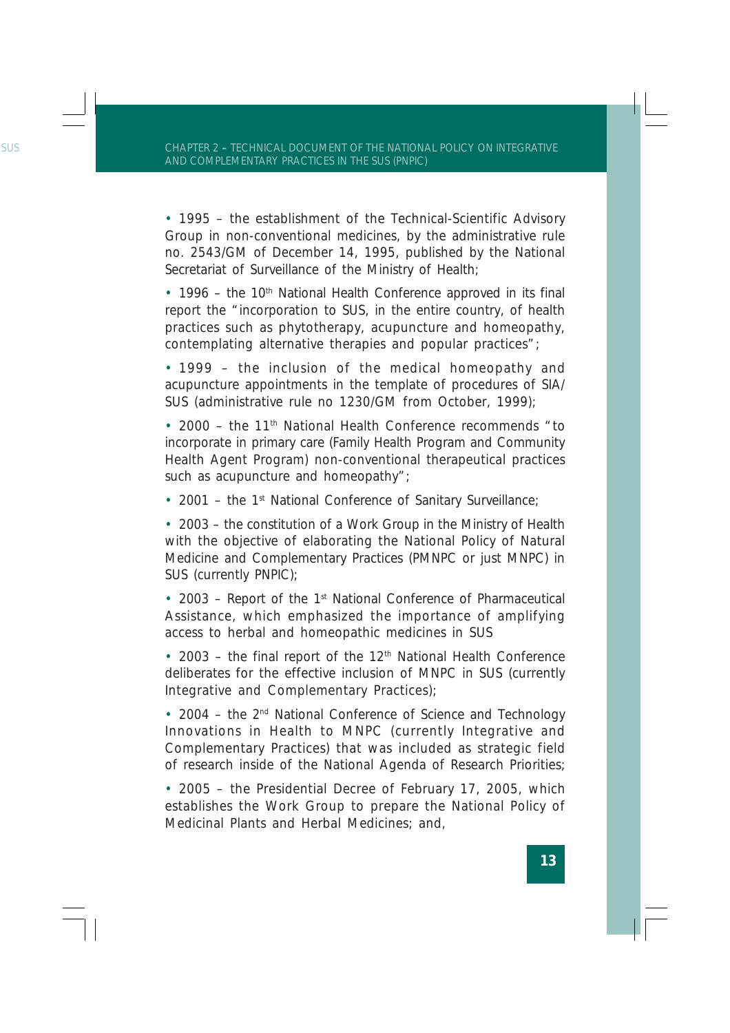- 1995 – the establishment of the Technical-Scientific Advisory Group in non-conventional medicines, by the administrative rule no. 2543/GM of December 14, 1995, published by the National Secretariat of Surveillance of the Ministry of Health;

- 1996 – the 10th National Health Conference approved in its final report the "incorporation to SUS, in the entire country, of health practices such as phytotherapy, acupuncture and homeopathy, contemplating alternative therapies and popular practices";

- 1999 – the inclusion of the medical homeopathy and acupuncture appointments in the template of procedures of SIA/SUS (administrative rule no 1230/GM from October, 1999);

- 2000 – the 11th National Health Conference recommends "to incorporate in primary care (Family Health Program and Community Health Agent Program) non-conventional therapeutical practices such as acupuncture and homeopathy";

- 2001 – the 1st National Conference of Sanitary Surveillance;

- 2003 – the constitution of a Work Group in the Ministry of Health with the objective of elaborating the National Policy of Natural Medicine and Complementary Practices (PMNPC or just MNPC) in SUS (currently PNPIC);

- 2003 – Report of the 1st National Conference of Pharmaceutical Assistance, which emphasized the importance of amplifying access to herbal and homeopathic medicines in SUS

- 2003 – the final report of the 12th National Health Conference deliberates for the effective inclusion of MNPC in SUS (currently Integrative and Complementary Practices);

- 2004 – the 2nd National Conference of Science and Technology Innovations in Health to MNPC (currently Integrative and Complementary Practices) that was included as strategic field of research inside of the National Agenda of Research Priorities;

- 2005 – the Presidential Decree of February 17, 2005, which establishes the Work Group to prepare the National Policy of Medicinal Plants and Herbal Medicines; and,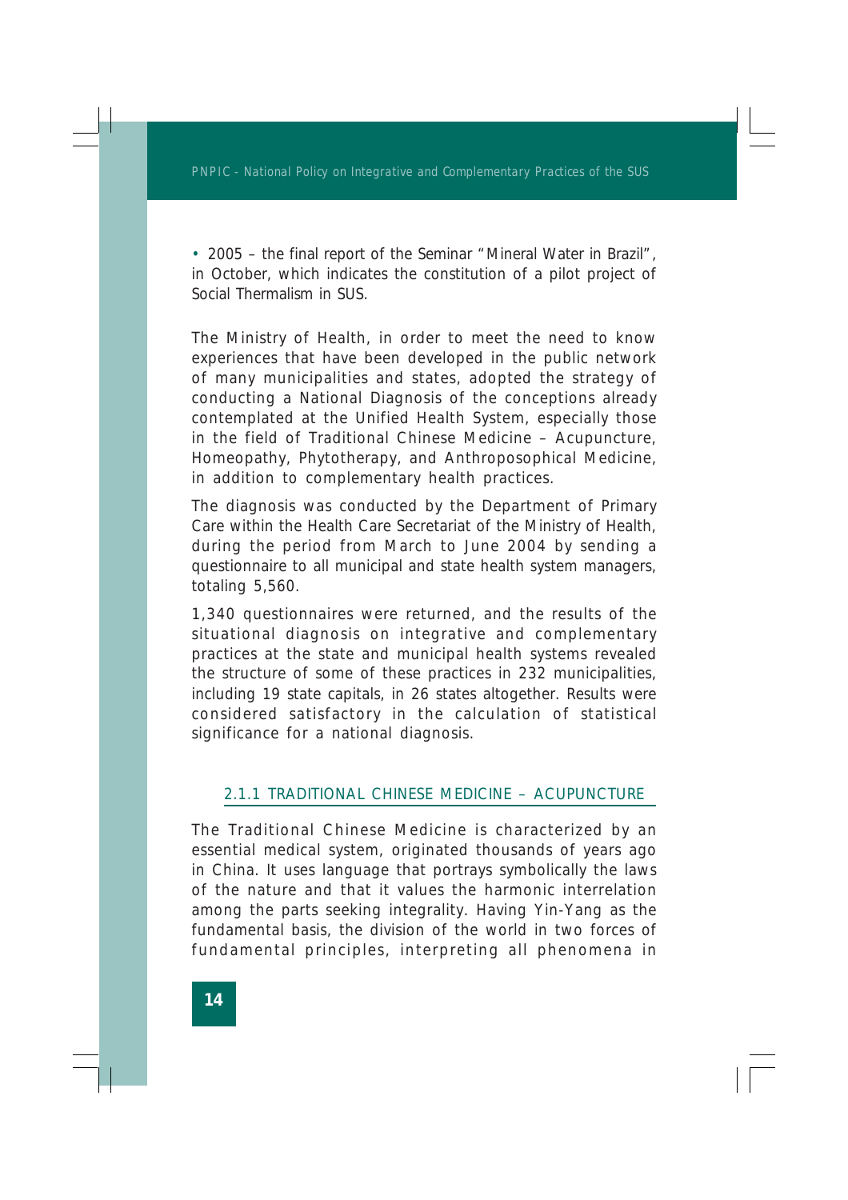- 2005 – the final report of the Seminar "Mineral Water in Brazil", in October, which indicates the constitution of a pilot project of Social Thermalism in SUS.

The Ministry of Health, in order to meet the need to know experiences that have been developed in the public network of many municipalities and states, adopted the strategy of conducting a National Diagnosis of the conceptions already contemplated at the Unified Health System, especially those in the field of Traditional Chinese Medicine – Acupuncture, Homeopathy, Phytotherapy, and Anthroposophical Medicine, in addition to complementary health practices.

The diagnosis was conducted by the Department of Primary Care within the Health Care Secretariat of the Ministry of Health, during the period from March to June 2004 by sending a questionnaire to all municipal and state health system managers, totaling 5,560.

1,340 questionnaires were returned, and the results of the situational diagnosis on integrative and complementary practices at the state and municipal health systems revealed the structure of some of these practices in 232 municipalities, including 19 state capitals, in 26 states altogether. Results were considered satisfactory in the calculation of statistical significance for a national diagnosis.

### 2.1.1 TRADITIONAL CHINESE MEDICINE – ACUPUNCTURE

The Traditional Chinese Medicine is characterized by an essential medical system, originated thousands of years ago in China. It uses language that portrays symbolically the laws of the nature and that it values the harmonic interrelation among the parts seeking integrality. Having Yin-Yang as the fundamental basis, the division of the world in two forces of fundamental principles, interpreting all phenomena in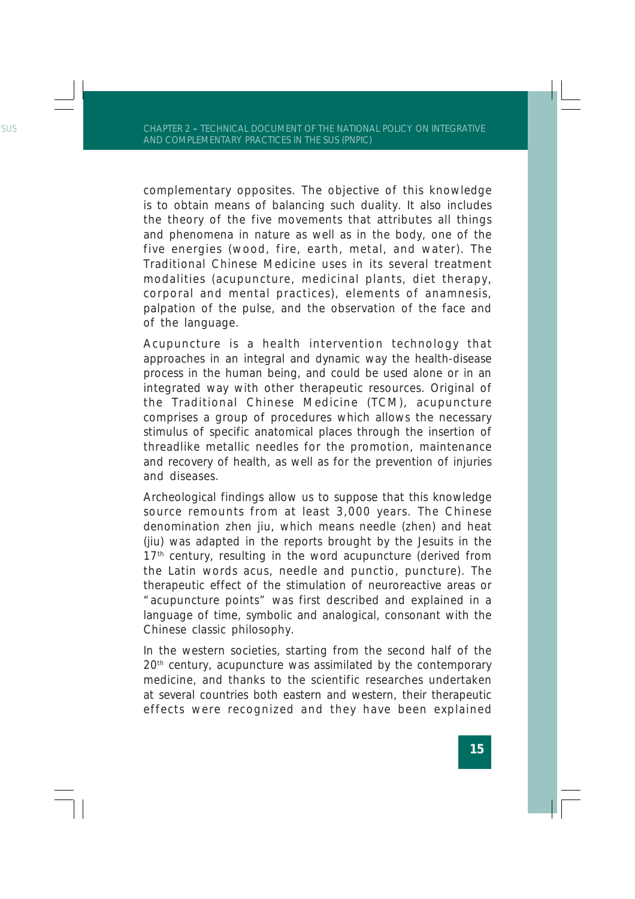complementary opposites. The objective of this knowledge is to obtain means of balancing such duality. It also includes the theory of the five movements that attributes all things and phenomena in nature as well as in the body, one of the five energies (wood, fire, earth, metal, and water). The Traditional Chinese Medicine uses in its several treatment modalities (acupuncture, medicinal plants, diet therapy, corporal and mental practices), elements of anamnesis, palpation of the pulse, and the observation of the face and of the language.

Acupuncture is a health intervention technology that approaches in an integral and dynamic way the health-disease process in the human being, and could be used alone or in an integrated way with other therapeutic resources. Original of the Traditional Chinese Medicine (TCM), acupuncture comprises a group of procedures which allows the necessary stimulus of specific anatomical places through the insertion of threadlike metallic needles for the promotion, maintenance and recovery of health, as well as for the prevention of injuries and diseases.

Archeological findings allow us to suppose that this knowledge source remounts from at least 3,000 years. The Chinese denomination zhen jiu, which means needle (zhen) and heat (jiu) was adapted in the reports brought by the Jesuits in the 17th century, resulting in the word acupuncture (derived from the Latin words acus, needle and punctio, puncture). The therapeutic effect of the stimulation of neuroreactive areas or "acupuncture points" was first described and explained in a language of time, symbolic and analogical, consonant with the Chinese classic philosophy.

In the western societies, starting from the second half of the 20th century, acupuncture was assimilated by the contemporary medicine, and thanks to the scientific researches undertaken at several countries both eastern and western, their therapeutic effects were recognized and they have been explained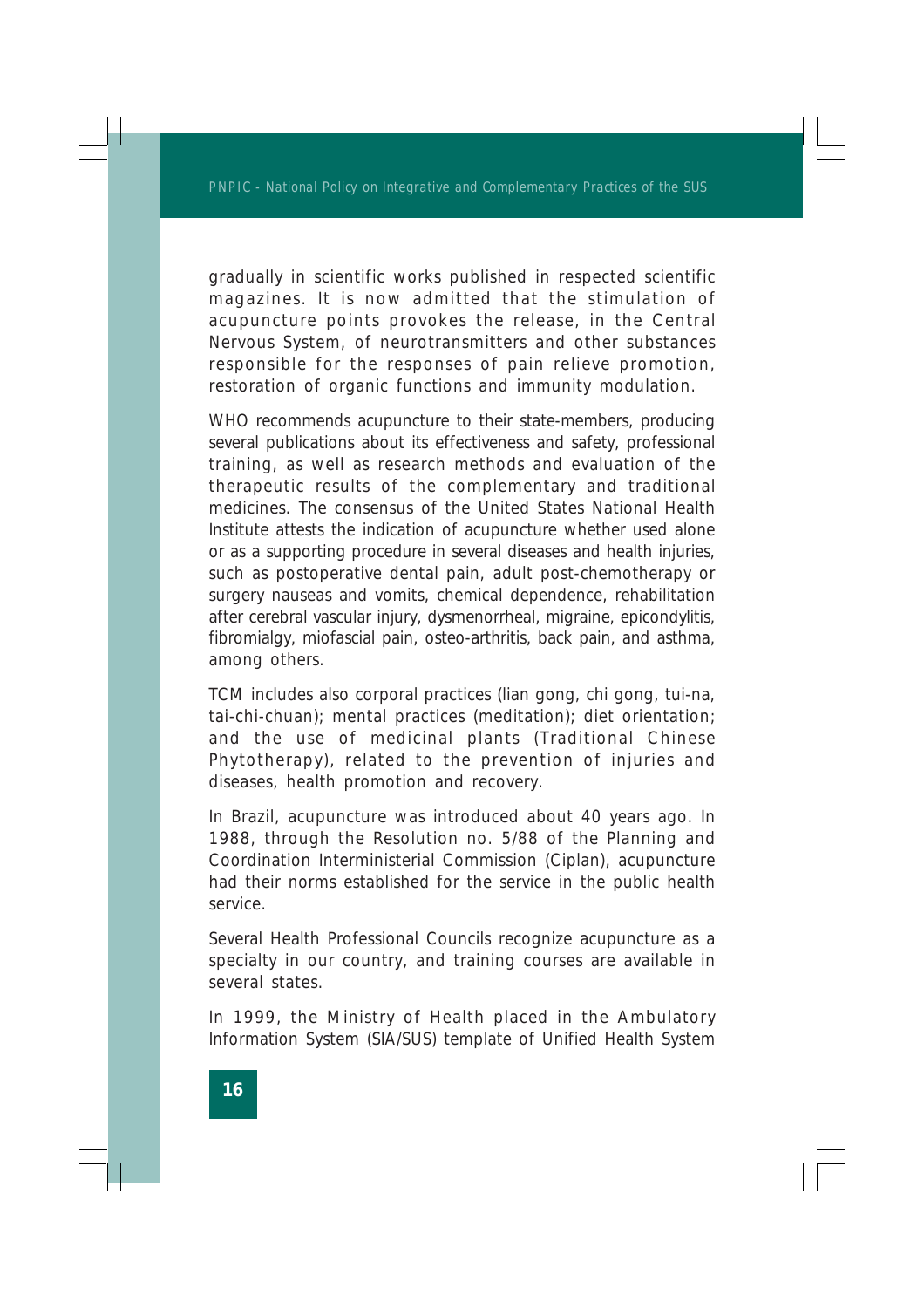gradually in scientific works published in respected scientific magazines. It is now admitted that the stimulation of acupuncture points provokes the release, in the Central Nervous System, of neurotransmitters and other substances responsible for the responses of pain relieve promotion, restoration of organic functions and immunity modulation.

WHO recommends acupuncture to their state-members, producing several publications about its effectiveness and safety, professional training, as well as research methods and evaluation of the therapeutic results of the complementary and traditional medicines. The consensus of the United States National Health Institute attests the indication of acupuncture whether used alone or as a supporting procedure in several diseases and health injuries, such as postoperative dental pain, adult post-chemotherapy or surgery nauseas and vomits, chemical dependence, rehabilitation after cerebral vascular injury, dysmenorrheal, migraine, epicondylitis, fibromialgy, miofascial pain, osteo-arthritis, back pain, and asthma, among others.

TCM includes also corporal practices (lian gong, chi gong, tui-na, tai-chi-chuan); mental practices (meditation); diet orientation; and the use of medicinal plants (Traditional Chinese Phytotherapy), related to the prevention of injuries and diseases, health promotion and recovery.

In Brazil, acupuncture was introduced about 40 years ago. In 1988, through the Resolution no. 5/88 of the Planning and Coordination Interministerial Commission (Ciplan), acupuncture had their norms established for the service in the public health service.

Several Health Professional Councils recognize acupuncture as a specialty in our country, and training courses are available in several states.

In 1999, the Ministry of Health placed in the Ambulatory Information System (SIA/SUS) template of Unified Health System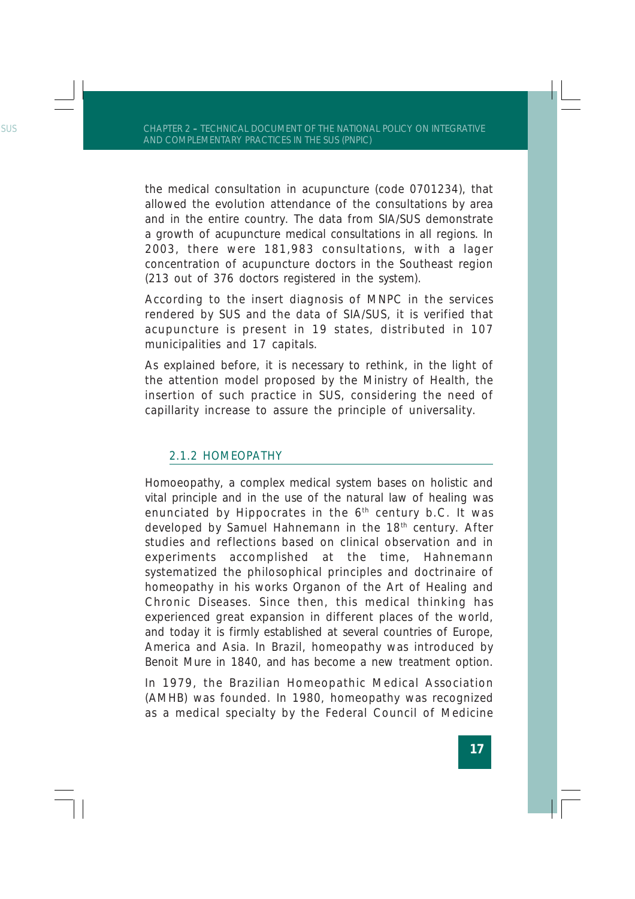the medical consultation in acupuncture (code 0701234), that allowed the evolution attendance of the consultations by area and in the entire country. The data from SIA/SUS demonstrate a growth of acupuncture medical consultations in all regions. In 2003, there were 181,983 consultations, with a lager concentration of acupuncture doctors in the Southeast region (213 out of 376 doctors registered in the system).

According to the insert diagnosis of MNPC in the services rendered by SUS and the data of SIA/SUS, it is verified that acupuncture is present in 19 states, distributed in 107 municipalities and 17 capitals.

As explained before, it is necessary to rethink, in the light of the attention model proposed by the Ministry of Health, the insertion of such practice in SUS, considering the need of capillarity increase to assure the principle of universality.

### 2.1.2 HOMEOPATHY

Homoeopathy, a complex medical system bases on holistic and vital principle and in the use of the natural law of healing was enunciated by Hippocrates in the 6th century b.C. It was developed by Samuel Hahnemann in the 18th century. After studies and reflections based on clinical observation and in experiments accomplished at the time, Hahnemann systematized the philosophical principles and doctrinaire of homeopathy in his works Organon of the Art of Healing and Chronic Diseases. Since then, this medical thinking has experienced great expansion in different places of the world, and today it is firmly established at several countries of Europe, America and Asia. In Brazil, homeopathy was introduced by Benoit Mure in 1840, and has become a new treatment option.

In 1979, the Brazilian Homeopathic Medical Association (AMHB) was founded. In 1980, homeopathy was recognized as a medical specialty by the Federal Council of Medicine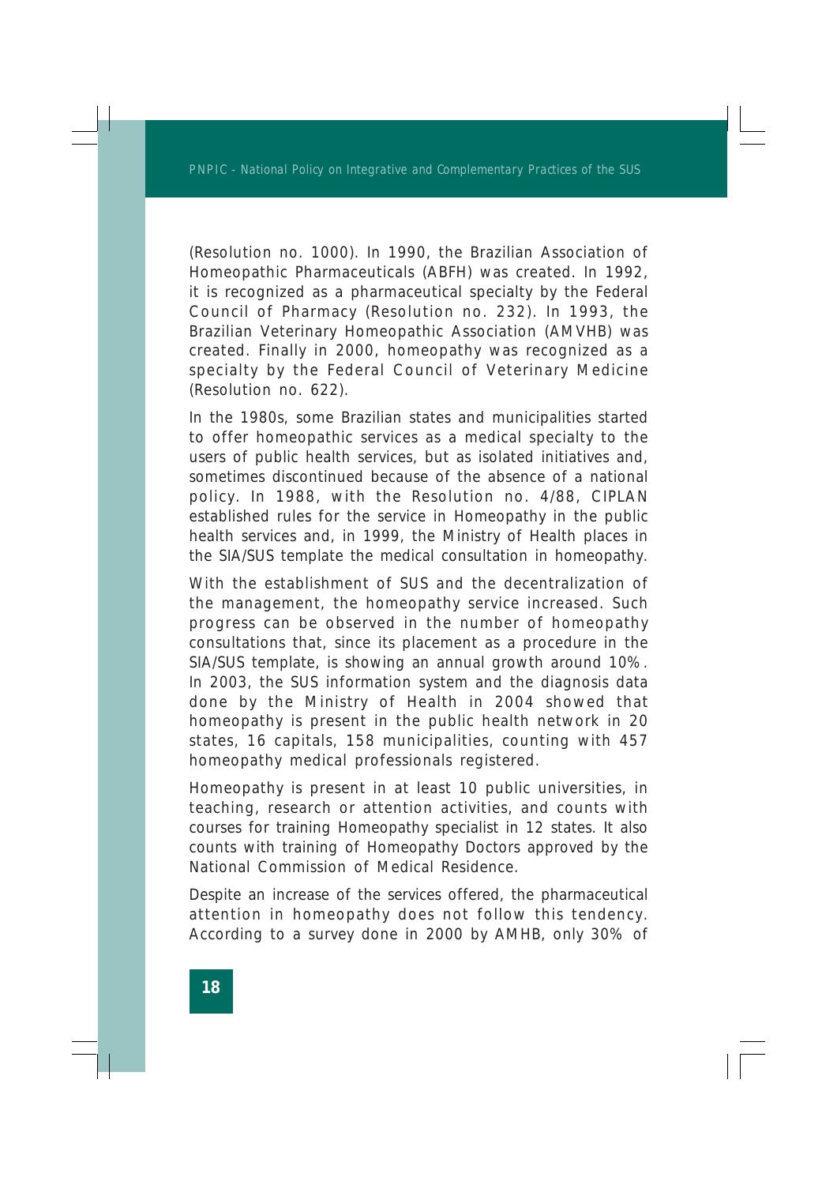(Resolution no. 1000). In 1990, the Brazilian Association of Homeopathic Pharmaceuticals (ABFH) was created. In 1992, it is recognized as a pharmaceutical specialty by the Federal Council of Pharmacy (Resolution no. 232). In 1993, the Brazilian Veterinary Homeopathic Association (AMVHB) was created. Finally in 2000, homeopathy was recognized as a specialty by the Federal Council of Veterinary Medicine (Resolution no. 622).

In the 1980s, some Brazilian states and municipalities started to offer homeopathic services as a medical specialty to the users of public health services, but as isolated initiatives and, sometimes discontinued because of the absence of a national policy. In 1988, with the Resolution no. 4/88, CIPLAN established rules for the service in Homeopathy in the public health services and, in 1999, the Ministry of Health places in the SIA/SUS template the medical consultation in homeopathy.

With the establishment of SUS and the decentralization of the management, the homeopathy service increased. Such progress can be observed in the number of homeopathy consultations that, since its placement as a procedure in the SIA/SUS template, is showing an annual growth around 10%. In 2003, the SUS information system and the diagnosis data done by the Ministry of Health in 2004 showed that homeopathy is present in the public health network in 20 states, 16 capitals, 158 municipalities, counting with 457 homeopathy medical professionals registered.

Homeopathy is present in at least 10 public universities, in teaching, research or attention activities, and counts with courses for training Homeopathy specialist in 12 states. It also counts with training of Homeopathy Doctors approved by the National Commission of Medical Residence.

Despite an increase of the services offered, the pharmaceutical attention in homeopathy does not follow this tendency. According to a survey done in 2000 by AMHB, only 30% of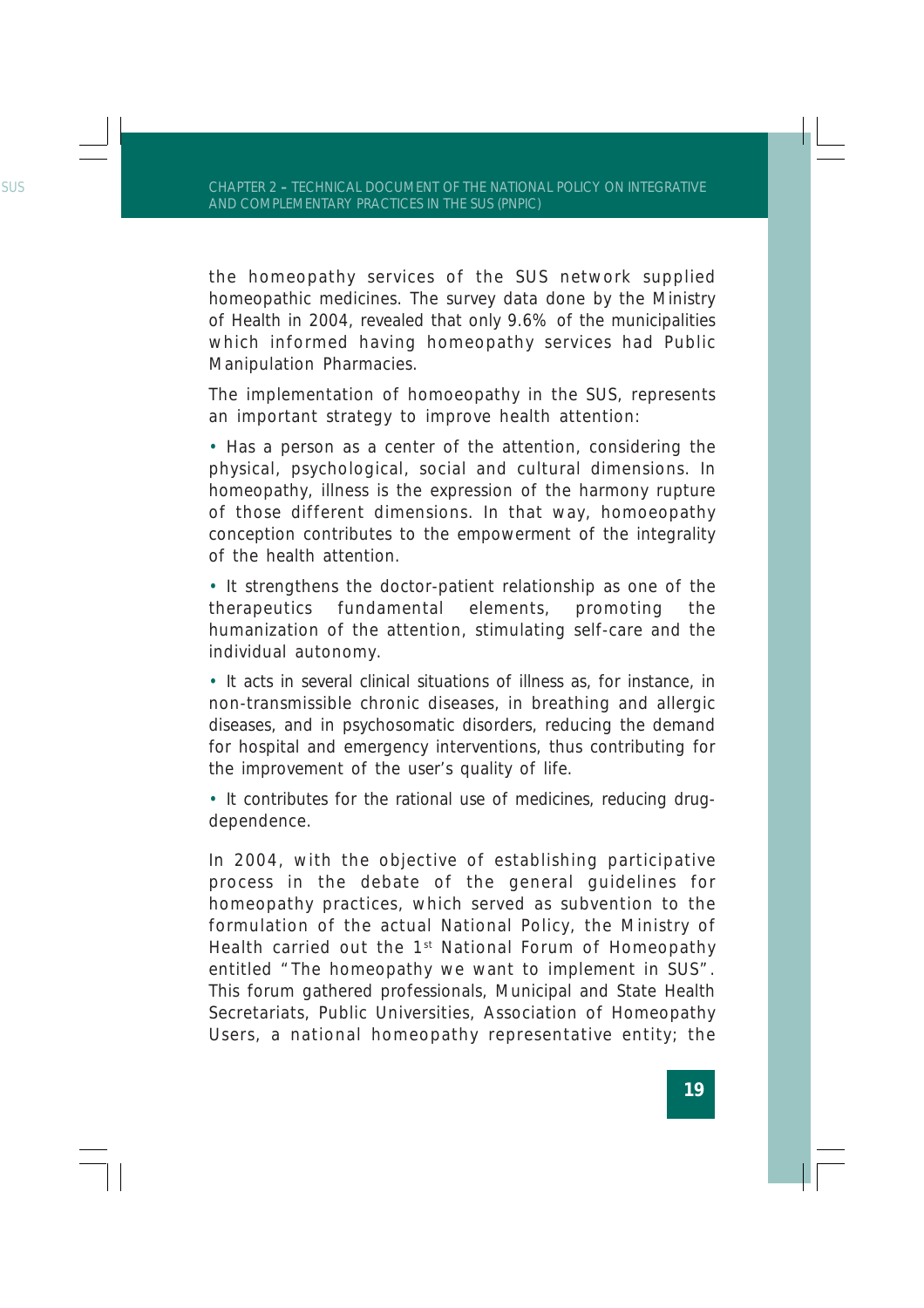the homeopathy services of the SUS network supplied homeopathic medicines. The survey data done by the Ministry of Health in 2004, revealed that only 9.6% of the municipalities which informed having homeopathy services had Public Manipulation Pharmacies.

The implementation of homoeopathy in the SUS, represents an important strategy to improve health attention:

- Has a person as a center of the attention, considering the physical, psychological, social and cultural dimensions. In homeopathy, illness is the expression of the harmony rupture of those different dimensions. In that way, homoeopathy conception contributes to the empowerment of the integrality of the health attention.
- It strengthens the doctor-patient relationship as one of the therapeutics fundamental elements, promoting the humanization of the attention, stimulating self-care and the individual autonomy.
- It acts in several clinical situations of illness as, for instance, in non-transmissible chronic diseases, in breathing and allergic diseases, and in psychosomatic disorders, reducing the demand for hospital and emergency interventions, thus contributing for the improvement of the user's quality of life.
- It contributes for the rational use of medicines, reducing drug-dependence.

In 2004, with the objective of establishing participative process in the debate of the general guidelines for homeopathy practices, which served as subvention to the formulation of the actual National Policy, the Ministry of Health carried out the 1st National Forum of Homeopathy entitled "The homeopathy we want to implement in SUS". This forum gathered professionals, Municipal and State Health Secretariats, Public Universities, Association of Homeopathy Users, a national homeopathy representative entity; the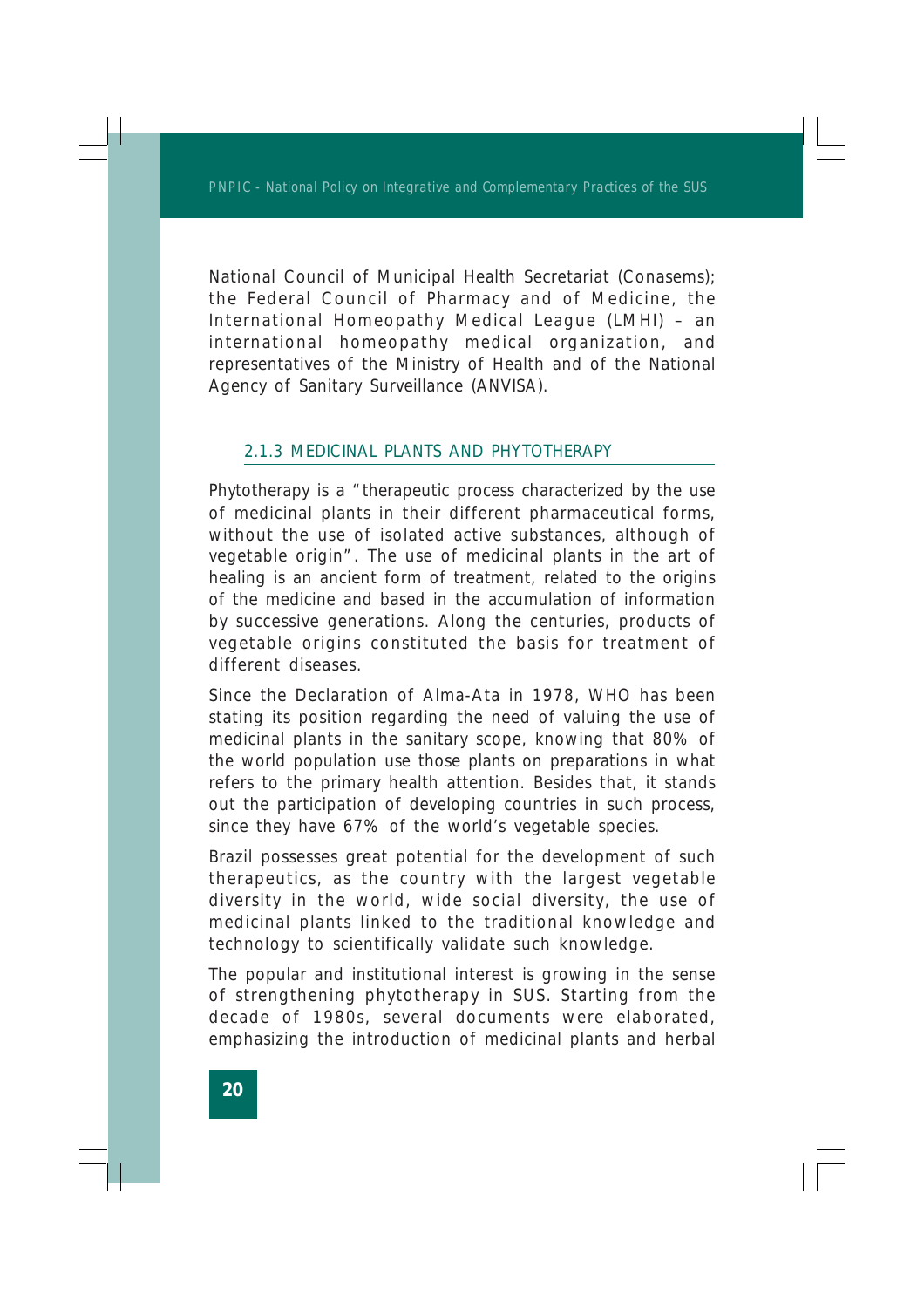National Council of Municipal Health Secretariat (Conasems); the Federal Council of Pharmacy and of Medicine, the International Homeopathy Medical League (LMHI) – an international homeopathy medical organization, and representatives of the Ministry of Health and of the National Agency of Sanitary Surveillance (ANVISA).

### 2.1.3 MEDICINAL PLANTS AND PHYTOTHERAPY

Phytotherapy is a "therapeutic process characterized by the use of medicinal plants in their different pharmaceutical forms, without the use of isolated active substances, although of vegetable origin". The use of medicinal plants in the art of healing is an ancient form of treatment, related to the origins of the medicine and based in the accumulation of information by successive generations. Along the centuries, products of vegetable origins constituted the basis for treatment of different diseases.

Since the Declaration of Alma-Ata in 1978, WHO has been stating its position regarding the need of valuing the use of medicinal plants in the sanitary scope, knowing that 80% of the world population use those plants on preparations in what refers to the primary health attention. Besides that, it stands out the participation of developing countries in such process, since they have 67% of the world's vegetable species.

Brazil possesses great potential for the development of such therapeutics, as the country with the largest vegetable diversity in the world, wide social diversity, the use of medicinal plants linked to the traditional knowledge and technology to scientifically validate such knowledge.

The popular and institutional interest is growing in the sense of strengthening phytotherapy in SUS. Starting from the decade of 1980s, several documents were elaborated, emphasizing the introduction of medicinal plants and herbal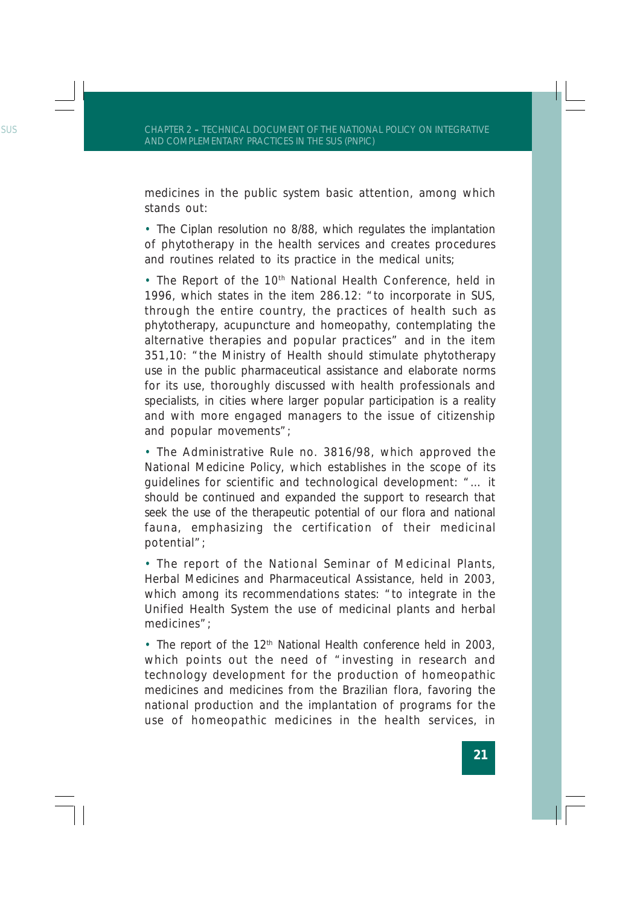medicines in the public system basic attention, among which stands out:

- The Ciplan resolution no 8/88, which regulates the implantation of phytotherapy in the health services and creates procedures and routines related to its practice in the medical units;

- The Report of the 10th National Health Conference, held in 1996, which states in the item 286.12: "to incorporate in SUS, through the entire country, the practices of health such as phytotherapy, acupuncture and homeopathy, contemplating the alternative therapies and popular practices" and in the item 351,10: "the Ministry of Health should stimulate phytotherapy use in the public pharmaceutical assistance and elaborate norms for its use, thoroughly discussed with health professionals and specialists, in cities where larger popular participation is a reality and with more engaged managers to the issue of citizenship and popular movements";

- The Administrative Rule no. 3816/98, which approved the National Medicine Policy, which establishes in the scope of its guidelines for scientific and technological development: "... it should be continued and expanded the support to research that seek the use of the therapeutic potential of our flora and national fauna, emphasizing the certification of their medicinal potential";

- The report of the National Seminar of Medicinal Plants, Herbal Medicines and Pharmaceutical Assistance, held in 2003, which among its recommendations states: "to integrate in the Unified Health System the use of medicinal plants and herbal medicines";

- The report of the 12th National Health conference held in 2003, which points out the need of "investing in research and technology development for the production of homeopathic medicines and medicines from the Brazilian flora, favoring the national production and the implantation of programs for the use of homeopathic medicines in the health services, in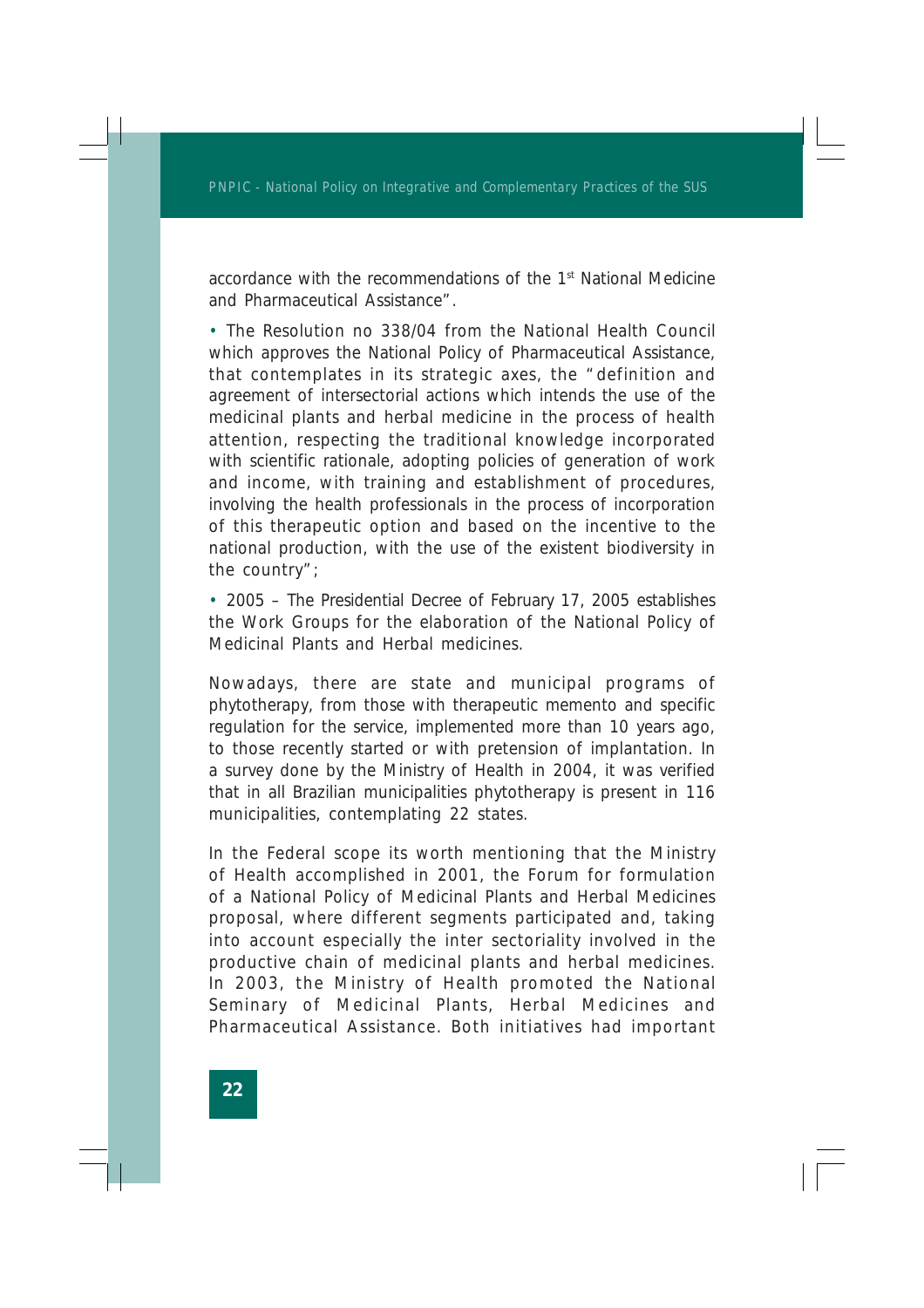accordance with the recommendations of the 1st National Medicine and Pharmaceutical Assistance".

- The Resolution no 338/04 from the National Health Council which approves the National Policy of Pharmaceutical Assistance, that contemplates in its strategic axes, the "definition and agreement of intersectorial actions which intends the use of the medicinal plants and herbal medicine in the process of health attention, respecting the traditional knowledge incorporated with scientific rationale, adopting policies of generation of work and income, with training and establishment of procedures, involving the health professionals in the process of incorporation of this therapeutic option and based on the incentive to the national production, with the use of the existent biodiversity in the country";

- 2005 – The Presidential Decree of February 17, 2005 establishes the Work Groups for the elaboration of the National Policy of Medicinal Plants and Herbal medicines.

Nowadays, there are state and municipal programs of phytotherapy, from those with therapeutic memento and specific regulation for the service, implemented more than 10 years ago, to those recently started or with pretension of implantation. In a survey done by the Ministry of Health in 2004, it was verified that in all Brazilian municipalities phytotherapy is present in 116 municipalities, contemplating 22 states.

In the Federal scope its worth mentioning that the Ministry of Health accomplished in 2001, the Forum for formulation of a National Policy of Medicinal Plants and Herbal Medicines proposal, where different segments participated and, taking into account especially the inter sectoriality involved in the productive chain of medicinal plants and herbal medicines. In 2003, the Ministry of Health promoted the National Seminary of Medicinal Plants, Herbal Medicines and Pharmaceutical Assistance. Both initiatives had important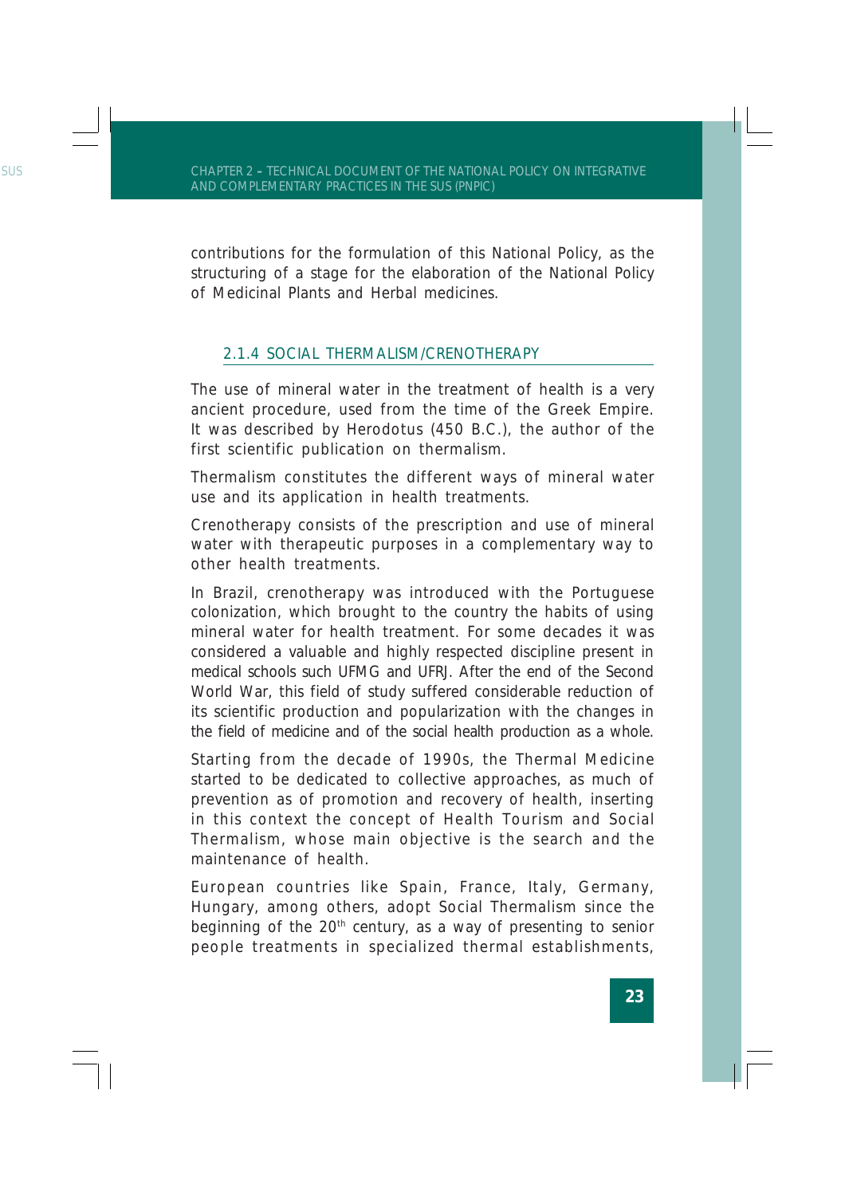contributions for the formulation of this National Policy, as the structuring of a stage for the elaboration of the National Policy of Medicinal Plants and Herbal medicines.

### 2.1.4 SOCIAL THERMALISM/CRENOTHERAPY

The use of mineral water in the treatment of health is a very ancient procedure, used from the time of the Greek Empire. It was described by Herodotus (450 B.C.), the author of the first scientific publication on thermalism.

Thermalism constitutes the different ways of mineral water use and its application in health treatments.

Crenotherapy consists of the prescription and use of mineral water with therapeutic purposes in a complementary way to other health treatments.

In Brazil, crenotherapy was introduced with the Portuguese colonization, which brought to the country the habits of using mineral water for health treatment. For some decades it was considered a valuable and highly respected discipline present in medical schools such UFMG and UFRJ. After the end of the Second World War, this field of study suffered considerable reduction of its scientific production and popularization with the changes in the field of medicine and of the social health production as a whole.

Starting from the decade of 1990s, the Thermal Medicine started to be dedicated to collective approaches, as much of prevention as of promotion and recovery of health, inserting in this context the concept of Health Tourism and Social Thermalism, whose main objective is the search and the maintenance of health.

European countries like Spain, France, Italy, Germany, Hungary, among others, adopt Social Thermalism since the beginning of the 20th century, as a way of presenting to senior people treatments in specialized thermal establishments,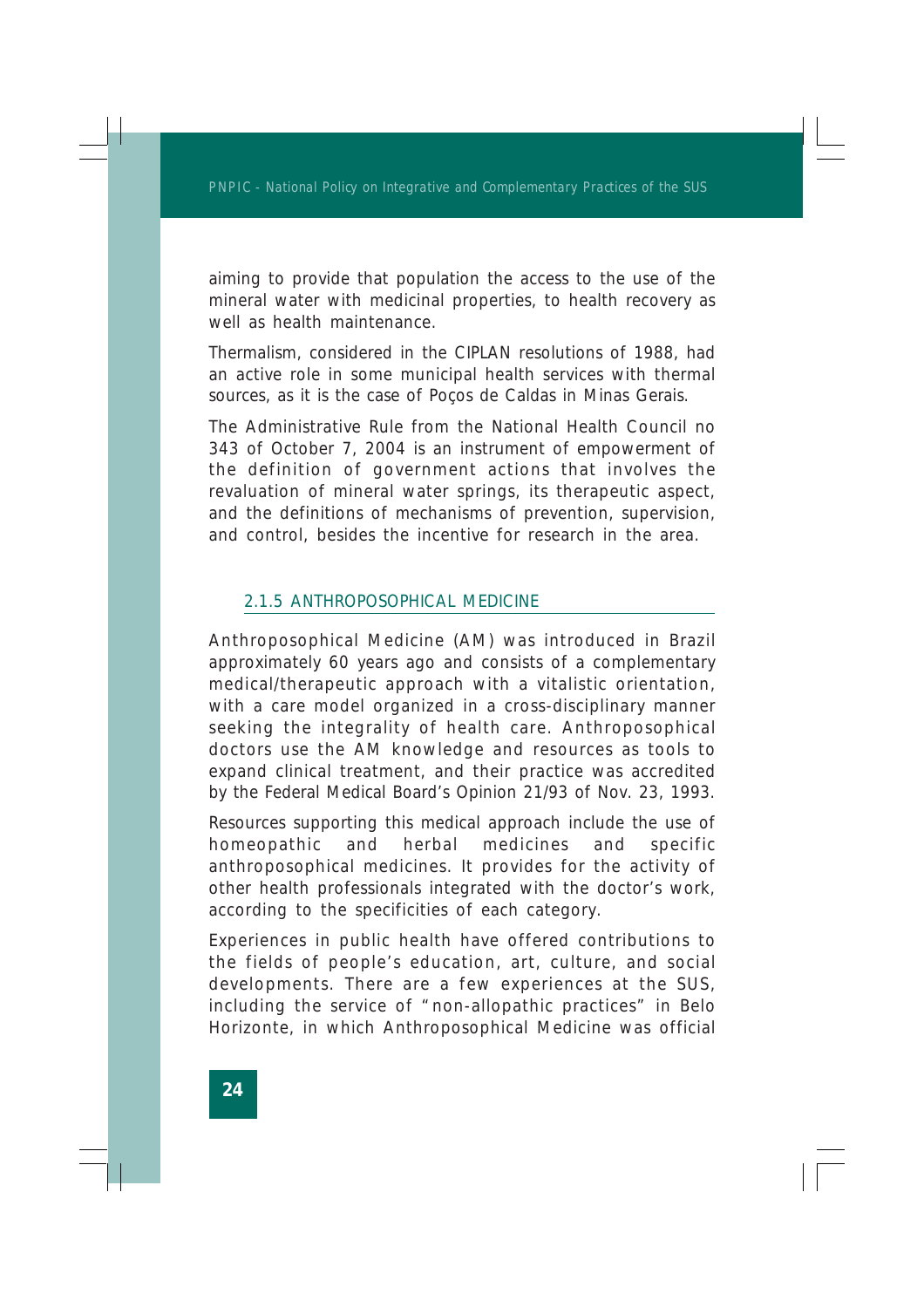aiming to provide that population the access to the use of the mineral water with medicinal properties, to health recovery as well as health maintenance.

Thermalism, considered in the CIPLAN resolutions of 1988, had an active role in some municipal health services with thermal sources, as it is the case of Poços de Caldas in Minas Gerais.

The Administrative Rule from the National Health Council no 343 of October 7, 2004 is an instrument of empowerment of the definition of government actions that involves the revaluation of mineral water springs, its therapeutic aspect, and the definitions of mechanisms of prevention, supervision, and control, besides the incentive for research in the area.

### 2.1.5 ANTHROPOSOPHICAL MEDICINE

Anthroposophical Medicine (AM) was introduced in Brazil approximately 60 years ago and consists of a complementary medical/therapeutic approach with a vitalistic orientation, with a care model organized in a cross-disciplinary manner seeking the integrality of health care. Anthroposophical doctors use the AM knowledge and resources as tools to expand clinical treatment, and their practice was accredited by the Federal Medical Board's Opinion 21/93 of Nov. 23, 1993.

Resources supporting this medical approach include the use of homeopathic and herbal medicines and specific anthroposophical medicines. It provides for the activity of other health professionals integrated with the doctor's work, according to the specificities of each category.

Experiences in public health have offered contributions to the fields of people's education, art, culture, and social developments. There are a few experiences at the SUS, including the service of "non-allopathic practices" in Belo Horizonte, in which Anthroposophical Medicine was official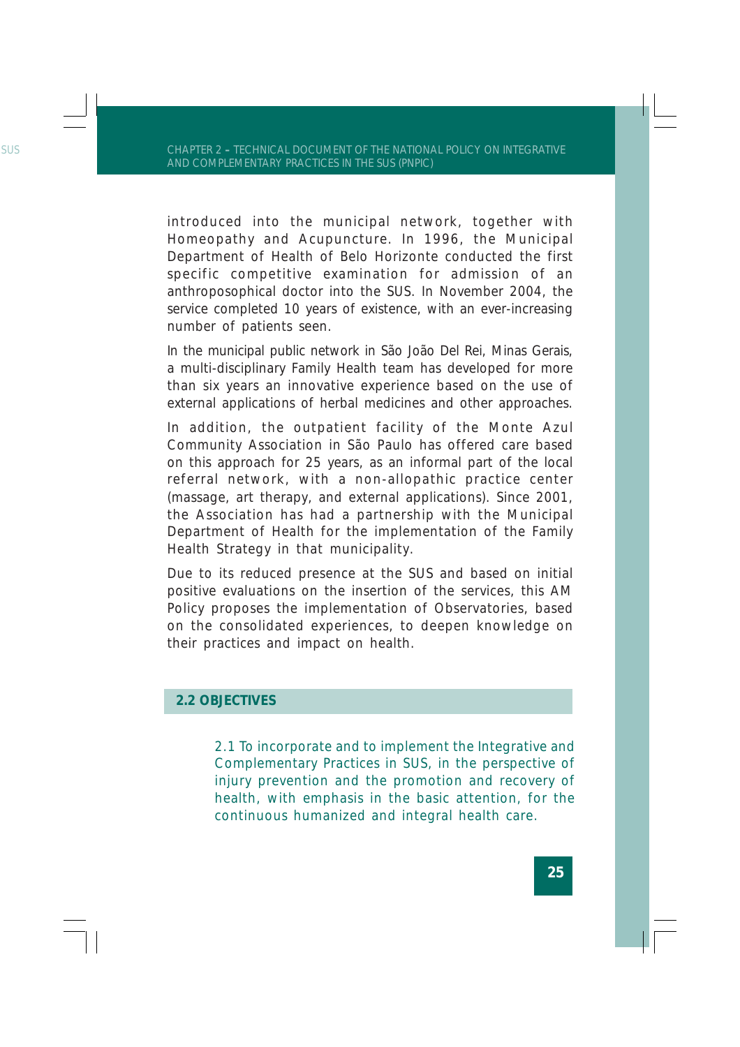introduced into the municipal network, together with Homeopathy and Acupuncture. In 1996, the Municipal Department of Health of Belo Horizonte conducted the first specific competitive examination for admission of an anthroposophical doctor into the SUS. In November 2004, the service completed 10 years of existence, with an ever-increasing number of patients seen.

In the municipal public network in São João Del Rei, Minas Gerais, a multi-disciplinary Family Health team has developed for more than six years an innovative experience based on the use of external applications of herbal medicines and other approaches.

In addition, the outpatient facility of the Monte Azul Community Association in São Paulo has offered care based on this approach for 25 years, as an informal part of the local referral network, with a non-allopathic practice center (massage, art therapy, and external applications). Since 2001, the Association has had a partnership with the Municipal Department of Health for the implementation of the Family Health Strategy in that municipality.

Due to its reduced presence at the SUS and based on initial positive evaluations on the insertion of the services, this AM Policy proposes the implementation of Observatories, based on the consolidated experiences, to deepen knowledge on their practices and impact on health.

## 2.2 OBJECTIVES

2.1 To incorporate and to implement the Integrative and Complementary Practices in SUS, in the perspective of injury prevention and the promotion and recovery of health, with emphasis in the basic attention, for the continuous humanized and integral health care.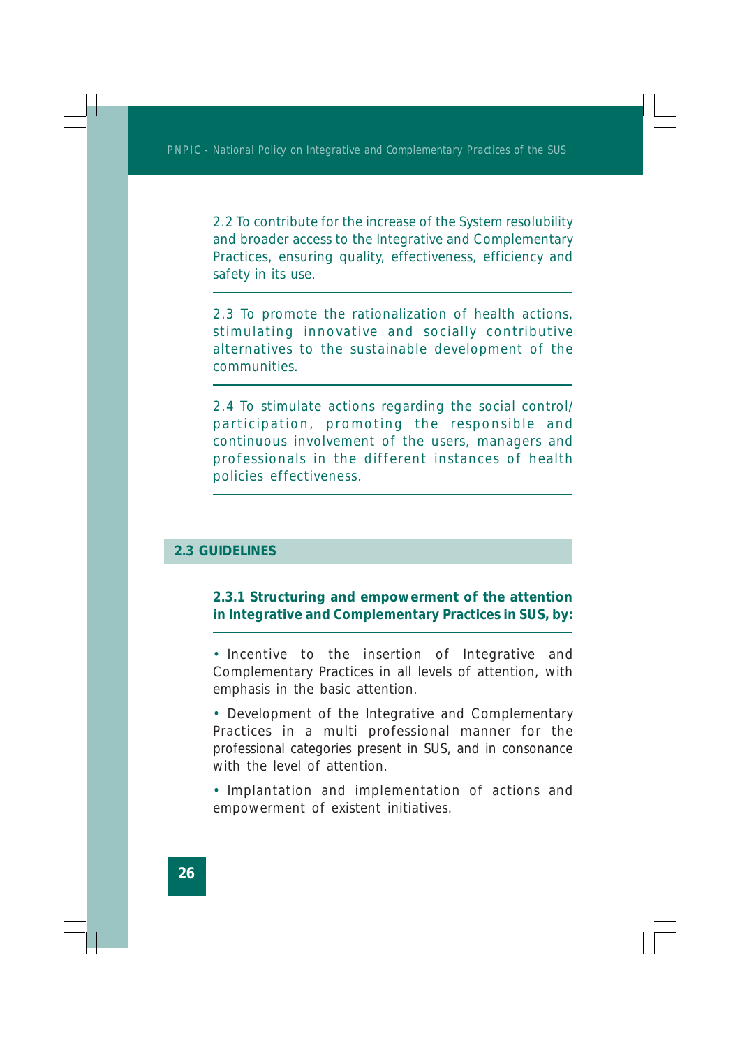2.2 To contribute for the increase of the System resolubility and broader access to the Integrative and Complementary Practices, ensuring quality, effectiveness, efficiency and safety in its use.

---

2.3 To promote the rationalization of health actions, stimulating innovative and socially contributive alternatives to the sustainable development of the communities.

---

2.4 To stimulate actions regarding the social control/ participation, promoting the responsible and continuous involvement of the users, managers and professionals in the different instances of health policies effectiveness.

---

## 2.3 GUIDELINES

### 2.3.1 Structuring and empowerment of the attention in Integrative and Complementary Practices in SUS, by:

- Incentive to the insertion of Integrative and Complementary Practices in all levels of attention, with emphasis in the basic attention.
- Development of the Integrative and Complementary Practices in a multi professional manner for the professional categories present in SUS, and in consonance with the level of attention.
- Implantation and implementation of actions and empowerment of existent initiatives.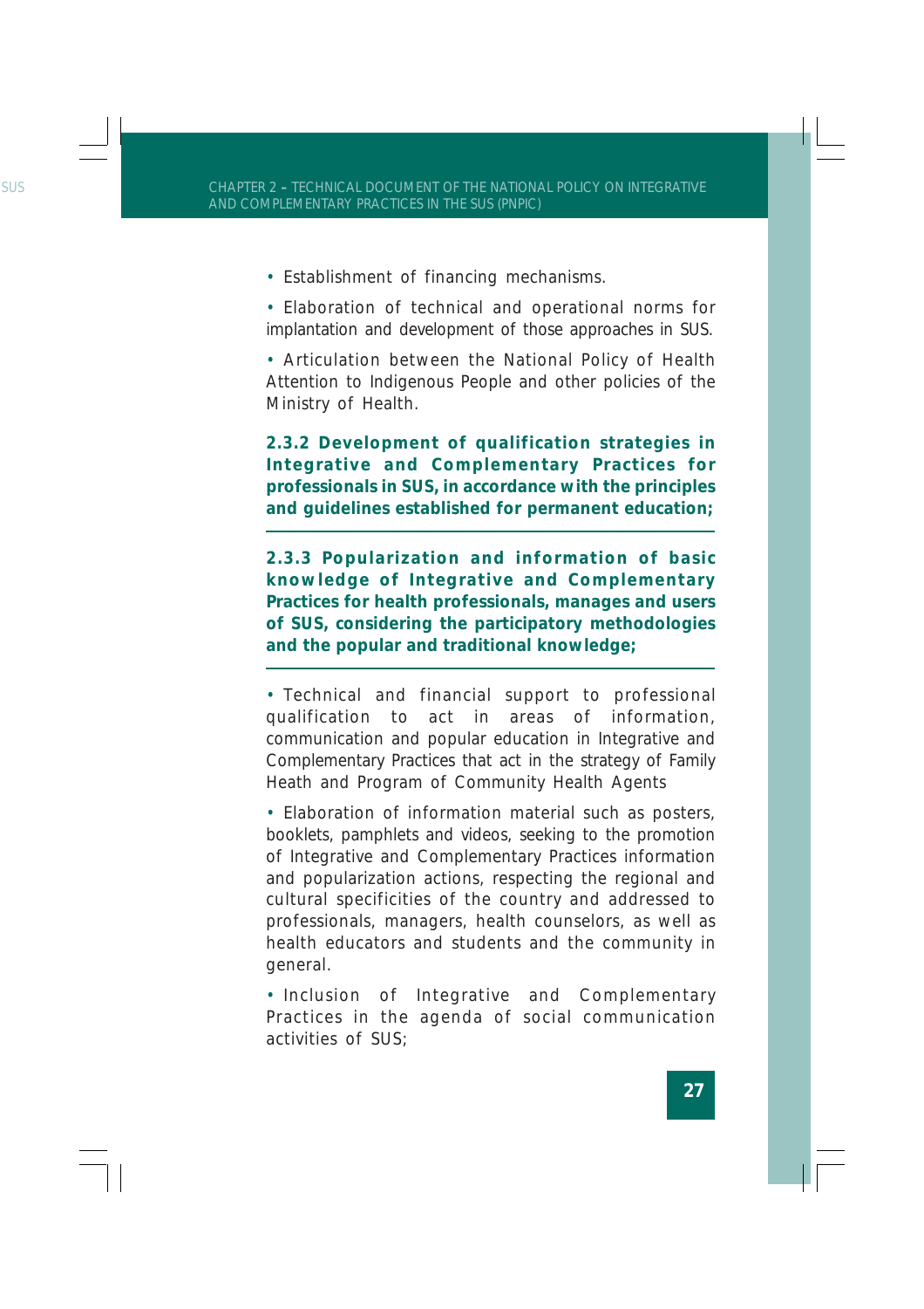• Establishment of financing mechanisms.

• Elaboration of technical and operational norms for implantation and development of those approaches in SUS.

• Articulation between the National Policy of Health Attention to Indigenous People and other policies of the Ministry of Health.

### 2.3.2 Development of qualification strategies in Integrative and Complementary Practices for professionals in SUS, in accordance with the principles and guidelines established for permanent education;

### 2.3.3 Popularization and information of basic knowledge of Integrative and Complementary Practices for health professionals, manages and users of SUS, considering the participatory methodologies and the popular and traditional knowledge;

• Technical and financial support to professional qualification to act in areas of information, communication and popular education in Integrative and Complementary Practices that act in the strategy of Family Heath and Program of Community Health Agents

• Elaboration of information material such as posters, booklets, pamphlets and videos, seeking to the promotion of Integrative and Complementary Practices information and popularization actions, respecting the regional and cultural specificities of the country and addressed to professionals, managers, health counselors, as well as health educators and students and the community in general.

• Inclusion of Integrative and Complementary Practices in the agenda of social communication activities of SUS;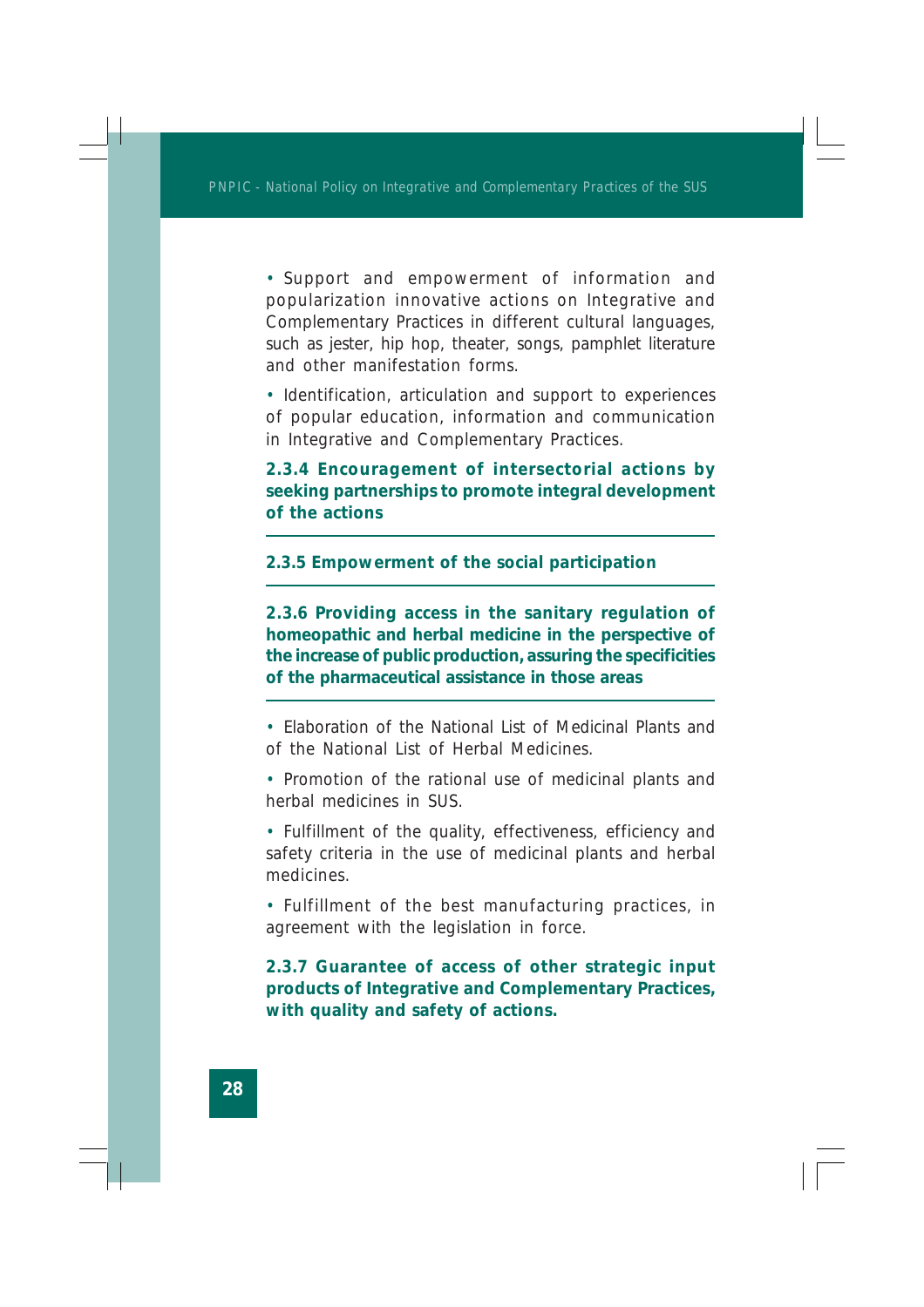- Support and empowerment of information and popularization innovative actions on Integrative and Complementary Practices in different cultural languages, such as jester, hip hop, theater, songs, pamphlet literature and other manifestation forms.

- Identification, articulation and support to experiences of popular education, information and communication in Integrative and Complementary Practices.

### 2.3.4 Encouragement of intersectorial actions by seeking partnerships to promote integral development of the actions

### 2.3.5 Empowerment of the social participation

### 2.3.6 Providing access in the sanitary regulation of homeopathic and herbal medicine in the perspective of the increase of public production, assuring the specificities of the pharmaceutical assistance in those areas

- Elaboration of the National List of Medicinal Plants and of the National List of Herbal Medicines.

- Promotion of the rational use of medicinal plants and herbal medicines in SUS.

- Fulfillment of the quality, effectiveness, efficiency and safety criteria in the use of medicinal plants and herbal medicines.

- Fulfillment of the best manufacturing practices, in agreement with the legislation in force.

### 2.3.7 Guarantee of access of other strategic input products of Integrative and Complementary Practices, with quality and safety of actions.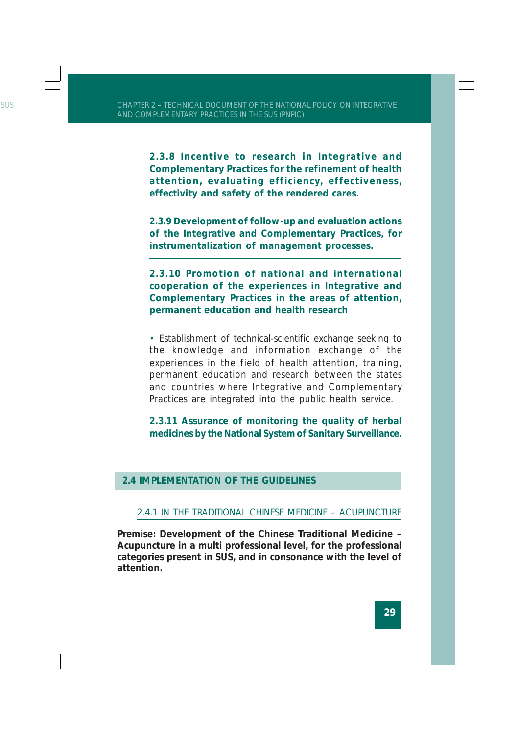**2.3.8 Incentive to research in Integrative and Complementary Practices for the refinement of health attention, evaluating efficiency, effectiveness, effectivity and safety of the rendered cares.**

**2.3.9 Development of follow-up and evaluation actions of the Integrative and Complementary Practices, for instrumentalization of management processes.**

**2.3.10 Promotion of national and international cooperation of the experiences in Integrative and Complementary Practices in the areas of attention, permanent education and health research**

- Establishment of technical-scientific exchange seeking to the knowledge and information exchange of the experiences in the field of health attention, training, permanent education and research between the states and countries where Integrative and Complementary Practices are integrated into the public health service.

**2.3.11 Assurance of monitoring the quality of herbal medicines by the National System of Sanitary Surveillance.**

## 2.4 IMPLEMENTATION OF THE GUIDELINES

### 2.4.1 IN THE TRADITIONAL CHINESE MEDICINE – ACUPUNCTURE

**Premise: Development of the Chinese Traditional Medicine – Acupuncture in a multi professional level, for the professional categories present in SUS, and in consonance with the level of attention.**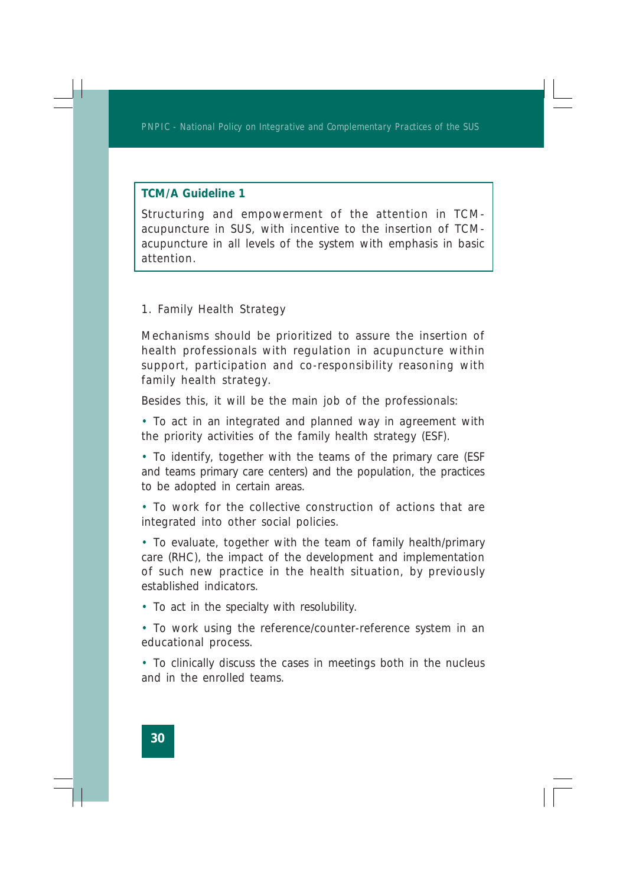**TCM/A Guideline 1**

Structuring and empowerment of the attention in TCM-acupuncture in SUS, with incentive to the insertion of TCM-acupuncture in all levels of the system with emphasis in basic attention.

1. Family Health Strategy

Mechanisms should be prioritized to assure the insertion of health professionals with regulation in acupuncture within support, participation and co-responsibility reasoning with family health strategy.

Besides this, it will be the main job of the professionals:

- To act in an integrated and planned way in agreement with the priority activities of the family health strategy (ESF).
- To identify, together with the teams of the primary care (ESF and teams primary care centers) and the population, the practices to be adopted in certain areas.
- To work for the collective construction of actions that are integrated into other social policies.
- To evaluate, together with the team of family health/primary care (RHC), the impact of the development and implementation of such new practice in the health situation, by previously established indicators.
- To act in the specialty with resolubility.
- To work using the reference/counter-reference system in an educational process.
- To clinically discuss the cases in meetings both in the nucleus and in the enrolled teams.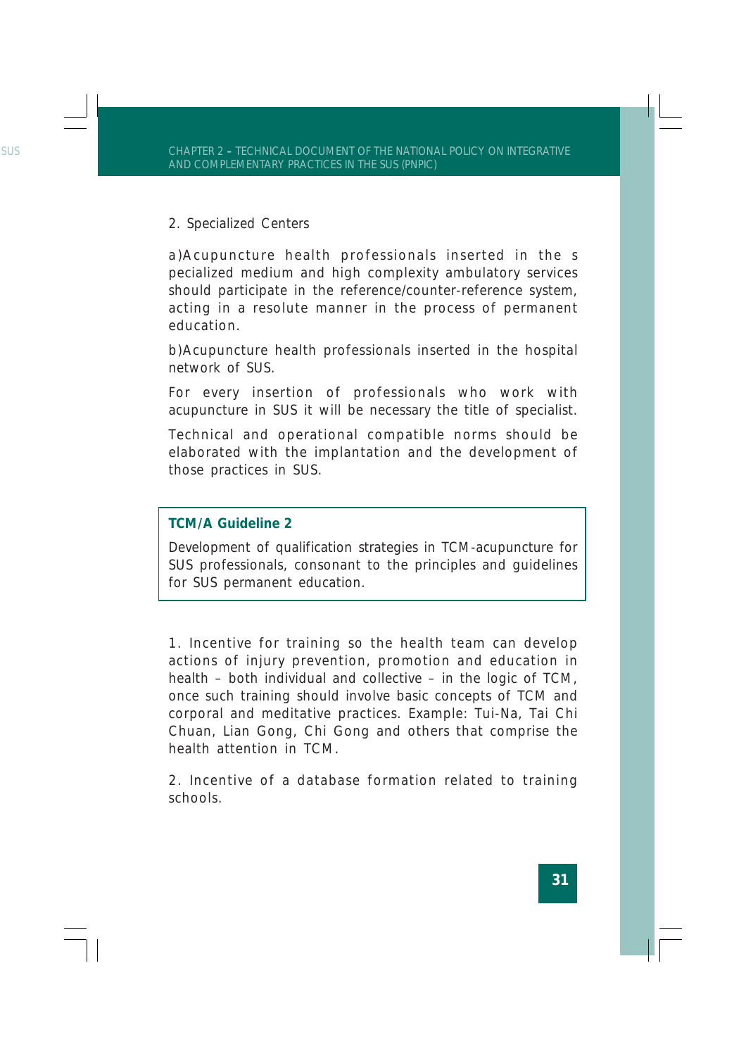2. Specialized Centers

a)Acupuncture health professionals inserted in the s pecialized medium and high complexity ambulatory services should participate in the reference/counter-reference system, acting in a resolute manner in the process of permanent education.

b)Acupuncture health professionals inserted in the hospital network of SUS.

For every insertion of professionals who work with acupuncture in SUS it will be necessary the title of specialist.

Technical and operational compatible norms should be elaborated with the implantation and the development of those practices in SUS.

> **TCM/A Guideline 2**
>
> Development of qualification strategies in TCM-acupuncture for SUS professionals, consonant to the principles and guidelines for SUS permanent education.

1. Incentive for training so the health team can develop actions of injury prevention, promotion and education in health – both individual and collective – in the logic of TCM, once such training should involve basic concepts of TCM and corporal and meditative practices. Example: Tui-Na, Tai Chi Chuan, Lian Gong, Chi Gong and others that comprise the health attention in TCM.

2. Incentive of a database formation related to training schools.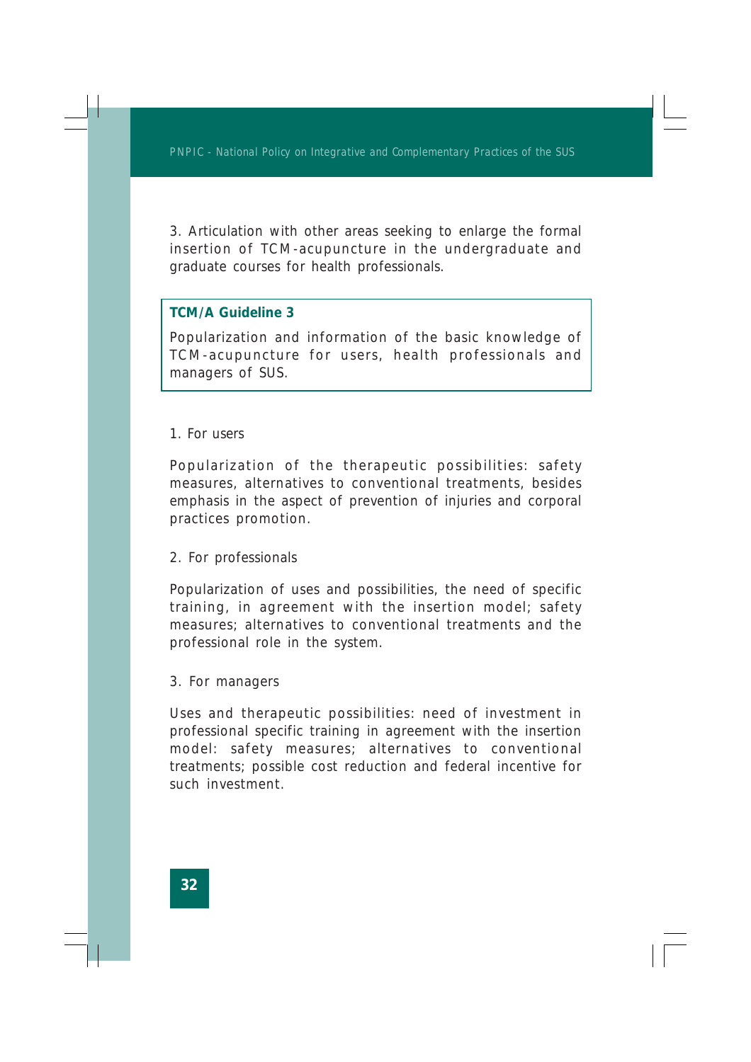3. Articulation with other areas seeking to enlarge the formal insertion of TCM-acupuncture in the undergraduate and graduate courses for health professionals.

**TCM/A Guideline 3**

Popularization and information of the basic knowledge of TCM-acupuncture for users, health professionals and managers of SUS.

1. For users

Popularization of the therapeutic possibilities: safety measures, alternatives to conventional treatments, besides emphasis in the aspect of prevention of injuries and corporal practices promotion.

2. For professionals

Popularization of uses and possibilities, the need of specific training, in agreement with the insertion model; safety measures; alternatives to conventional treatments and the professional role in the system.

3. For managers

Uses and therapeutic possibilities: need of investment in professional specific training in agreement with the insertion model: safety measures; alternatives to conventional treatments; possible cost reduction and federal incentive for such investment.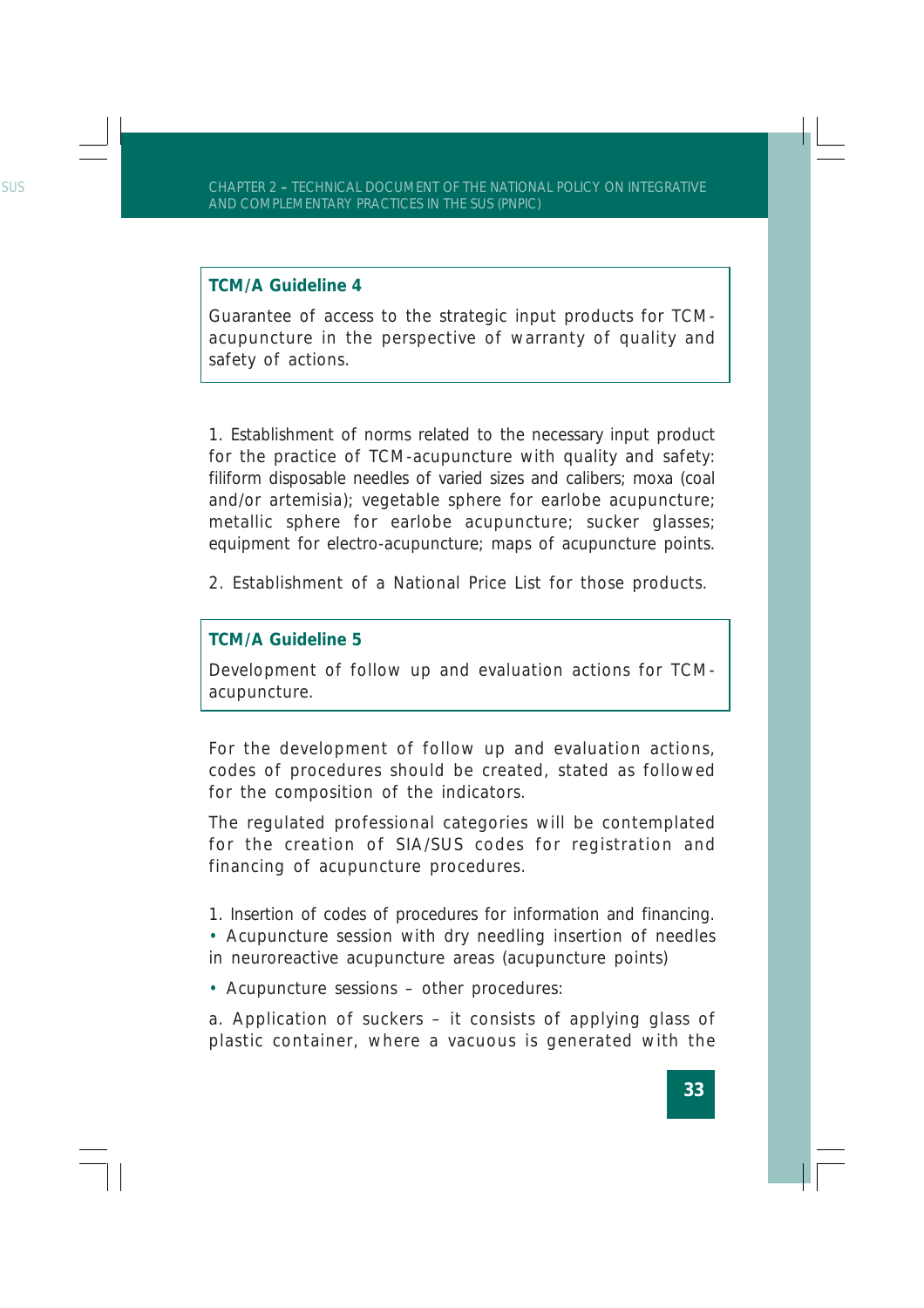**TCM/A Guideline 4**

Guarantee of access to the strategic input products for TCM-acupuncture in the perspective of warranty of quality and safety of actions.

1. Establishment of norms related to the necessary input product for the practice of TCM-acupuncture with quality and safety: filiform disposable needles of varied sizes and calibers; moxa (coal and/or artemisia); vegetable sphere for earlobe acupuncture; metallic sphere for earlobe acupuncture; sucker glasses; equipment for electro-acupuncture; maps of acupuncture points.

2. Establishment of a National Price List for those products.

**TCM/A Guideline 5**

Development of follow up and evaluation actions for TCM-acupuncture.

For the development of follow up and evaluation actions, codes of procedures should be created, stated as followed for the composition of the indicators.

The regulated professional categories will be contemplated for the creation of SIA/SUS codes for registration and financing of acupuncture procedures.

1. Insertion of codes of procedures for information and financing.
• Acupuncture session with dry needling insertion of needles in neuroreactive acupuncture areas (acupuncture points)

• Acupuncture sessions – other procedures:

a. Application of suckers – it consists of applying glass of plastic container, where a vacuous is generated with the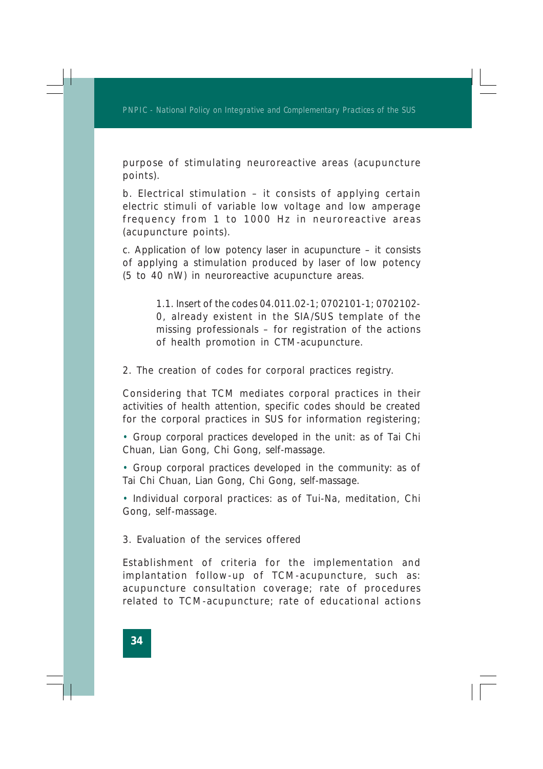purpose of stimulating neuroreactive areas (acupuncture points).

b. Electrical stimulation – it consists of applying certain electric stimuli of variable low voltage and low amperage frequency from 1 to 1000 Hz in neuroreactive areas (acupuncture points).

c. Application of low potency laser in acupuncture – it consists of applying a stimulation produced by laser of low potency (5 to 40 nW) in neuroreactive acupuncture areas.

> 1.1. Insert of the codes 04.011.02-1; 0702101-1; 0702102-0, already existent in the SIA/SUS template of the missing professionals – for registration of the actions of health promotion in CTM-acupuncture.

2. The creation of codes for corporal practices registry.

Considering that TCM mediates corporal practices in their activities of health attention, specific codes should be created for the corporal practices in SUS for information registering;

- Group corporal practices developed in the unit: as of Tai Chi Chuan, Lian Gong, Chi Gong, self-massage.
- Group corporal practices developed in the community: as of Tai Chi Chuan, Lian Gong, Chi Gong, self-massage.
- Individual corporal practices: as of Tui-Na, meditation, Chi Gong, self-massage.

3. Evaluation of the services offered

Establishment of criteria for the implementation and implantation follow-up of TCM-acupuncture, such as: acupuncture consultation coverage; rate of procedures related to TCM-acupuncture; rate of educational actions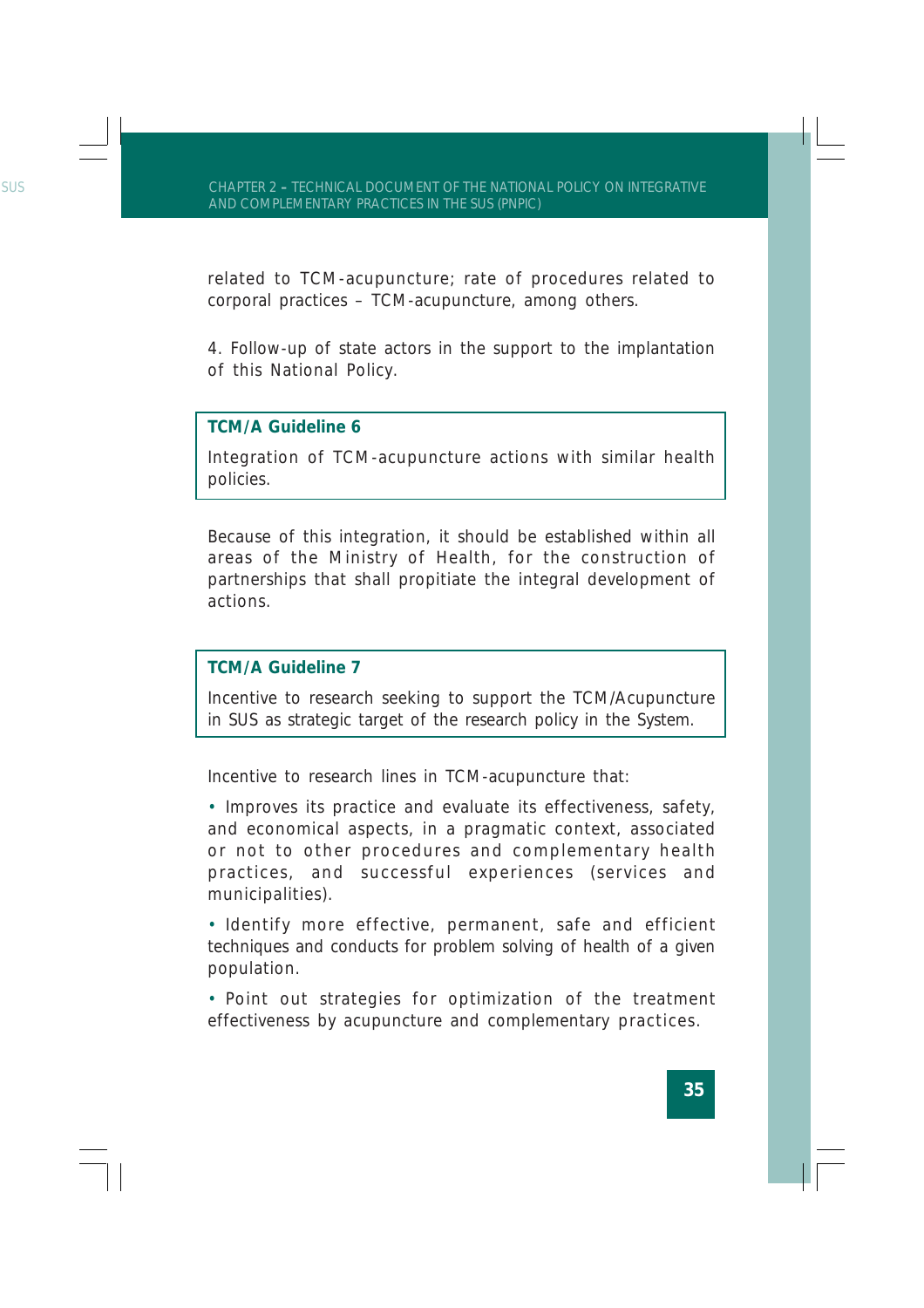related to TCM-acupuncture; rate of procedures related to corporal practices – TCM-acupuncture, among others.

4. Follow-up of state actors in the support to the implantation of this National Policy.

> **TCM/A Guideline 6**
>
> Integration of TCM-acupuncture actions with similar health policies.

Because of this integration, it should be established within all areas of the Ministry of Health, for the construction of partnerships that shall propitiate the integral development of actions.

> **TCM/A Guideline 7**
>
> Incentive to research seeking to support the TCM/Acupuncture in SUS as strategic target of the research policy in the System.

Incentive to research lines in TCM-acupuncture that:

- Improves its practice and evaluate its effectiveness, safety, and economical aspects, in a pragmatic context, associated or not to other procedures and complementary health practices, and successful experiences (services and municipalities).
- Identify more effective, permanent, safe and efficient techniques and conducts for problem solving of health of a given population.
- Point out strategies for optimization of the treatment effectiveness by acupuncture and complementary practices.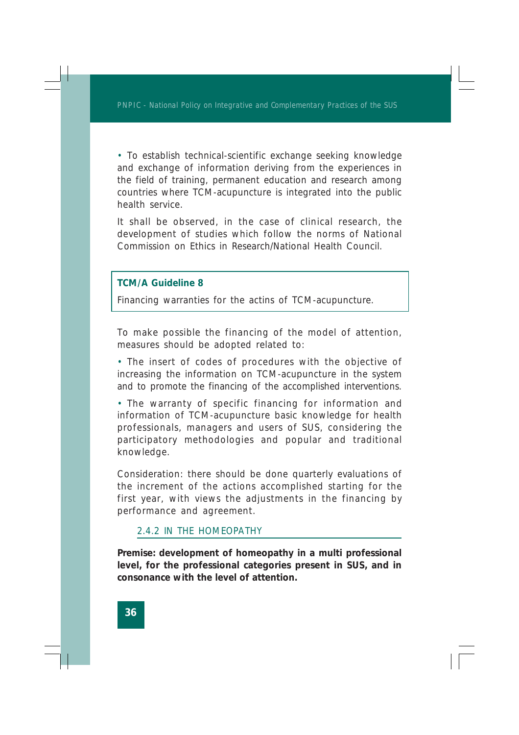• To establish technical-scientific exchange seeking knowledge and exchange of information deriving from the experiences in the field of training, permanent education and research among countries where TCM-acupuncture is integrated into the public health service.

It shall be observed, in the case of clinical research, the development of studies which follow the norms of National Commission on Ethics in Research/National Health Council.

**TCM/A Guideline 8**

Financing warranties for the actins of TCM-acupuncture.

To make possible the financing of the model of attention, measures should be adopted related to:

• The insert of codes of procedures with the objective of increasing the information on TCM-acupuncture in the system and to promote the financing of the accomplished interventions.

• The warranty of specific financing for information and information of TCM-acupuncture basic knowledge for health professionals, managers and users of SUS, considering the participatory methodologies and popular and traditional knowledge.

Consideration: there should be done quarterly evaluations of the increment of the actions accomplished starting for the first year, with views the adjustments in the financing by performance and agreement.

### 2.4.2 IN THE HOMEOPATHY

**Premise: development of homeopathy in a multi professional level, for the professional categories present in SUS, and in consonance with the level of attention.**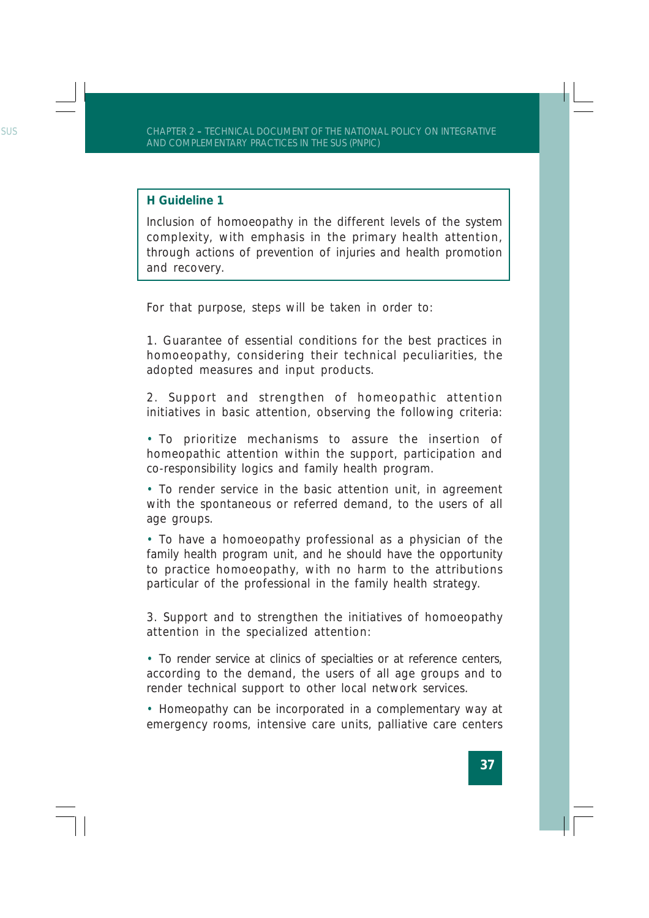**H Guideline 1**

Inclusion of homoeopathy in the different levels of the system complexity, with emphasis in the primary health attention, through actions of prevention of injuries and health promotion and recovery.

For that purpose, steps will be taken in order to:

1. Guarantee of essential conditions for the best practices in homoeopathy, considering their technical peculiarities, the adopted measures and input products.

2. Support and strengthen of homeopathic attention initiatives in basic attention, observing the following criteria:

- To prioritize mechanisms to assure the insertion of homeopathic attention within the support, participation and co-responsibility logics and family health program.
- To render service in the basic attention unit, in agreement with the spontaneous or referred demand, to the users of all age groups.
- To have a homoeopathy professional as a physician of the family health program unit, and he should have the opportunity to practice homoeopathy, with no harm to the attributions particular of the professional in the family health strategy.

3. Support and to strengthen the initiatives of homoeopathy attention in the specialized attention:

- To render service at clinics of specialties or at reference centers, according to the demand, the users of all age groups and to render technical support to other local network services.
- Homeopathy can be incorporated in a complementary way at emergency rooms, intensive care units, palliative care centers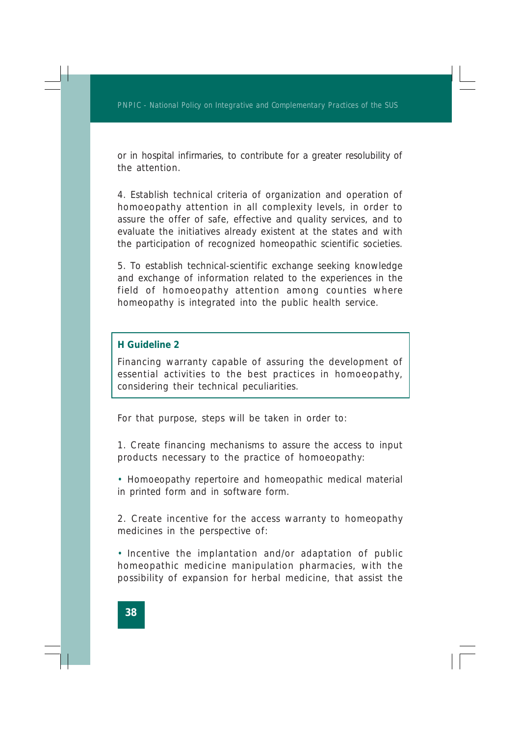or in hospital infirmaries, to contribute for a greater resolubility of the attention.

4. Establish technical criteria of organization and operation of homoeopathy attention in all complexity levels, in order to assure the offer of safe, effective and quality services, and to evaluate the initiatives already existent at the states and with the participation of recognized homeopathic scientific societies.

5. To establish technical-scientific exchange seeking knowledge and exchange of information related to the experiences in the field of homoeopathy attention among counties where homeopathy is integrated into the public health service.

**H Guideline 2**

Financing warranty capable of assuring the development of essential activities to the best practices in homoeopathy, considering their technical peculiarities.

For that purpose, steps will be taken in order to:

1. Create financing mechanisms to assure the access to input products necessary to the practice of homoeopathy:

• Homoeopathy repertoire and homeopathic medical material in printed form and in software form.

2. Create incentive for the access warranty to homeopathy medicines in the perspective of:

• Incentive the implantation and/or adaptation of public homeopathic medicine manipulation pharmacies, with the possibility of expansion for herbal medicine, that assist the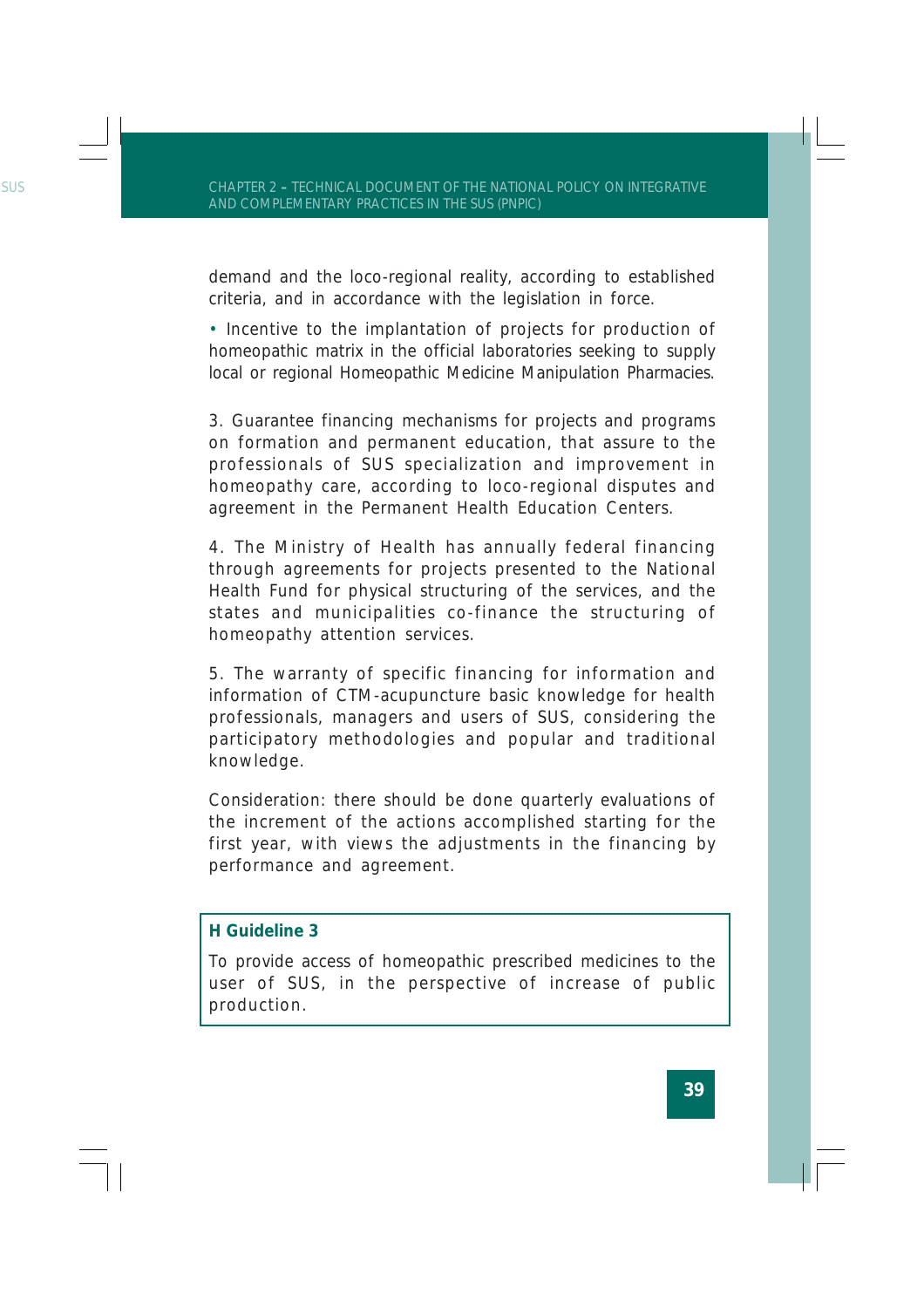demand and the loco-regional reality, according to established criteria, and in accordance with the legislation in force.

• Incentive to the implantation of projects for production of homeopathic matrix in the official laboratories seeking to supply local or regional Homeopathic Medicine Manipulation Pharmacies.

3. Guarantee financing mechanisms for projects and programs on formation and permanent education, that assure to the professionals of SUS specialization and improvement in homeopathy care, according to loco-regional disputes and agreement in the Permanent Health Education Centers.

4. The Ministry of Health has annually federal financing through agreements for projects presented to the National Health Fund for physical structuring of the services, and the states and municipalities co-finance the structuring of homeopathy attention services.

5. The warranty of specific financing for information and information of CTM-acupuncture basic knowledge for health professionals, managers and users of SUS, considering the participatory methodologies and popular and traditional knowledge.

Consideration: there should be done quarterly evaluations of the increment of the actions accomplished starting for the first year, with views the adjustments in the financing by performance and agreement.

**H Guideline 3**

To provide access of homeopathic prescribed medicines to the user of SUS, in the perspective of increase of public production.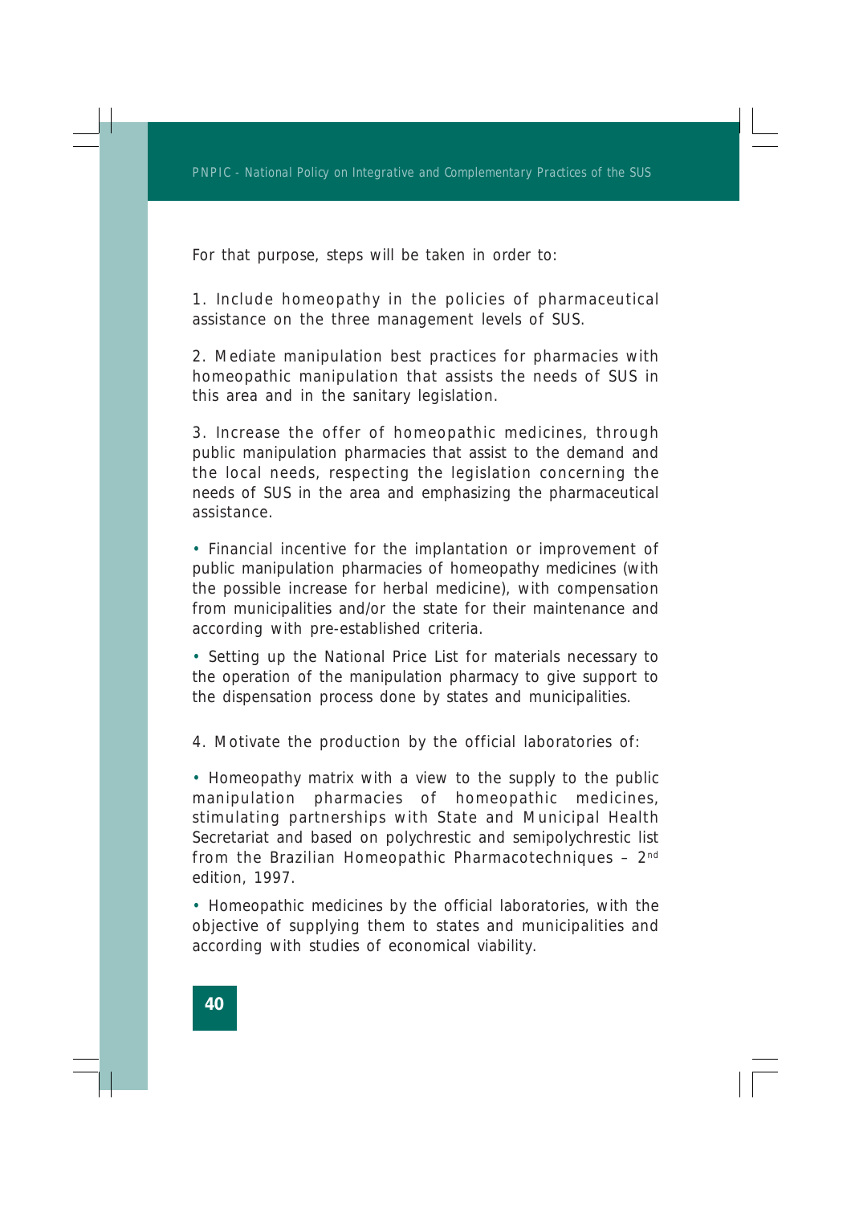For that purpose, steps will be taken in order to:

1. Include homeopathy in the policies of pharmaceutical assistance on the three management levels of SUS.

2. Mediate manipulation best practices for pharmacies with homeopathic manipulation that assists the needs of SUS in this area and in the sanitary legislation.

3. Increase the offer of homeopathic medicines, through public manipulation pharmacies that assist to the demand and the local needs, respecting the legislation concerning the needs of SUS in the area and emphasizing the pharmaceutical assistance.

• Financial incentive for the implantation or improvement of public manipulation pharmacies of homeopathy medicines (with the possible increase for herbal medicine), with compensation from municipalities and/or the state for their maintenance and according with pre-established criteria.

• Setting up the National Price List for materials necessary to the operation of the manipulation pharmacy to give support to the dispensation process done by states and municipalities.

4. Motivate the production by the official laboratories of:

• Homeopathy matrix with a view to the supply to the public manipulation pharmacies of homeopathic medicines, stimulating partnerships with State and Municipal Health Secretariat and based on polychrestic and semipolychrestic list from the Brazilian Homeopathic Pharmacotechniques – 2nd edition, 1997.

• Homeopathic medicines by the official laboratories, with the objective of supplying them to states and municipalities and according with studies of economical viability.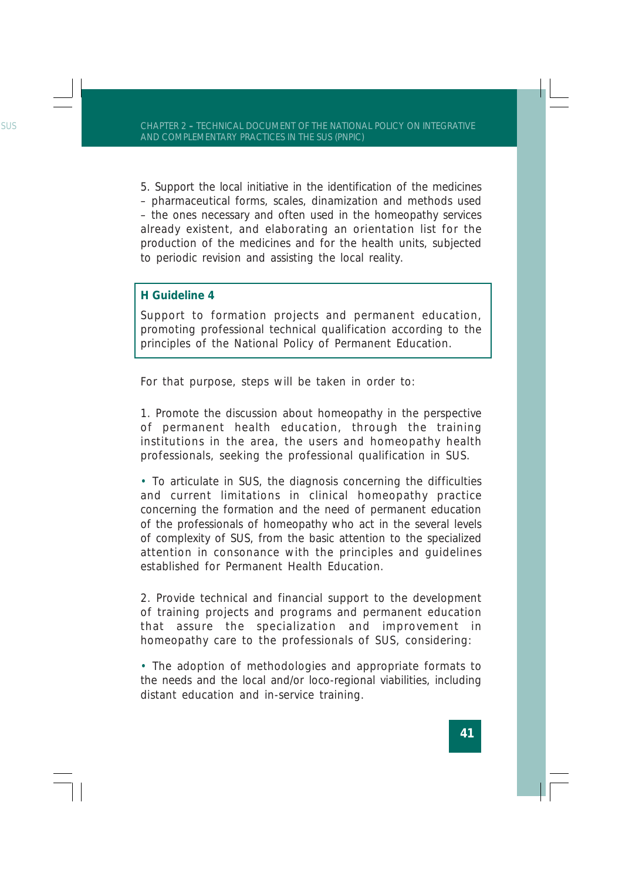5. Support the local initiative in the identification of the medicines – pharmaceutical forms, scales, dinamization and methods used – the ones necessary and often used in the homeopathy services already existent, and elaborating an orientation list for the production of the medicines and for the health units, subjected to periodic revision and assisting the local reality.

**H Guideline 4**

Support to formation projects and permanent education, promoting professional technical qualification according to the principles of the National Policy of Permanent Education.

For that purpose, steps will be taken in order to:

1. Promote the discussion about homeopathy in the perspective of permanent health education, through the training institutions in the area, the users and homeopathy health professionals, seeking the professional qualification in SUS.

- To articulate in SUS, the diagnosis concerning the difficulties and current limitations in clinical homeopathy practice concerning the formation and the need of permanent education of the professionals of homeopathy who act in the several levels of complexity of SUS, from the basic attention to the specialized attention in consonance with the principles and guidelines established for Permanent Health Education.

2. Provide technical and financial support to the development of training projects and programs and permanent education that assure the specialization and improvement in homeopathy care to the professionals of SUS, considering:

- The adoption of methodologies and appropriate formats to the needs and the local and/or loco-regional viabilities, including distant education and in-service training.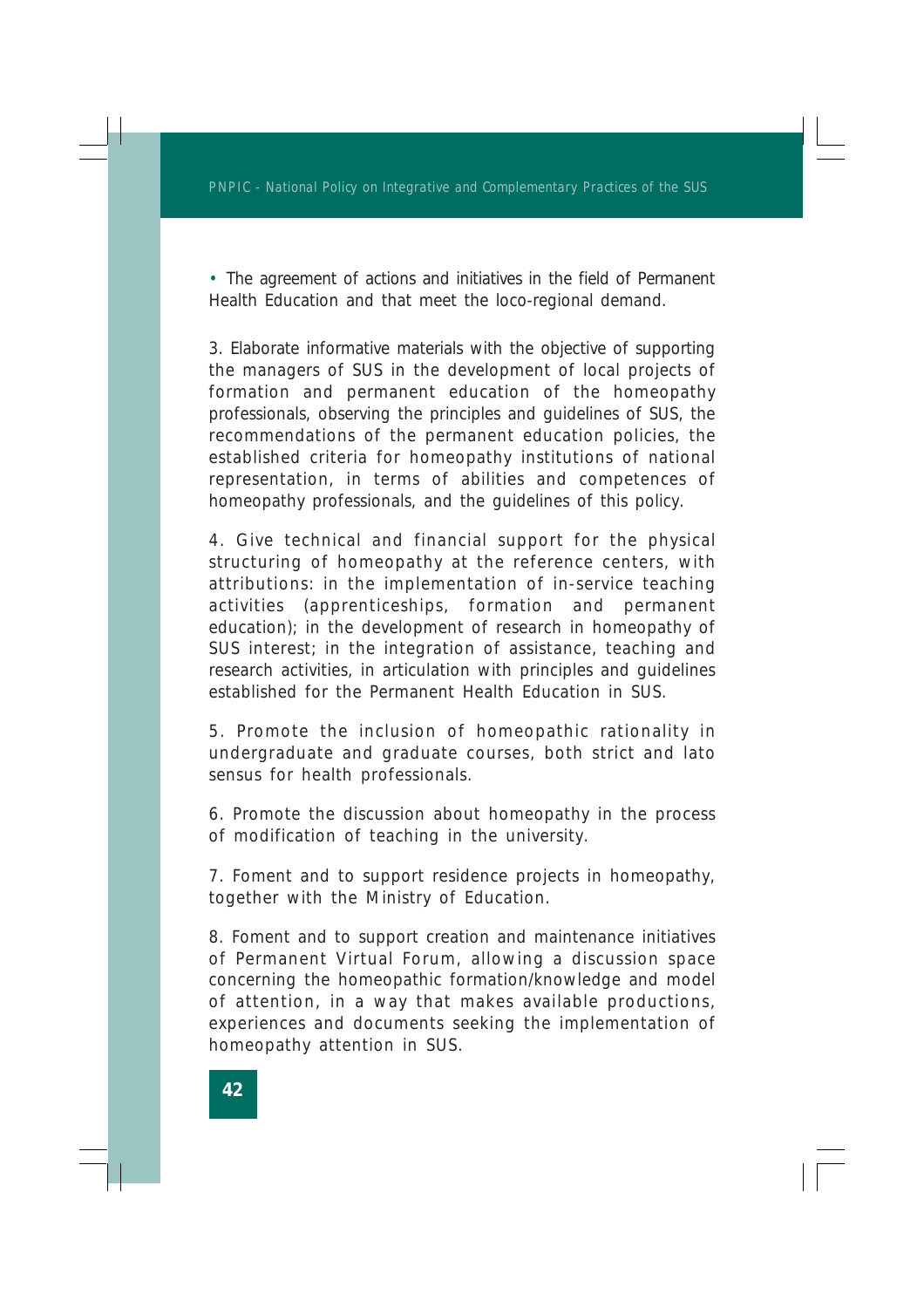- The agreement of actions and initiatives in the field of Permanent Health Education and that meet the loco-regional demand.

3. Elaborate informative materials with the objective of supporting the managers of SUS in the development of local projects of formation and permanent education of the homeopathy professionals, observing the principles and guidelines of SUS, the recommendations of the permanent education policies, the established criteria for homeopathy institutions of national representation, in terms of abilities and competences of homeopathy professionals, and the guidelines of this policy.

4. Give technical and financial support for the physical structuring of homeopathy at the reference centers, with attributions: in the implementation of in-service teaching activities (apprenticeships, formation and permanent education); in the development of research in homeopathy of SUS interest; in the integration of assistance, teaching and research activities, in articulation with principles and guidelines established for the Permanent Health Education in SUS.

5. Promote the inclusion of homeopathic rationality in undergraduate and graduate courses, both strict and lato sensus for health professionals.

6. Promote the discussion about homeopathy in the process of modification of teaching in the university.

7. Foment and to support residence projects in homeopathy, together with the Ministry of Education.

8. Foment and to support creation and maintenance initiatives of Permanent Virtual Forum, allowing a discussion space concerning the homeopathic formation/knowledge and model of attention, in a way that makes available productions, experiences and documents seeking the implementation of homeopathy attention in SUS.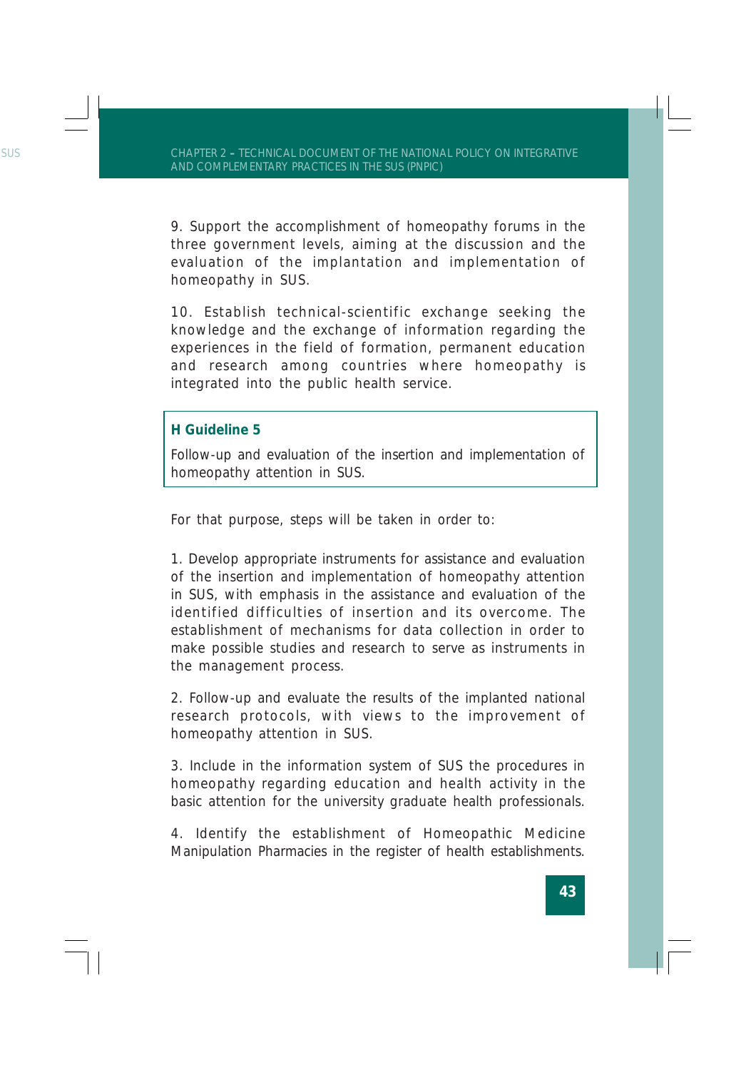9. Support the accomplishment of homeopathy forums in the three government levels, aiming at the discussion and the evaluation of the implantation and implementation of homeopathy in SUS.

10. Establish technical-scientific exchange seeking the knowledge and the exchange of information regarding the experiences in the field of formation, permanent education and research among countries where homeopathy is integrated into the public health service.

**H Guideline 5**

Follow-up and evaluation of the insertion and implementation of homeopathy attention in SUS.

For that purpose, steps will be taken in order to:

1. Develop appropriate instruments for assistance and evaluation of the insertion and implementation of homeopathy attention in SUS, with emphasis in the assistance and evaluation of the identified difficulties of insertion and its overcome. The establishment of mechanisms for data collection in order to make possible studies and research to serve as instruments in the management process.

2. Follow-up and evaluate the results of the implanted national research protocols, with views to the improvement of homeopathy attention in SUS.

3. Include in the information system of SUS the procedures in homeopathy regarding education and health activity in the basic attention for the university graduate health professionals.

4. Identify the establishment of Homeopathic Medicine Manipulation Pharmacies in the register of health establishments.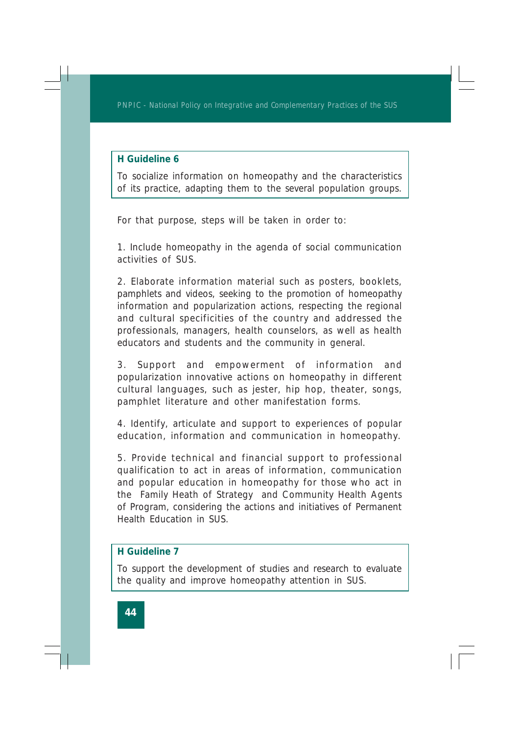**H Guideline 6**

To socialize information on homeopathy and the characteristics of its practice, adapting them to the several population groups.

For that purpose, steps will be taken in order to:

1. Include homeopathy in the agenda of social communication activities of SUS.

2. Elaborate information material such as posters, booklets, pamphlets and videos, seeking to the promotion of homeopathy information and popularization actions, respecting the regional and cultural specificities of the country and addressed the professionals, managers, health counselors, as well as health educators and students and the community in general.

3. Support and empowerment of information and popularization innovative actions on homeopathy in different cultural languages, such as jester, hip hop, theater, songs, pamphlet literature and other manifestation forms.

4. Identify, articulate and support to experiences of popular education, information and communication in homeopathy.

5. Provide technical and financial support to professional qualification to act in areas of information, communication and popular education in homeopathy for those who act in the Family Heath of Strategy and Community Health Agents of Program, considering the actions and initiatives of Permanent Health Education in SUS.

**H Guideline 7**

To support the development of studies and research to evaluate the quality and improve homeopathy attention in SUS.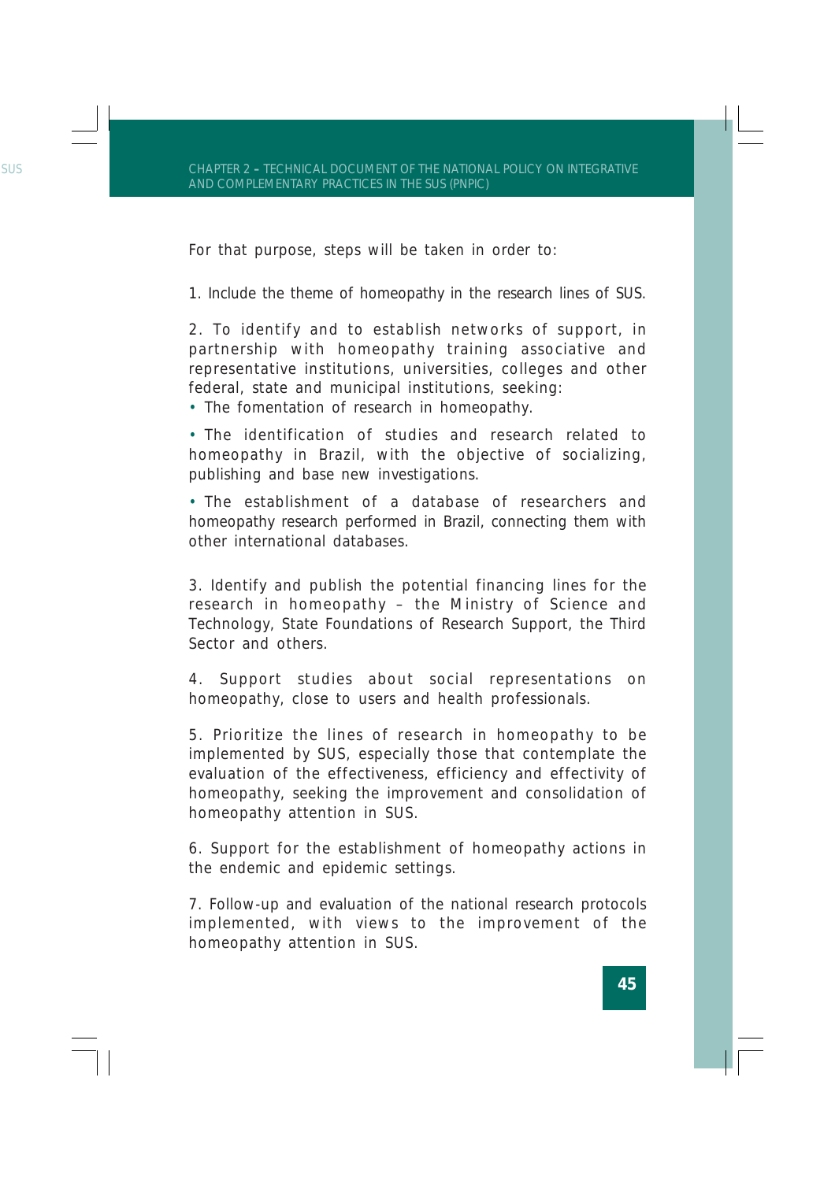For that purpose, steps will be taken in order to:

1. Include the theme of homeopathy in the research lines of SUS.

2. To identify and to establish networks of support, in partnership with homeopathy training associative and representative institutions, universities, colleges and other federal, state and municipal institutions, seeking:

- The fomentation of research in homeopathy.
- The identification of studies and research related to homeopathy in Brazil, with the objective of socializing, publishing and base new investigations.
- The establishment of a database of researchers and homeopathy research performed in Brazil, connecting them with other international databases.

3. Identify and publish the potential financing lines for the research in homeopathy – the Ministry of Science and Technology, State Foundations of Research Support, the Third Sector and others.

4. Support studies about social representations on homeopathy, close to users and health professionals.

5. Prioritize the lines of research in homeopathy to be implemented by SUS, especially those that contemplate the evaluation of the effectiveness, efficiency and effectivity of homeopathy, seeking the improvement and consolidation of homeopathy attention in SUS.

6. Support for the establishment of homeopathy actions in the endemic and epidemic settings.

7. Follow-up and evaluation of the national research protocols implemented, with views to the improvement of the homeopathy attention in SUS.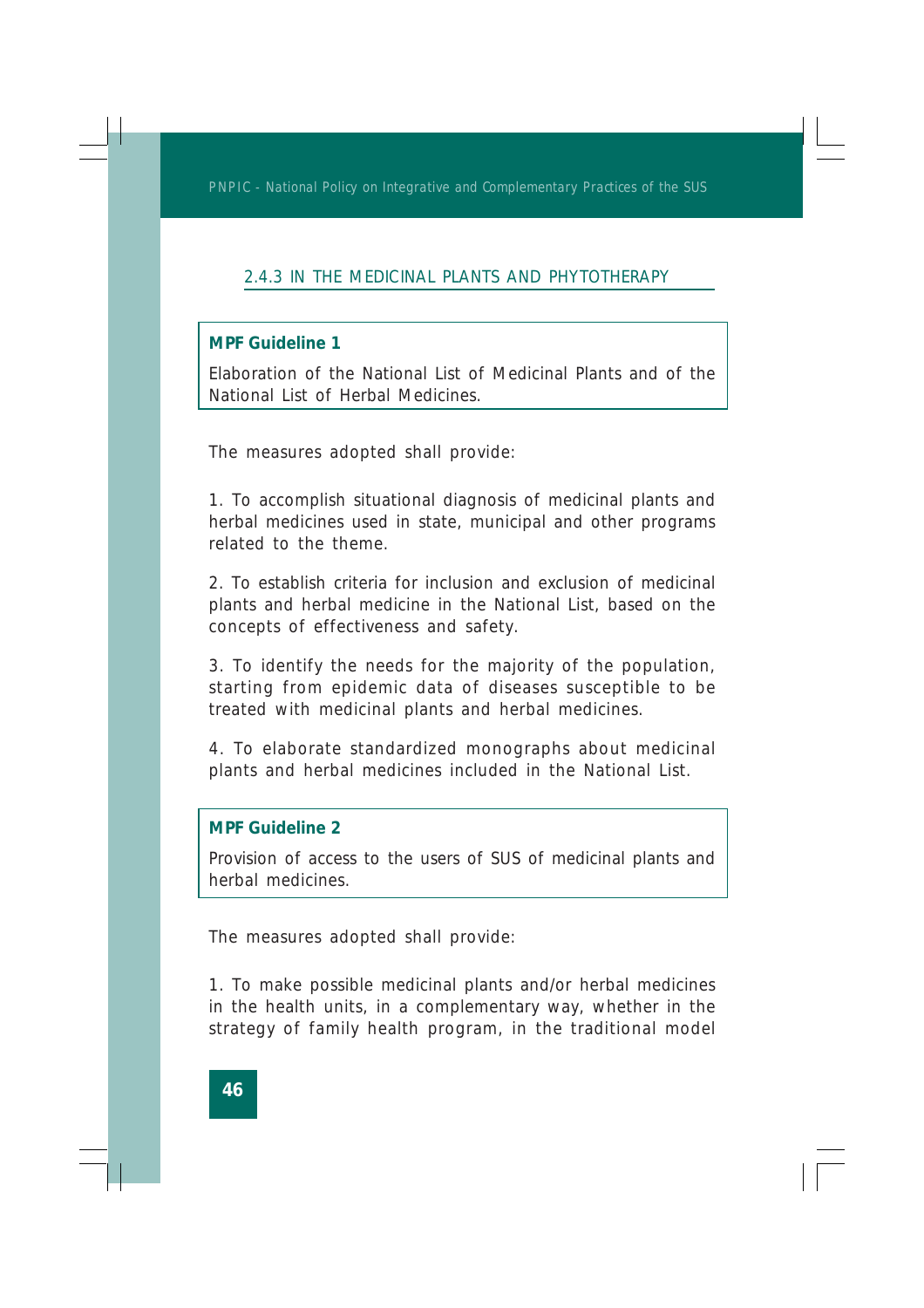### 2.4.3 IN THE MEDICINAL PLANTS AND PHYTOTHERAPY

**MPF Guideline 1**

Elaboration of the National List of Medicinal Plants and of the National List of Herbal Medicines.

The measures adopted shall provide:

1. To accomplish situational diagnosis of medicinal plants and herbal medicines used in state, municipal and other programs related to the theme.

2. To establish criteria for inclusion and exclusion of medicinal plants and herbal medicine in the National List, based on the concepts of effectiveness and safety.

3. To identify the needs for the majority of the population, starting from epidemic data of diseases susceptible to be treated with medicinal plants and herbal medicines.

4. To elaborate standardized monographs about medicinal plants and herbal medicines included in the National List.

**MPF Guideline 2**

Provision of access to the users of SUS of medicinal plants and herbal medicines.

The measures adopted shall provide:

1. To make possible medicinal plants and/or herbal medicines in the health units, in a complementary way, whether in the strategy of family health program, in the traditional model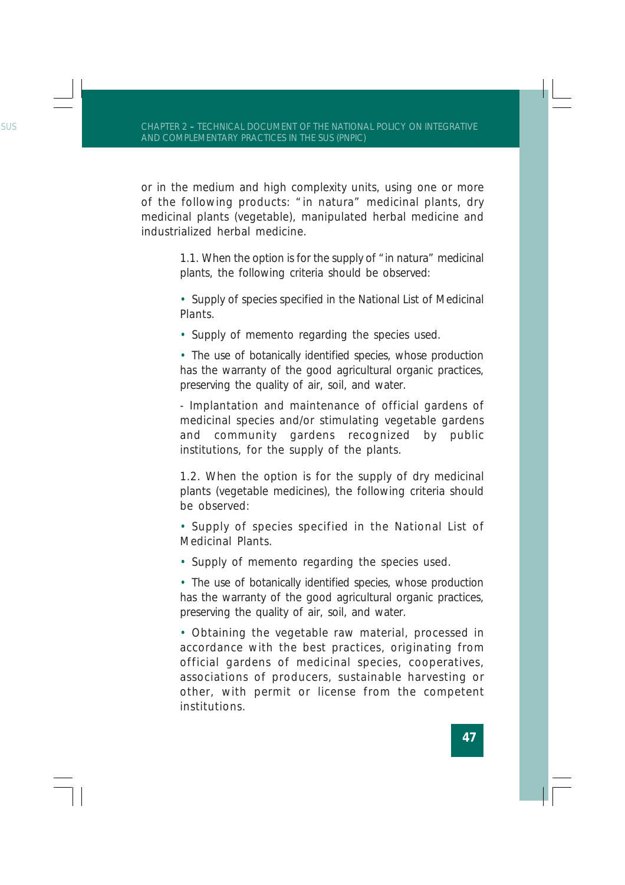or in the medium and high complexity units, using one or more of the following products: "in natura" medicinal plants, dry medicinal plants (vegetable), manipulated herbal medicine and industrialized herbal medicine.

1.1. When the option is for the supply of "in natura" medicinal plants, the following criteria should be observed:

- Supply of species specified in the National List of Medicinal Plants.
- Supply of memento regarding the species used.
- The use of botanically identified species, whose production has the warranty of the good agricultural organic practices, preserving the quality of air, soil, and water.

- Implantation and maintenance of official gardens of medicinal species and/or stimulating vegetable gardens and community gardens recognized by public institutions, for the supply of the plants.

1.2. When the option is for the supply of dry medicinal plants (vegetable medicines), the following criteria should be observed:

- Supply of species specified in the National List of Medicinal Plants.
- Supply of memento regarding the species used.
- The use of botanically identified species, whose production has the warranty of the good agricultural organic practices, preserving the quality of air, soil, and water.
- Obtaining the vegetable raw material, processed in accordance with the best practices, originating from official gardens of medicinal species, cooperatives, associations of producers, sustainable harvesting or other, with permit or license from the competent institutions.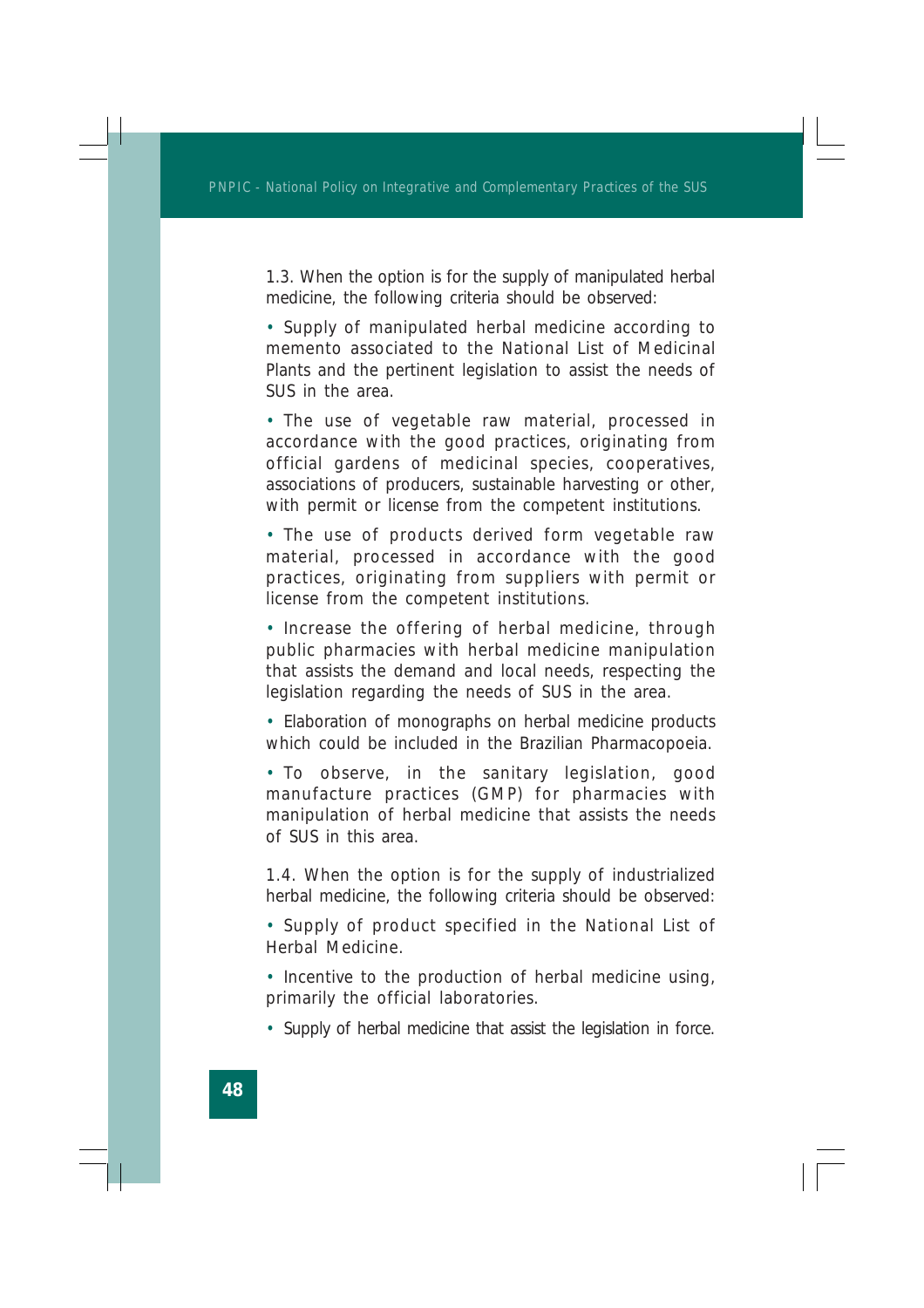1.3. When the option is for the supply of manipulated herbal medicine, the following criteria should be observed:

• Supply of manipulated herbal medicine according to memento associated to the National List of Medicinal Plants and the pertinent legislation to assist the needs of SUS in the area.

• The use of vegetable raw material, processed in accordance with the good practices, originating from official gardens of medicinal species, cooperatives, associations of producers, sustainable harvesting or other, with permit or license from the competent institutions.

• The use of products derived form vegetable raw material, processed in accordance with the good practices, originating from suppliers with permit or license from the competent institutions.

• Increase the offering of herbal medicine, through public pharmacies with herbal medicine manipulation that assists the demand and local needs, respecting the legislation regarding the needs of SUS in the area.

• Elaboration of monographs on herbal medicine products which could be included in the Brazilian Pharmacopoeia.

• To observe, in the sanitary legislation, good manufacture practices (GMP) for pharmacies with manipulation of herbal medicine that assists the needs of SUS in this area.

1.4. When the option is for the supply of industrialized herbal medicine, the following criteria should be observed:

• Supply of product specified in the National List of Herbal Medicine.

• Incentive to the production of herbal medicine using, primarily the official laboratories.

• Supply of herbal medicine that assist the legislation in force.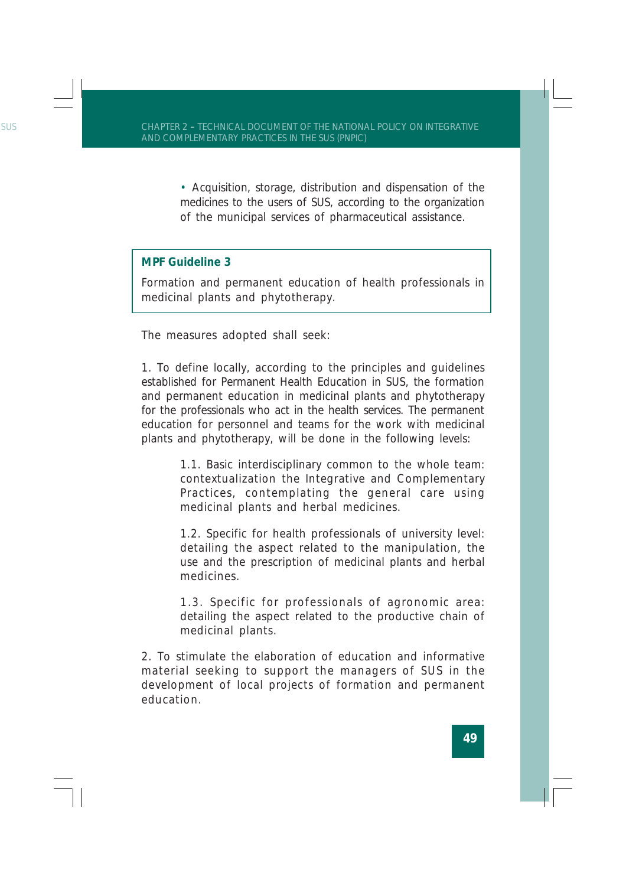- Acquisition, storage, distribution and dispensation of the medicines to the users of SUS, according to the organization of the municipal services of pharmaceutical assistance.

**MPF Guideline 3**

Formation and permanent education of health professionals in medicinal plants and phytotherapy.

The measures adopted shall seek:

1. To define locally, according to the principles and guidelines established for Permanent Health Education in SUS, the formation and permanent education in medicinal plants and phytotherapy for the professionals who act in the health services. The permanent education for personnel and teams for the work with medicinal plants and phytotherapy, will be done in the following levels:

    1.1. Basic interdisciplinary common to the whole team: contextualization the Integrative and Complementary Practices, contemplating the general care using medicinal plants and herbal medicines.

    1.2. Specific for health professionals of university level: detailing the aspect related to the manipulation, the use and the prescription of medicinal plants and herbal medicines.

    1.3. Specific for professionals of agronomic area: detailing the aspect related to the productive chain of medicinal plants.

2. To stimulate the elaboration of education and informative material seeking to support the managers of SUS in the development of local projects of formation and permanent education.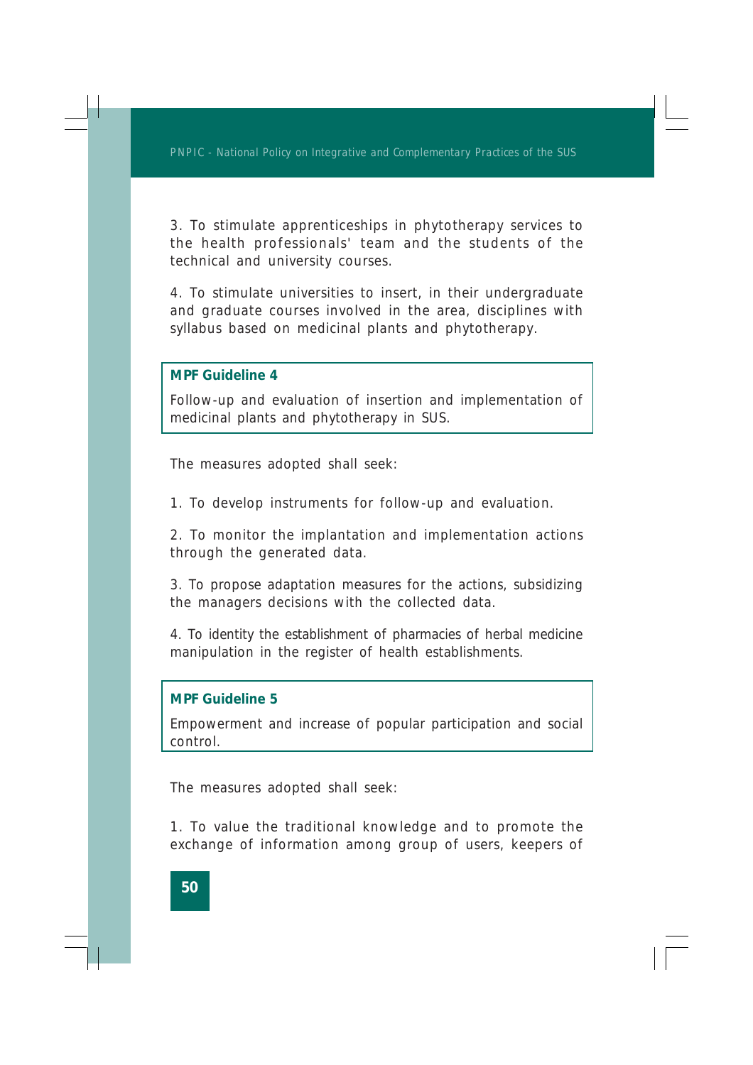3. To stimulate apprenticeships in phytotherapy services to the health professionals' team and the students of the technical and university courses.

4. To stimulate universities to insert, in their undergraduate and graduate courses involved in the area, disciplines with syllabus based on medicinal plants and phytotherapy.

**MPF Guideline 4**

Follow-up and evaluation of insertion and implementation of medicinal plants and phytotherapy in SUS.

The measures adopted shall seek:

1. To develop instruments for follow-up and evaluation.

2. To monitor the implantation and implementation actions through the generated data.

3. To propose adaptation measures for the actions, subsidizing the managers decisions with the collected data.

4. To identity the establishment of pharmacies of herbal medicine manipulation in the register of health establishments.

**MPF Guideline 5**

Empowerment and increase of popular participation and social control.

The measures adopted shall seek:

1. To value the traditional knowledge and to promote the exchange of information among group of users, keepers of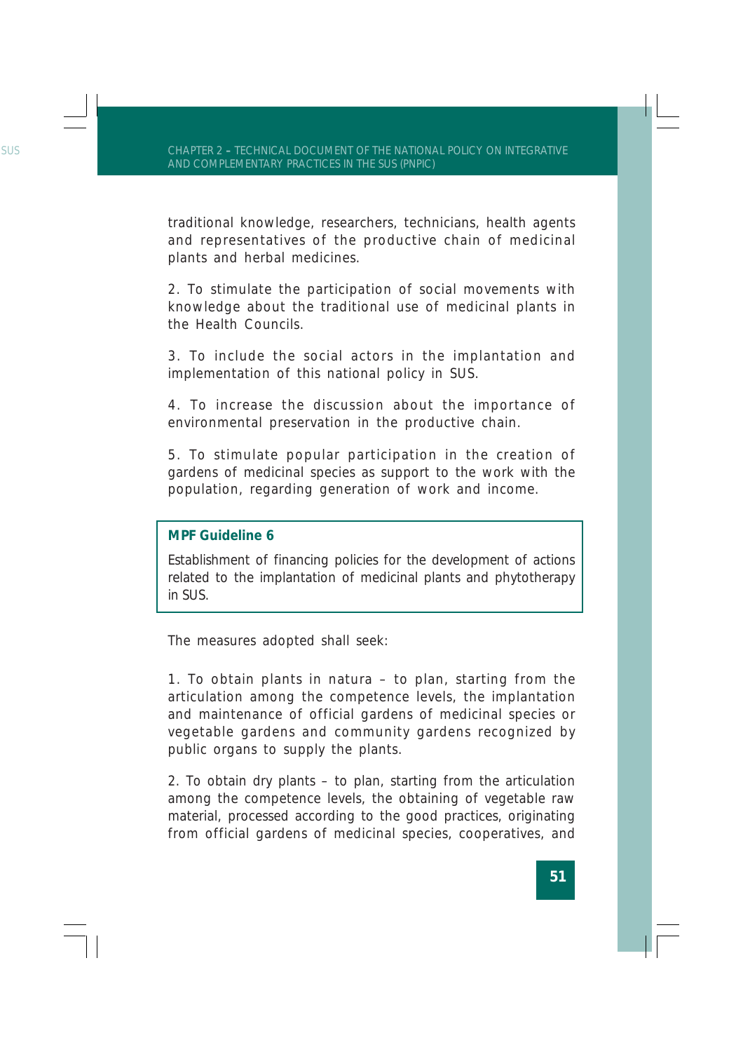traditional knowledge, researchers, technicians, health agents and representatives of the productive chain of medicinal plants and herbal medicines.

2. To stimulate the participation of social movements with knowledge about the traditional use of medicinal plants in the Health Councils.

3. To include the social actors in the implantation and implementation of this national policy in SUS.

4. To increase the discussion about the importance of environmental preservation in the productive chain.

5. To stimulate popular participation in the creation of gardens of medicinal species as support to the work with the population, regarding generation of work and income.

**MPF Guideline 6**

Establishment of financing policies for the development of actions related to the implantation of medicinal plants and phytotherapy in SUS.

The measures adopted shall seek:

1. To obtain plants in natura – to plan, starting from the articulation among the competence levels, the implantation and maintenance of official gardens of medicinal species or vegetable gardens and community gardens recognized by public organs to supply the plants.

2. To obtain dry plants – to plan, starting from the articulation among the competence levels, the obtaining of vegetable raw material, processed according to the good practices, originating from official gardens of medicinal species, cooperatives, and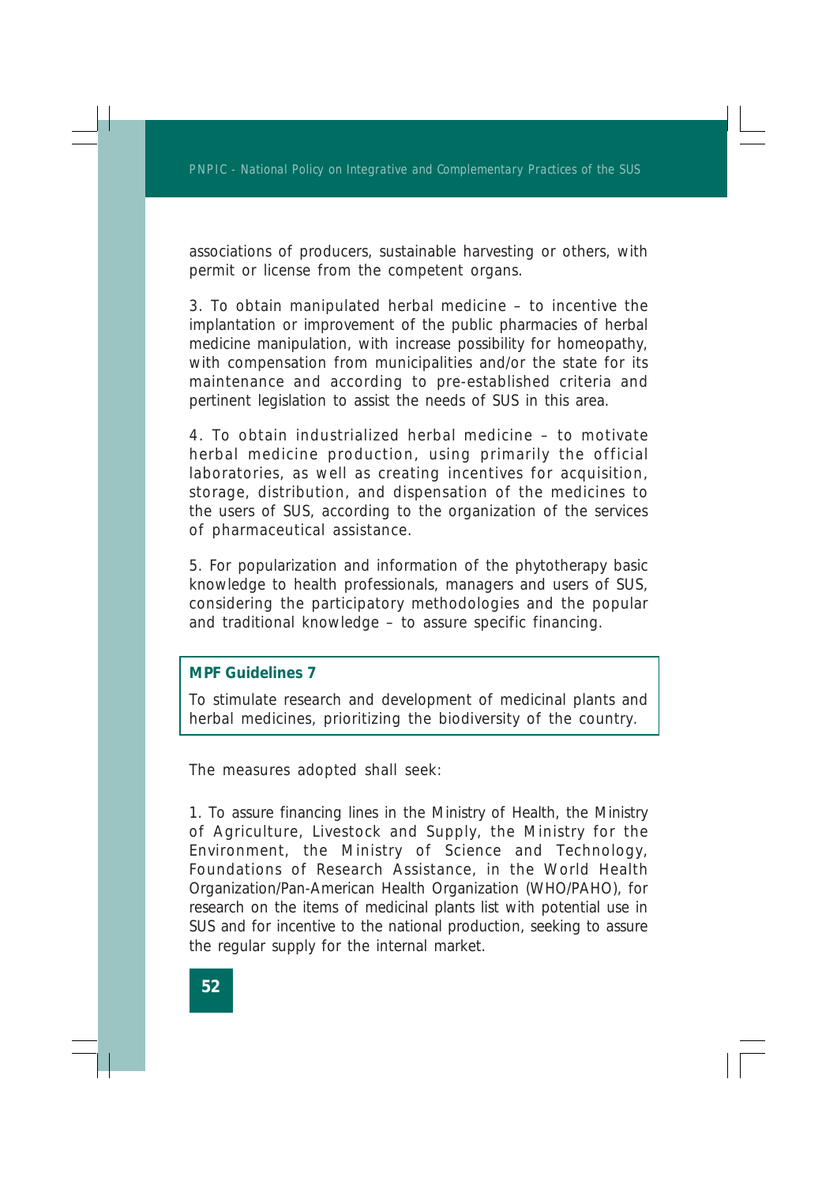associations of producers, sustainable harvesting or others, with permit or license from the competent organs.

3. To obtain manipulated herbal medicine – to incentive the implantation or improvement of the public pharmacies of herbal medicine manipulation, with increase possibility for homeopathy, with compensation from municipalities and/or the state for its maintenance and according to pre-established criteria and pertinent legislation to assist the needs of SUS in this area.

4. To obtain industrialized herbal medicine – to motivate herbal medicine production, using primarily the official laboratories, as well as creating incentives for acquisition, storage, distribution, and dispensation of the medicines to the users of SUS, according to the organization of the services of pharmaceutical assistance.

5. For popularization and information of the phytotherapy basic knowledge to health professionals, managers and users of SUS, considering the participatory methodologies and the popular and traditional knowledge – to assure specific financing.

**MPF Guidelines 7**

To stimulate research and development of medicinal plants and herbal medicines, prioritizing the biodiversity of the country.

The measures adopted shall seek:

1. To assure financing lines in the Ministry of Health, the Ministry of Agriculture, Livestock and Supply, the Ministry for the Environment, the Ministry of Science and Technology, Foundations of Research Assistance, in the World Health Organization/Pan-American Health Organization (WHO/PAHO), for research on the items of medicinal plants list with potential use in SUS and for incentive to the national production, seeking to assure the regular supply for the internal market.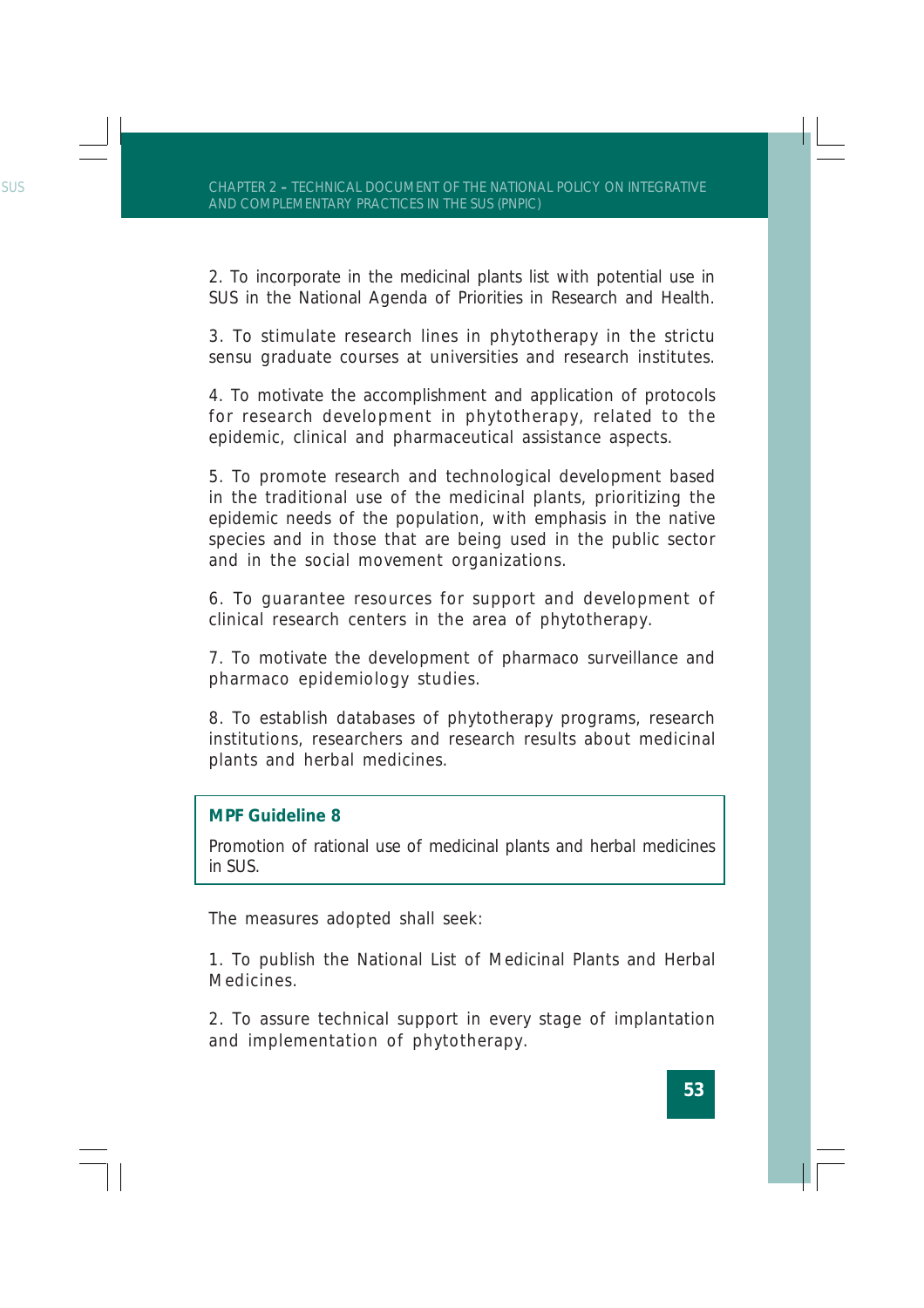2. To incorporate in the medicinal plants list with potential use in SUS in the National Agenda of Priorities in Research and Health.

3. To stimulate research lines in phytotherapy in the strictu sensu graduate courses at universities and research institutes.

4. To motivate the accomplishment and application of protocols for research development in phytotherapy, related to the epidemic, clinical and pharmaceutical assistance aspects.

5. To promote research and technological development based in the traditional use of the medicinal plants, prioritizing the epidemic needs of the population, with emphasis in the native species and in those that are being used in the public sector and in the social movement organizations.

6. To guarantee resources for support and development of clinical research centers in the area of phytotherapy.

7. To motivate the development of pharmaco surveillance and pharmaco epidemiology studies.

8. To establish databases of phytotherapy programs, research institutions, researchers and research results about medicinal plants and herbal medicines.

**MPF Guideline 8**

Promotion of rational use of medicinal plants and herbal medicines in SUS.

The measures adopted shall seek:

1. To publish the National List of Medicinal Plants and Herbal Medicines.

2. To assure technical support in every stage of implantation and implementation of phytotherapy.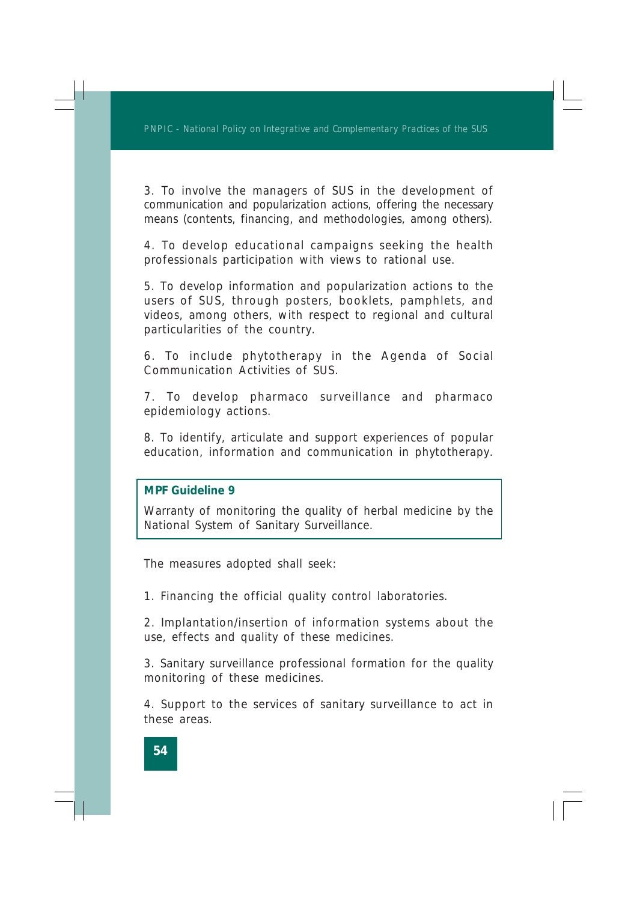3. To involve the managers of SUS in the development of communication and popularization actions, offering the necessary means (contents, financing, and methodologies, among others).

4. To develop educational campaigns seeking the health professionals participation with views to rational use.

5. To develop information and popularization actions to the users of SUS, through posters, booklets, pamphlets, and videos, among others, with respect to regional and cultural particularities of the country.

6. To include phytotherapy in the Agenda of Social Communication Activities of SUS.

7. To develop pharmaco surveillance and pharmaco epidemiology actions.

8. To identify, articulate and support experiences of popular education, information and communication in phytotherapy.

**MPF Guideline 9**

Warranty of monitoring the quality of herbal medicine by the National System of Sanitary Surveillance.

The measures adopted shall seek:

1. Financing the official quality control laboratories.

2. Implantation/insertion of information systems about the use, effects and quality of these medicines.

3. Sanitary surveillance professional formation for the quality monitoring of these medicines.

4. Support to the services of sanitary surveillance to act in these areas.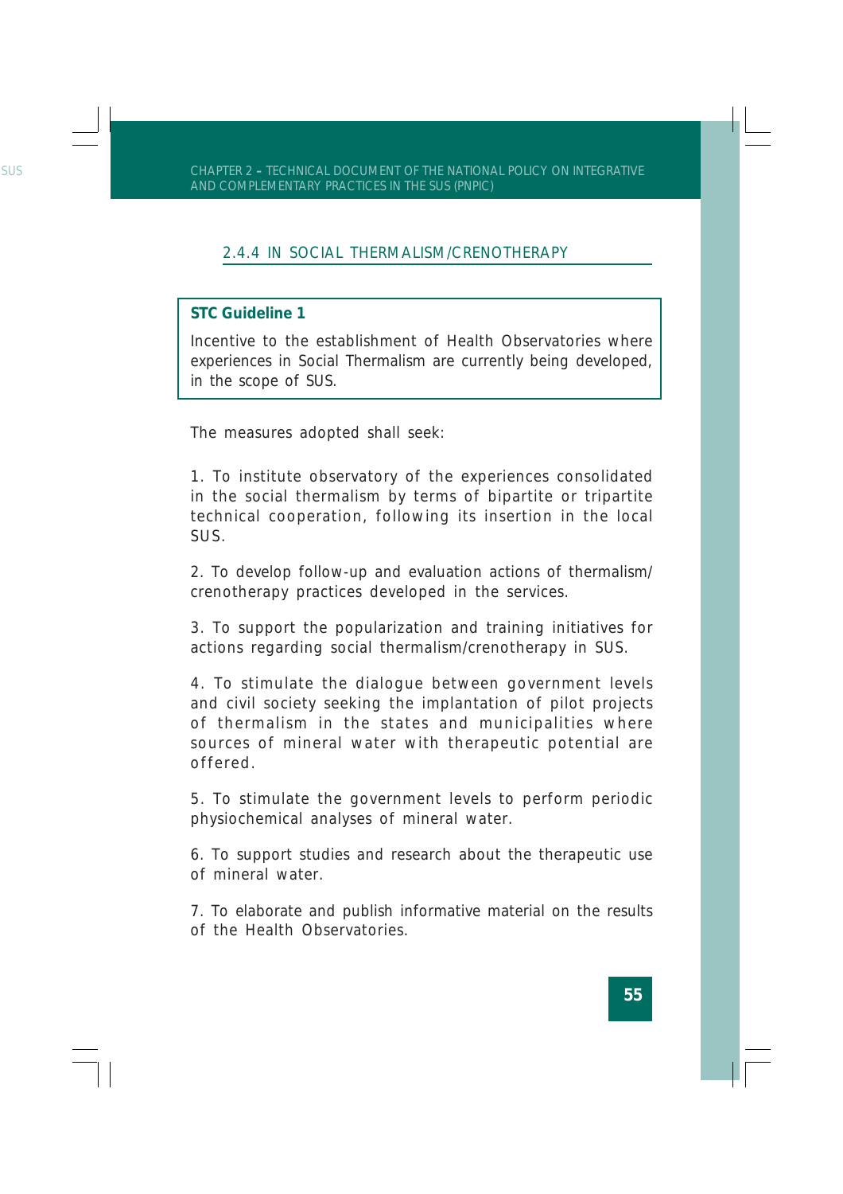### 2.4.4 IN SOCIAL THERMALISM/CRENOTHERAPY

**STC Guideline 1**

Incentive to the establishment of Health Observatories where experiences in Social Thermalism are currently being developed, in the scope of SUS.

The measures adopted shall seek:

1. To institute observatory of the experiences consolidated in the social thermalism by terms of bipartite or tripartite technical cooperation, following its insertion in the local SUS.

2. To develop follow-up and evaluation actions of thermalism/crenotherapy practices developed in the services.

3. To support the popularization and training initiatives for actions regarding social thermalism/crenotherapy in SUS.

4. To stimulate the dialogue between government levels and civil society seeking the implantation of pilot projects of thermalism in the states and municipalities where sources of mineral water with therapeutic potential are offered.

5. To stimulate the government levels to perform periodic physiochemical analyses of mineral water.

6. To support studies and research about the therapeutic use of mineral water.

7. To elaborate and publish informative material on the results of the Health Observatories.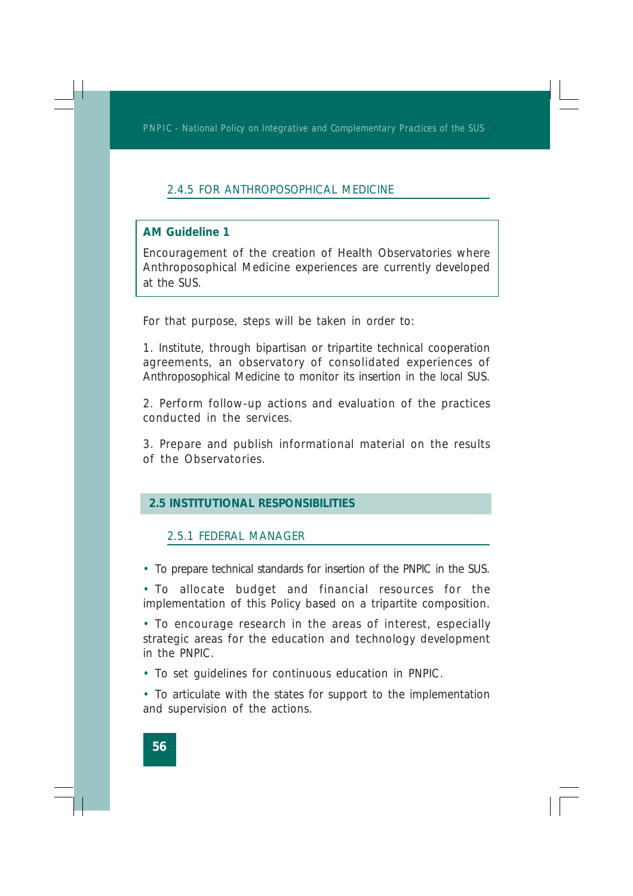#### 2.4.5 FOR ANTHROPOSOPHICAL MEDICINE

**AM Guideline 1**

Encouragement of the creation of Health Observatories where Anthroposophical Medicine experiences are currently developed at the SUS.

For that purpose, steps will be taken in order to:

1. Institute, through bipartisan or tripartite technical cooperation agreements, an observatory of consolidated experiences of Anthroposophical Medicine to monitor its insertion in the local SUS.

2. Perform follow-up actions and evaluation of the practices conducted in the services.

3. Prepare and publish informational material on the results of the Observatories.

### 2.5 INSTITUTIONAL RESPONSIBILITIES

#### 2.5.1 FEDERAL MANAGER

- To prepare technical standards for insertion of the PNPIC in the SUS.
- To allocate budget and financial resources for the implementation of this Policy based on a tripartite composition.
- To encourage research in the areas of interest, especially strategic areas for the education and technology development in the PNPIC.
- To set guidelines for continuous education in PNPIC.
- To articulate with the states for support to the implementation and supervision of the actions.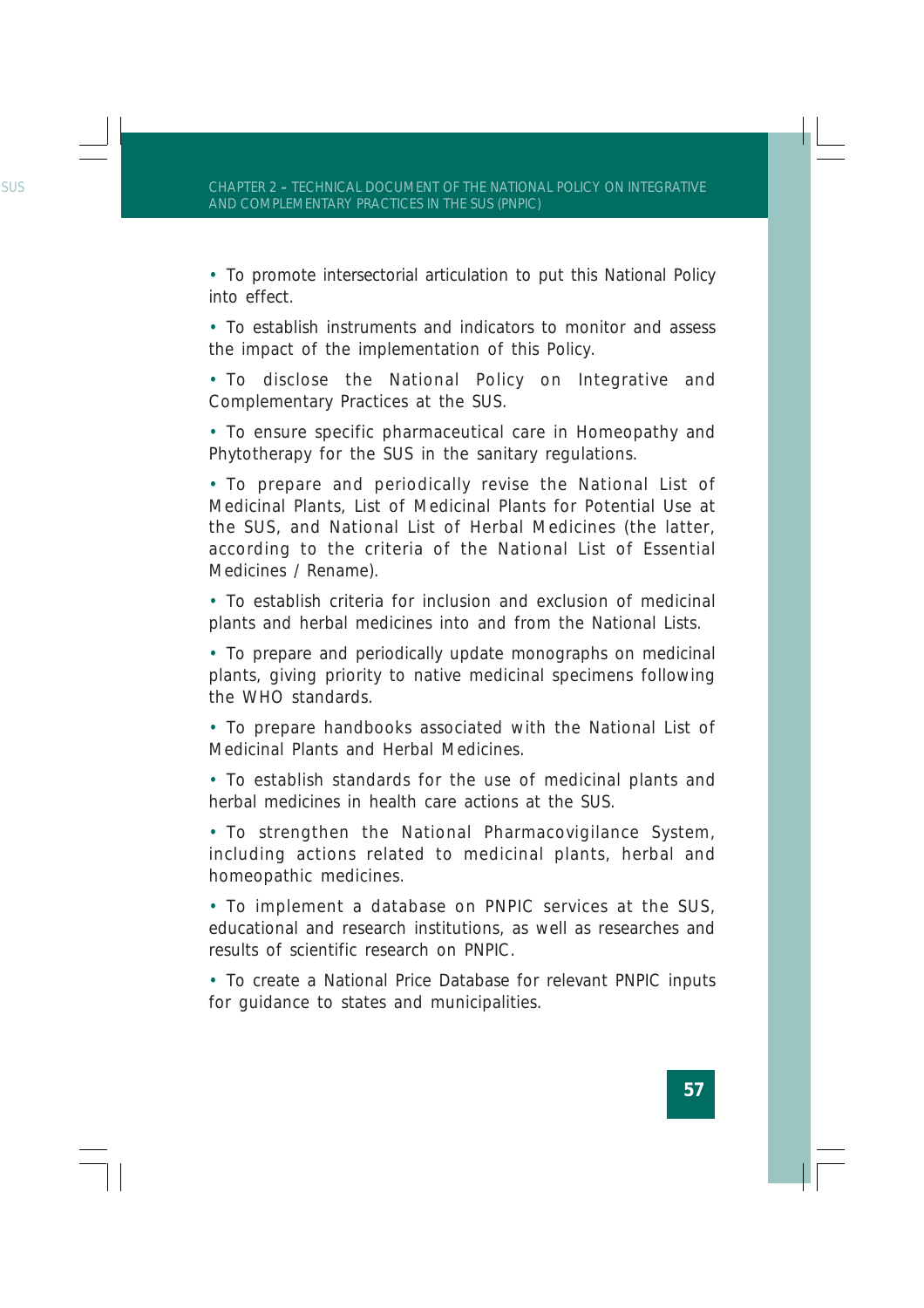- To promote intersectorial articulation to put this National Policy into effect.
- To establish instruments and indicators to monitor and assess the impact of the implementation of this Policy.
- To disclose the National Policy on Integrative and Complementary Practices at the SUS.
- To ensure specific pharmaceutical care in Homeopathy and Phytotherapy for the SUS in the sanitary regulations.
- To prepare and periodically revise the National List of Medicinal Plants, List of Medicinal Plants for Potential Use at the SUS, and National List of Herbal Medicines (the latter, according to the criteria of the National List of Essential Medicines / Rename).
- To establish criteria for inclusion and exclusion of medicinal plants and herbal medicines into and from the National Lists.
- To prepare and periodically update monographs on medicinal plants, giving priority to native medicinal specimens following the WHO standards.
- To prepare handbooks associated with the National List of Medicinal Plants and Herbal Medicines.
- To establish standards for the use of medicinal plants and herbal medicines in health care actions at the SUS.
- To strengthen the National Pharmacovigilance System, including actions related to medicinal plants, herbal and homeopathic medicines.
- To implement a database on PNPIC services at the SUS, educational and research institutions, as well as researches and results of scientific research on PNPIC.
- To create a National Price Database for relevant PNPIC inputs for guidance to states and municipalities.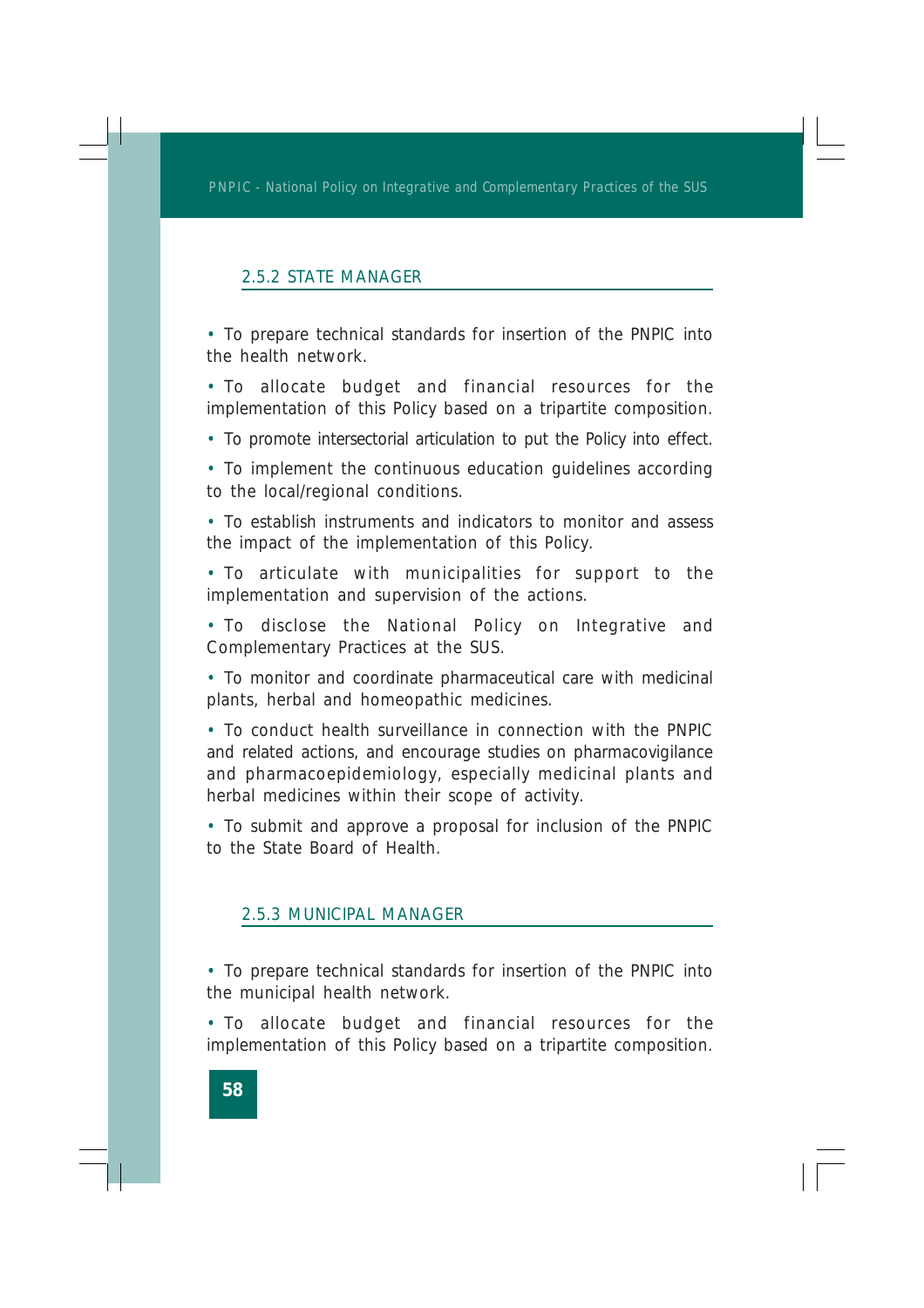### 2.5.2 STATE MANAGER

- To prepare technical standards for insertion of the PNPIC into the health network.
- To allocate budget and financial resources for the implementation of this Policy based on a tripartite composition.
- To promote intersectorial articulation to put the Policy into effect.
- To implement the continuous education guidelines according to the local/regional conditions.
- To establish instruments and indicators to monitor and assess the impact of the implementation of this Policy.
- To articulate with municipalities for support to the implementation and supervision of the actions.
- To disclose the National Policy on Integrative and Complementary Practices at the SUS.
- To monitor and coordinate pharmaceutical care with medicinal plants, herbal and homeopathic medicines.
- To conduct health surveillance in connection with the PNPIC and related actions, and encourage studies on pharmacovigilance and pharmacoepidemiology, especially medicinal plants and herbal medicines within their scope of activity.
- To submit and approve a proposal for inclusion of the PNPIC to the State Board of Health.

### 2.5.3 MUNICIPAL MANAGER

- To prepare technical standards for insertion of the PNPIC into the municipal health network.
- To allocate budget and financial resources for the implementation of this Policy based on a tripartite composition.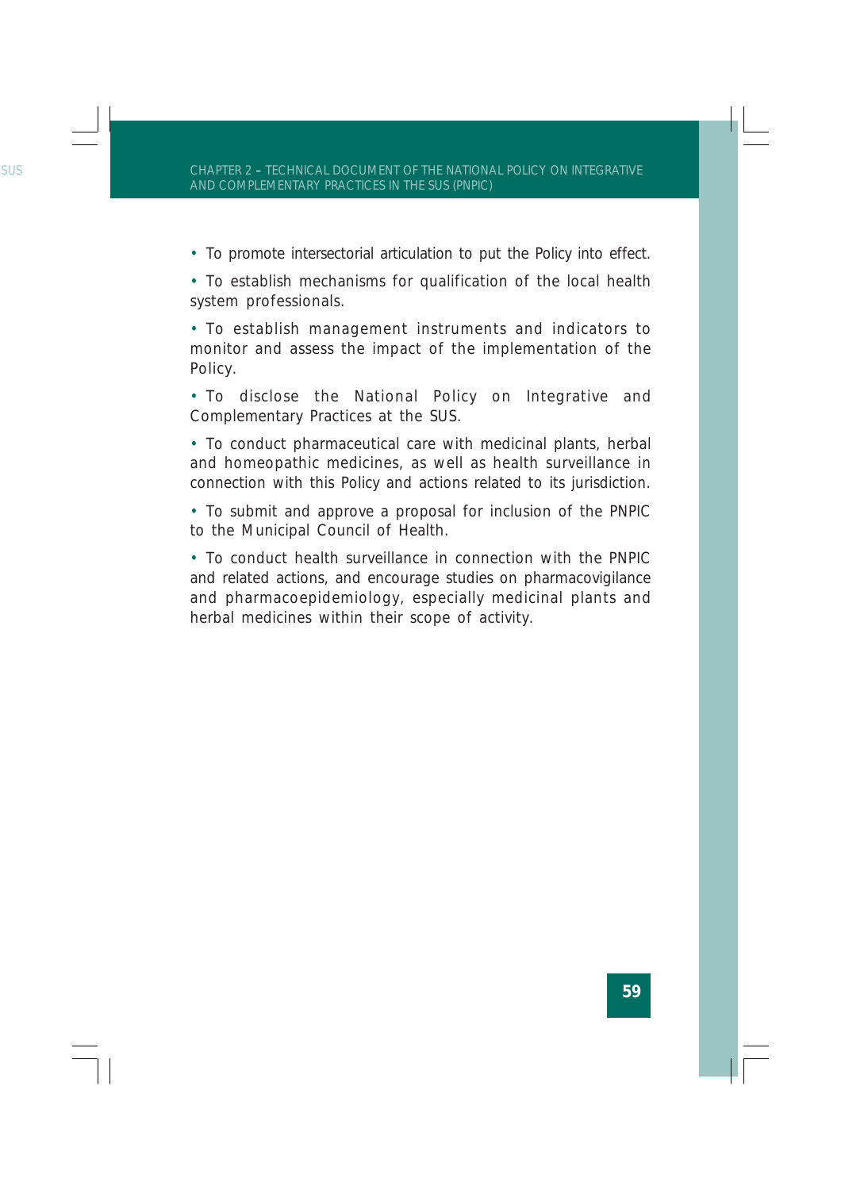- To promote intersectorial articulation to put the Policy into effect.
- To establish mechanisms for qualification of the local health system professionals.
- To establish management instruments and indicators to monitor and assess the impact of the implementation of the Policy.
- To disclose the National Policy on Integrative and Complementary Practices at the SUS.
- To conduct pharmaceutical care with medicinal plants, herbal and homeopathic medicines, as well as health surveillance in connection with this Policy and actions related to its jurisdiction.
- To submit and approve a proposal for inclusion of the PNPIC to the Municipal Council of Health.
- To conduct health surveillance in connection with the PNPIC and related actions, and encourage studies on pharmacovigilance and pharmacoepidemiology, especially medicinal plants and herbal medicines within their scope of activity.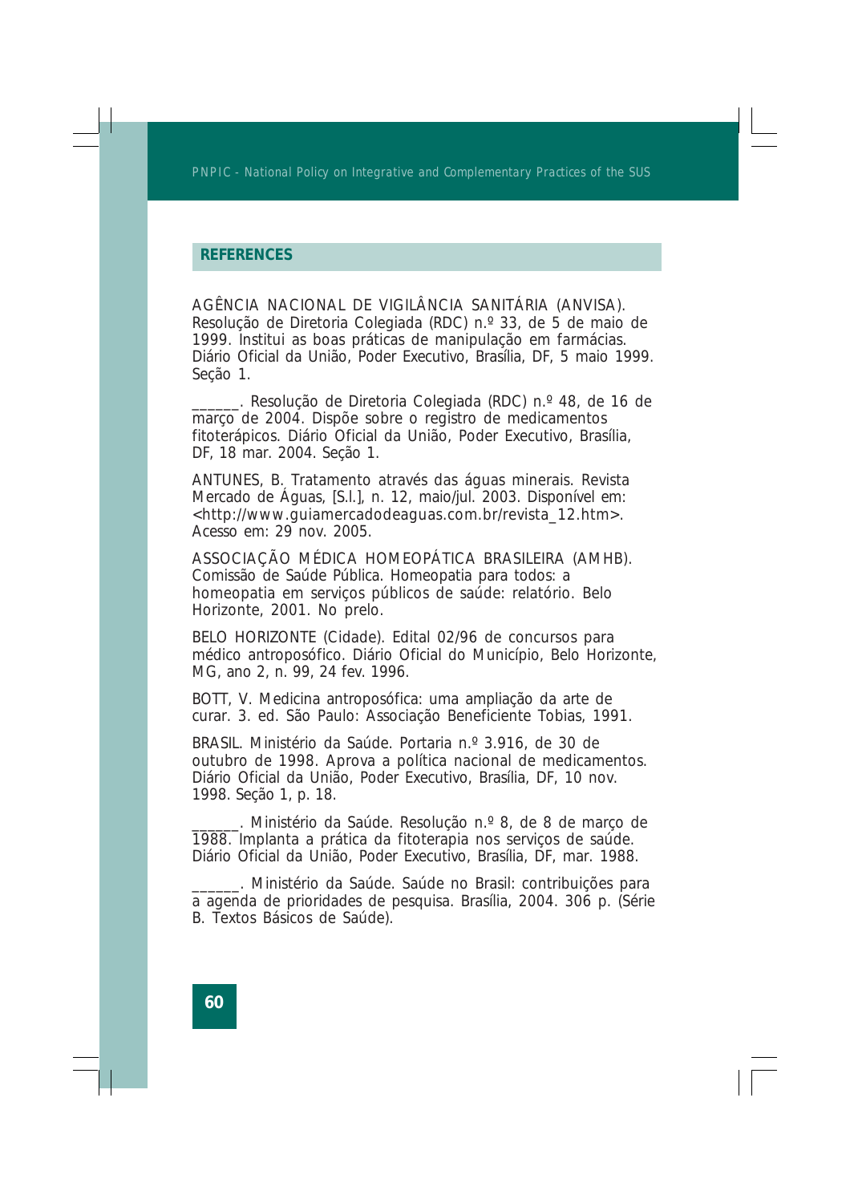## REFERENCES

AGÊNCIA NACIONAL DE VIGILÂNCIA SANITÁRIA (ANVISA). Resolução de Diretoria Colegiada (RDC) n.º 33, de 5 de maio de 1999. Institui as boas práticas de manipulação em farmácias. Diário Oficial da União, Poder Executivo, Brasília, DF, 5 maio 1999. Seção 1.

______. Resolução de Diretoria Colegiada (RDC) n.º 48, de 16 de março de 2004. Dispõe sobre o registro de medicamentos fitoterápicos. Diário Oficial da União, Poder Executivo, Brasília, DF, 18 mar. 2004. Seção 1.

ANTUNES, B. Tratamento através das águas minerais. Revista Mercado de Águas, [S.l.], n. 12, maio/jul. 2003. Disponível em: <http://www.guiamercadodeaguas.com.br/revista_12.htm>. Acesso em: 29 nov. 2005.

ASSOCIAÇÃO MÉDICA HOMEOPÁTICA BRASILEIRA (AMHB). Comissão de Saúde Pública. Homeopatia para todos: a homeopatia em serviços públicos de saúde: relatório. Belo Horizonte, 2001. No prelo.

BELO HORIZONTE (Cidade). Edital 02/96 de concursos para médico antroposófico. Diário Oficial do Município, Belo Horizonte, MG, ano 2, n. 99, 24 fev. 1996.

BOTT, V. Medicina antroposófica: uma ampliação da arte de curar. 3. ed. São Paulo: Associação Beneficiente Tobias, 1991.

BRASIL. Ministério da Saúde. Portaria n.º 3.916, de 30 de outubro de 1998. Aprova a política nacional de medicamentos. Diário Oficial da União, Poder Executivo, Brasília, DF, 10 nov. 1998. Seção 1, p. 18.

______. Ministério da Saúde. Resolução n.º 8, de 8 de março de 1988. Implanta a prática da fitoterapia nos serviços de saúde. Diário Oficial da União, Poder Executivo, Brasília, DF, mar. 1988.

______. Ministério da Saúde. Saúde no Brasil: contribuições para a agenda de prioridades de pesquisa. Brasília, 2004. 306 p. (Série B. Textos Básicos de Saúde).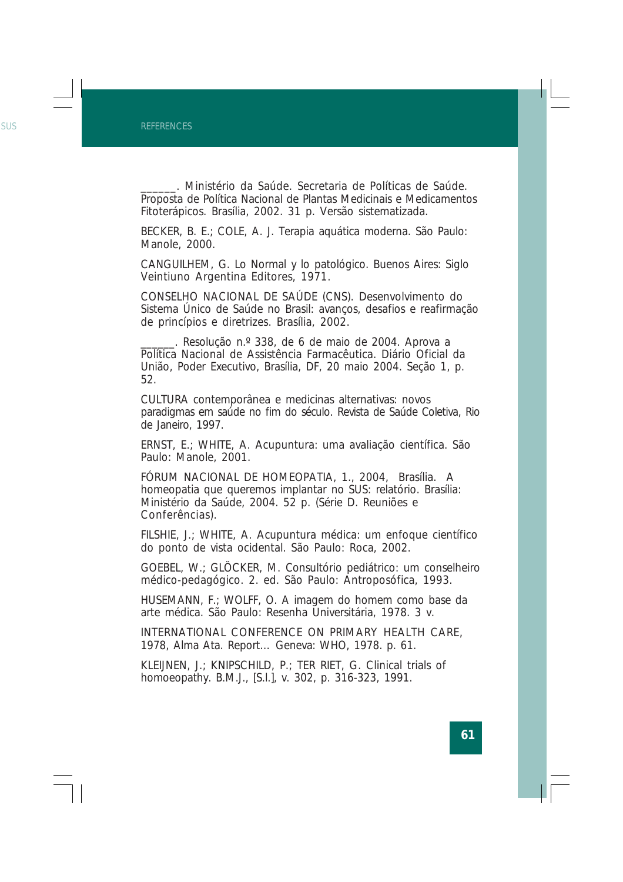______. Ministério da Saúde. Secretaria de Políticas de Saúde. Proposta de Política Nacional de Plantas Medicinais e Medicamentos Fitoterápicos. Brasília, 2002. 31 p. Versão sistematizada.

BECKER, B. E.; COLE, A. J. Terapia aquática moderna. São Paulo: Manole, 2000.

CANGUILHEM, G. Lo Normal y lo patológico. Buenos Aires: Siglo Veintiuno Argentina Editores, 1971.

CONSELHO NACIONAL DE SAÚDE (CNS). Desenvolvimento do Sistema Único de Saúde no Brasil: avanços, desafios e reafirmação de princípios e diretrizes. Brasília, 2002.

______. Resolução n.º 338, de 6 de maio de 2004. Aprova a Política Nacional de Assistência Farmacêutica. Diário Oficial da União, Poder Executivo, Brasília, DF, 20 maio 2004. Seção 1, p. 52.

CULTURA contemporânea e medicinas alternativas: novos paradigmas em saúde no fim do século. Revista de Saúde Coletiva, Rio de Janeiro, 1997.

ERNST, E.; WHITE, A. Acupuntura: uma avaliação científica. São Paulo: Manole, 2001.

FÓRUM NACIONAL DE HOMEOPATIA, 1., 2004, Brasília. A homeopatia que queremos implantar no SUS: relatório. Brasília: Ministério da Saúde, 2004. 52 p. (Série D. Reuniões e Conferências).

FILSHIE, J.; WHITE, A. Acupuntura médica: um enfoque científico do ponto de vista ocidental. São Paulo: Roca, 2002.

GOEBEL, W.; GLÖCKER, M. Consultório pediátrico: um conselheiro médico-pedagógico. 2. ed. São Paulo: Antroposófica, 1993.

HUSEMANN, F.; WOLFF, O. A imagem do homem como base da arte médica. São Paulo: Resenha Universitária, 1978. 3 v.

INTERNATIONAL CONFERENCE ON PRIMARY HEALTH CARE, 1978, Alma Ata. Report... Geneva: WHO, 1978. p. 61.

KLEIJNEN, J.; KNIPSCHILD, P.; TER RIET, G. Clinical trials of homoeopathy. B.M.J., [S.l.], v. 302, p. 316-323, 1991.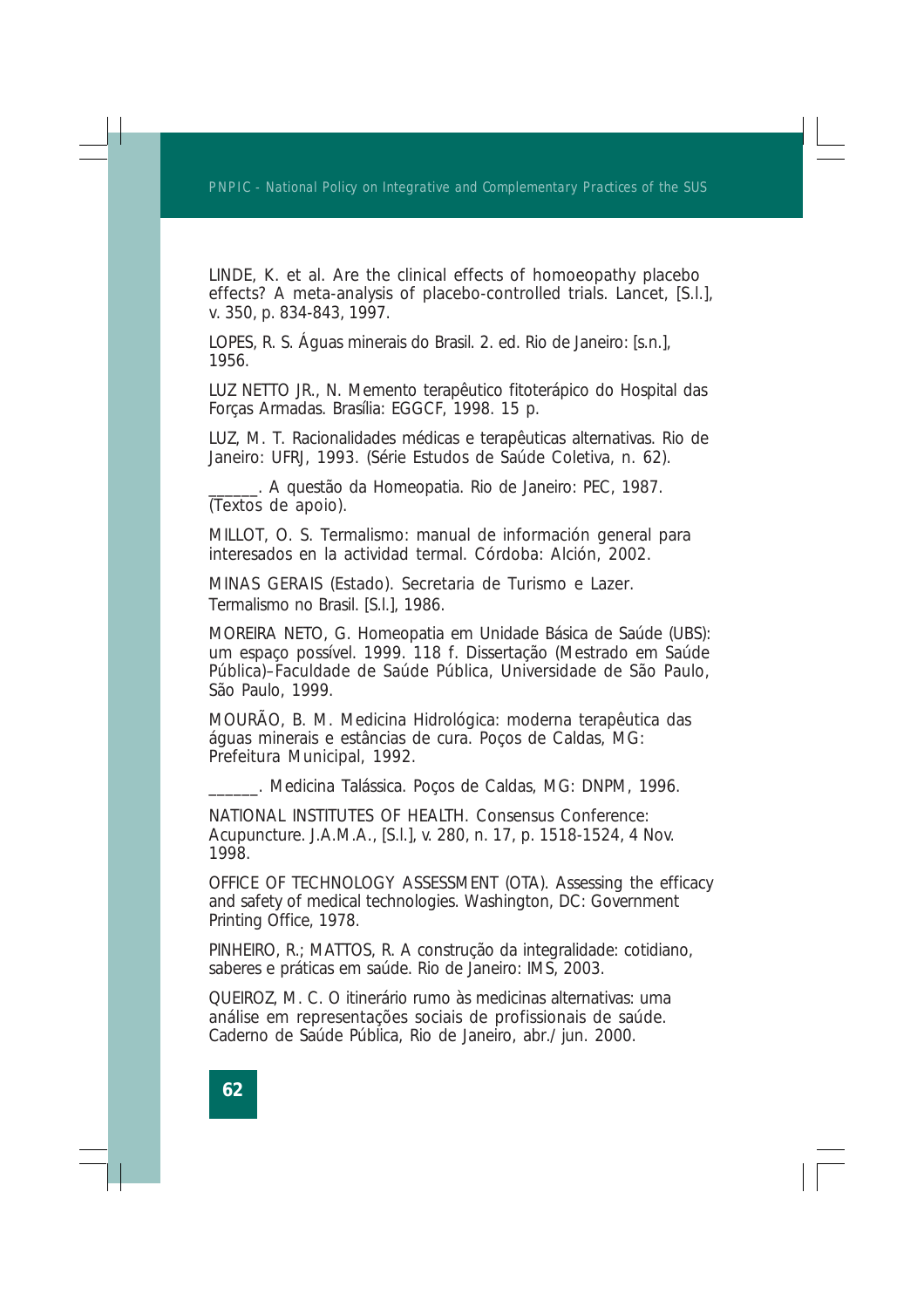LINDE, K. et al. Are the clinical effects of homoeopathy placebo effects? A meta-analysis of placebo-controlled trials. Lancet, [S.l.], v. 350, p. 834-843, 1997.

LOPES, R. S. Águas minerais do Brasil. 2. ed. Rio de Janeiro: [s.n.], 1956.

LUZ NETTO JR., N. Memento terapêutico fitoterápico do Hospital das Forças Armadas. Brasília: EGGCF, 1998. 15 p.

LUZ, M. T. Racionalidades médicas e terapêuticas alternativas. Rio de Janeiro: UFRJ, 1993. (Série Estudos de Saúde Coletiva, n. 62).

______. A questão da Homeopatia. Rio de Janeiro: PEC, 1987. (Textos de apoio).

MILLOT, O. S. Termalismo: manual de información general para interesados en la actividad termal. Córdoba: Alción, 2002.

MINAS GERAIS (Estado). Secretaria de Turismo e Lazer. Termalismo no Brasil. [S.l.], 1986.

MOREIRA NETO, G. Homeopatia em Unidade Básica de Saúde (UBS): um espaço possível. 1999. 118 f. Dissertação (Mestrado em Saúde Pública)–Faculdade de Saúde Pública, Universidade de São Paulo, São Paulo, 1999.

MOURÃO, B. M. Medicina Hidrológica: moderna terapêutica das águas minerais e estâncias de cura. Poços de Caldas, MG: Prefeitura Municipal, 1992.

______. Medicina Talássica. Poços de Caldas, MG: DNPM, 1996.

NATIONAL INSTITUTES OF HEALTH. Consensus Conference: Acupuncture. J.A.M.A., [S.l.], v. 280, n. 17, p. 1518-1524, 4 Nov. 1998.

OFFICE OF TECHNOLOGY ASSESSMENT (OTA). Assessing the efficacy and safety of medical technologies. Washington, DC: Government Printing Office, 1978.

PINHEIRO, R.; MATTOS, R. A construção da integralidade: cotidiano, saberes e práticas em saúde. Rio de Janeiro: IMS, 2003.

QUEIROZ, M. C. O itinerário rumo às medicinas alternativas: uma análise em representações sociais de profissionais de saúde. Caderno de Saúde Pública, Rio de Janeiro, abr./ jun. 2000.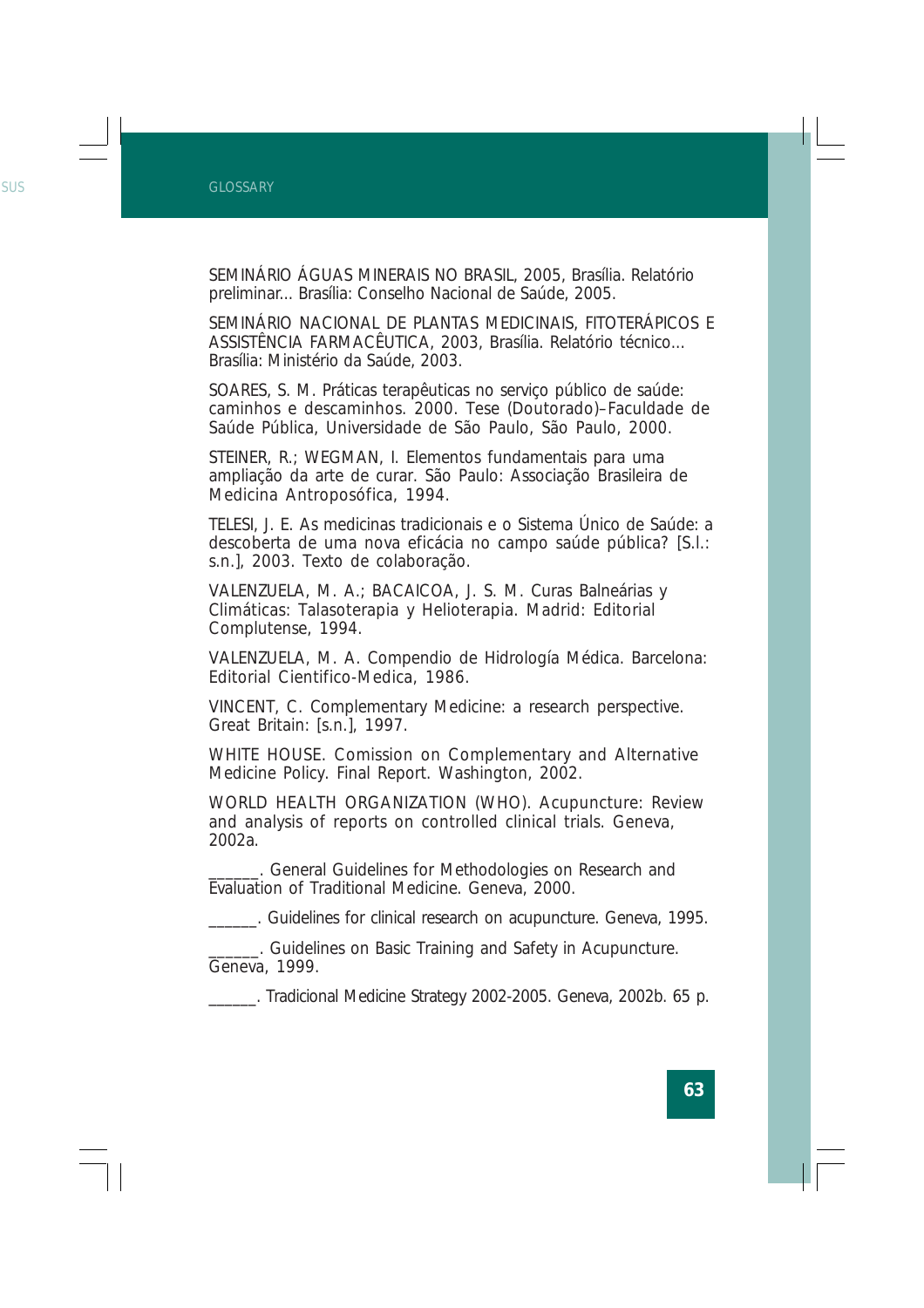SEMINÁRIO ÁGUAS MINERAIS NO BRASIL, 2005, Brasília. Relatório preliminar... Brasília: Conselho Nacional de Saúde, 2005.

SEMINÁRIO NACIONAL DE PLANTAS MEDICINAIS, FITOTERÁPICOS E ASSISTÊNCIA FARMACÊUTICA, 2003, Brasília. Relatório técnico... Brasília: Ministério da Saúde, 2003.

SOARES, S. M. Práticas terapêuticas no serviço público de saúde: caminhos e descaminhos. 2000. Tese (Doutorado)–Faculdade de Saúde Pública, Universidade de São Paulo, São Paulo, 2000.

STEINER, R.; WEGMAN, I. Elementos fundamentais para uma ampliação da arte de curar. São Paulo: Associação Brasileira de Medicina Antroposófica, 1994.

TELESI, J. E. As medicinas tradicionais e o Sistema Único de Saúde: a descoberta de uma nova eficácia no campo saúde pública? [S.l.: s.n.], 2003. Texto de colaboração.

VALENZUELA, M. A.; BACAICOA, J. S. M. Curas Balneárias y Climáticas: Talasoterapia y Helioterapia. Madrid: Editorial Complutense, 1994.

VALENZUELA, M. A. Compendio de Hidrología Médica. Barcelona: Editorial Cientifico-Medica, 1986.

VINCENT, C. Complementary Medicine: a research perspective. Great Britain: [s.n.], 1997.

WHITE HOUSE. Comission on Complementary and Alternative Medicine Policy. Final Report. Washington, 2002.

WORLD HEALTH ORGANIZATION (WHO). Acupuncture: Review and analysis of reports on controlled clinical trials. Geneva, 2002a.

______. General Guidelines for Methodologies on Research and Evaluation of Traditional Medicine. Geneva, 2000.

______. Guidelines for clinical research on acupuncture. Geneva, 1995.

______. Guidelines on Basic Training and Safety in Acupuncture. Geneva, 1999.

______. Tradicional Medicine Strategy 2002-2005. Geneva, 2002b. 65 p.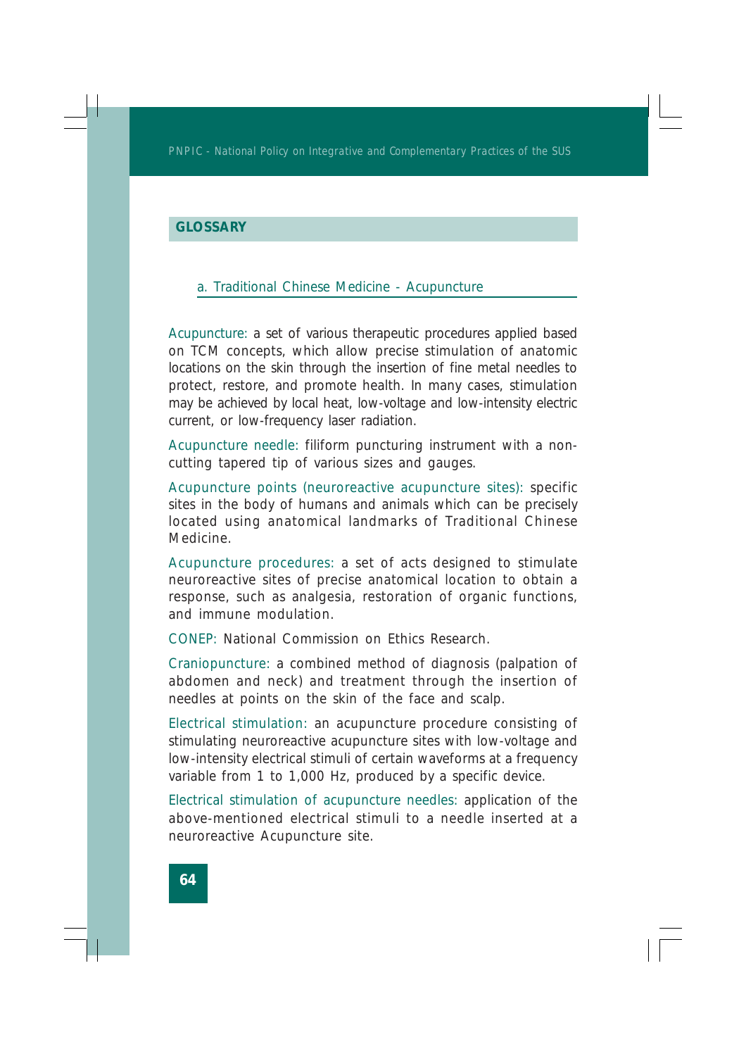## GLOSSARY

### a. Traditional Chinese Medicine - Acupuncture

Acupuncture: a set of various therapeutic procedures applied based on TCM concepts, which allow precise stimulation of anatomic locations on the skin through the insertion of fine metal needles to protect, restore, and promote health. In many cases, stimulation may be achieved by local heat, low-voltage and low-intensity electric current, or low-frequency laser radiation.

Acupuncture needle: filiform puncturing instrument with a non-cutting tapered tip of various sizes and gauges.

Acupuncture points (neuroreactive acupuncture sites): specific sites in the body of humans and animals which can be precisely located using anatomical landmarks of Traditional Chinese Medicine.

Acupuncture procedures: a set of acts designed to stimulate neuroreactive sites of precise anatomical location to obtain a response, such as analgesia, restoration of organic functions, and immune modulation.

CONEP: National Commission on Ethics Research.

Craniopuncture: a combined method of diagnosis (palpation of abdomen and neck) and treatment through the insertion of needles at points on the skin of the face and scalp.

Electrical stimulation: an acupuncture procedure consisting of stimulating neuroreactive acupuncture sites with low-voltage and low-intensity electrical stimuli of certain waveforms at a frequency variable from 1 to 1,000 Hz, produced by a specific device.

Electrical stimulation of acupuncture needles: application of the above-mentioned electrical stimuli to a needle inserted at a neuroreactive Acupuncture site.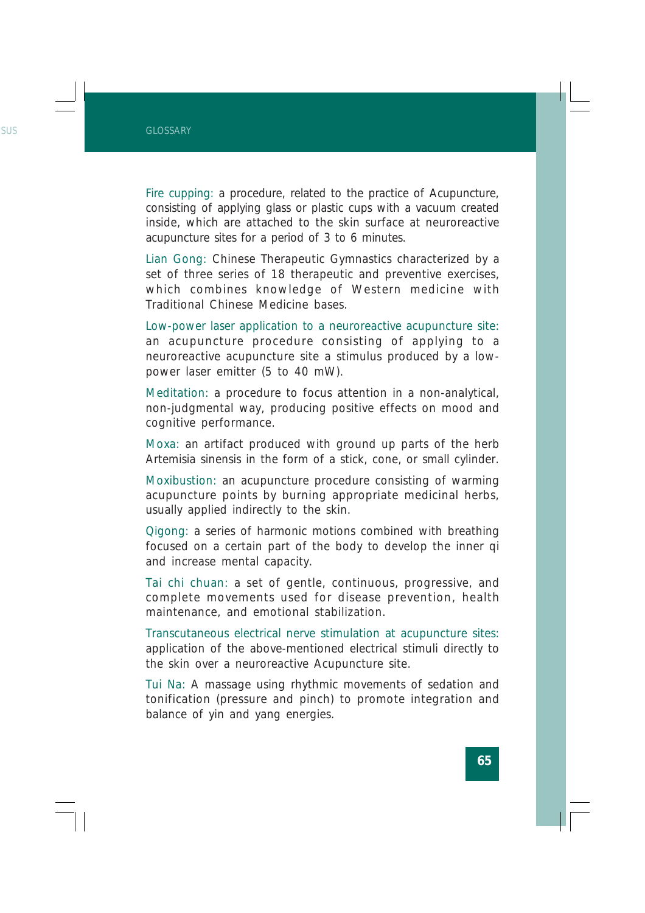**Fire cupping:** a procedure, related to the practice of Acupuncture, consisting of applying glass or plastic cups with a vacuum created inside, which are attached to the skin surface at neuroreactive acupuncture sites for a period of 3 to 6 minutes.

**Lian Gong:** Chinese Therapeutic Gymnastics characterized by a set of three series of 18 therapeutic and preventive exercises, which combines knowledge of Western medicine with Traditional Chinese Medicine bases.

**Low-power laser application to a neuroreactive acupuncture site:** an acupuncture procedure consisting of applying to a neuroreactive acupuncture site a stimulus produced by a low-power laser emitter (5 to 40 mW).

**Meditation:** a procedure to focus attention in a non-analytical, non-judgmental way, producing positive effects on mood and cognitive performance.

**Moxa:** an artifact produced with ground up parts of the herb Artemisia sinensis in the form of a stick, cone, or small cylinder.

**Moxibustion:** an acupuncture procedure consisting of warming acupuncture points by burning appropriate medicinal herbs, usually applied indirectly to the skin.

**Qigong:** a series of harmonic motions combined with breathing focused on a certain part of the body to develop the inner qi and increase mental capacity.

**Tai chi chuan:** a set of gentle, continuous, progressive, and complete movements used for disease prevention, health maintenance, and emotional stabilization.

**Transcutaneous electrical nerve stimulation at acupuncture sites:** application of the above-mentioned electrical stimuli directly to the skin over a neuroreactive Acupuncture site.

**Tui Na:** A massage using rhythmic movements of sedation and tonification (pressure and pinch) to promote integration and balance of yin and yang energies.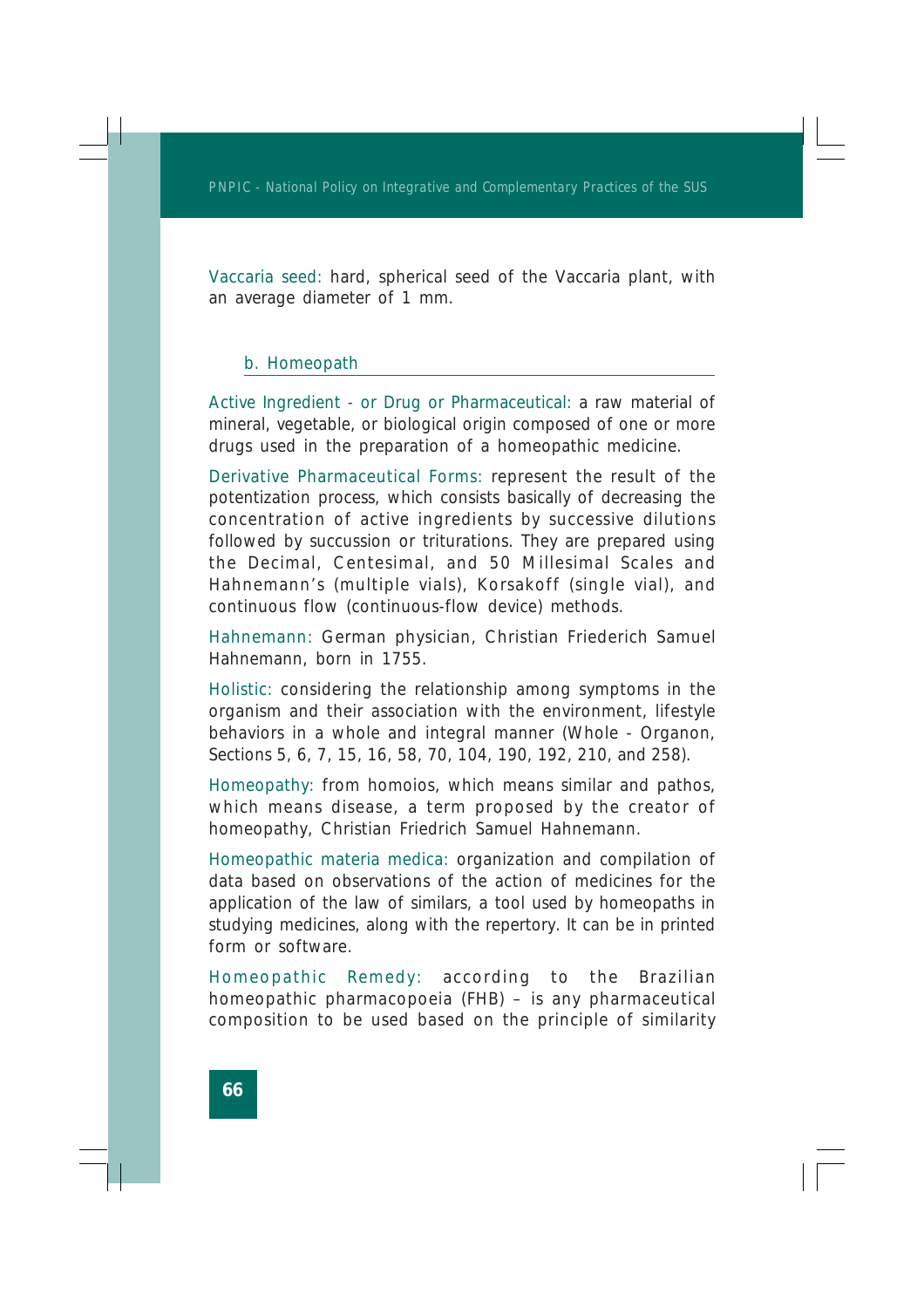**Vaccaria seed:** hard, spherical seed of the Vaccaria plant, with an average diameter of 1 mm.

### b. Homeopath

**Active Ingredient - or Drug or Pharmaceutical:** a raw material of mineral, vegetable, or biological origin composed of one or more drugs used in the preparation of a homeopathic medicine.

**Derivative Pharmaceutical Forms:** represent the result of the potentization process, which consists basically of decreasing the concentration of active ingredients by successive dilutions followed by succussion or triturations. They are prepared using the Decimal, Centesimal, and 50 Millesimal Scales and Hahnemann's (multiple vials), Korsakoff (single vial), and continuous flow (continuous-flow device) methods.

**Hahnemann:** German physician, Christian Friederich Samuel Hahnemann, born in 1755.

**Holistic:** considering the relationship among symptoms in the organism and their association with the environment, lifestyle behaviors in a whole and integral manner (Whole - Organon, Sections 5, 6, 7, 15, 16, 58, 70, 104, 190, 192, 210, and 258).

**Homeopathy:** from homoios, which means similar and pathos, which means disease, a term proposed by the creator of homeopathy, Christian Friedrich Samuel Hahnemann.

**Homeopathic materia medica:** organization and compilation of data based on observations of the action of medicines for the application of the law of similars, a tool used by homeopaths in studying medicines, along with the repertory. It can be in printed form or software.

**Homeopathic Remedy:** according to the Brazilian homeopathic pharmacopoeia (FHB) – is any pharmaceutical composition to be used based on the principle of similarity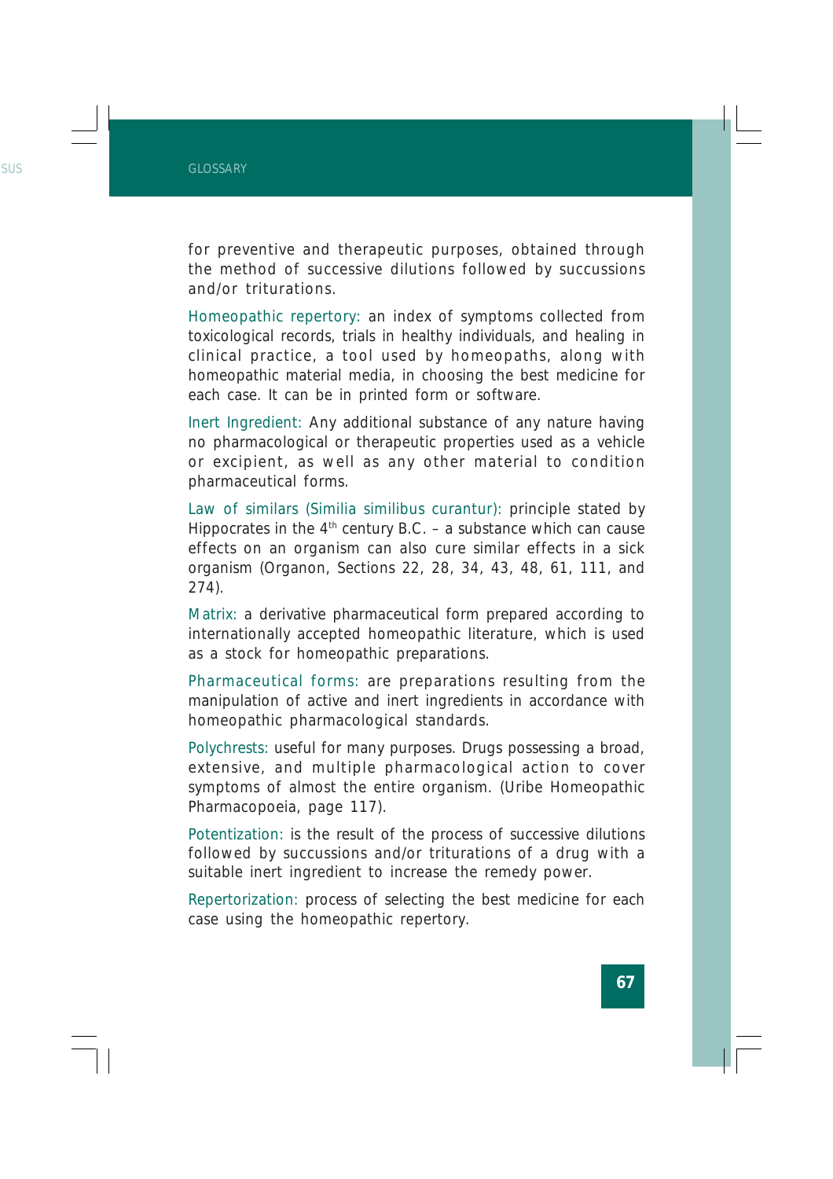for preventive and therapeutic purposes, obtained through the method of successive dilutions followed by succussions and/or triturations.

**Homeopathic repertory:** an index of symptoms collected from toxicological records, trials in healthy individuals, and healing in clinical practice, a tool used by homeopaths, along with homeopathic material media, in choosing the best medicine for each case. It can be in printed form or software.

**Inert Ingredient:** Any additional substance of any nature having no pharmacological or therapeutic properties used as a vehicle or excipient, as well as any other material to condition pharmaceutical forms.

**Law of similars (Similia similibus curantur):** principle stated by Hippocrates in the 4th century B.C. – a substance which can cause effects on an organism can also cure similar effects in a sick organism (Organon, Sections 22, 28, 34, 43, 48, 61, 111, and 274).

**Matrix:** a derivative pharmaceutical form prepared according to internationally accepted homeopathic literature, which is used as a stock for homeopathic preparations.

**Pharmaceutical forms:** are preparations resulting from the manipulation of active and inert ingredients in accordance with homeopathic pharmacological standards.

**Polychrests:** useful for many purposes. Drugs possessing a broad, extensive, and multiple pharmacological action to cover symptoms of almost the entire organism. (Uribe Homeopathic Pharmacopoeia, page 117).

**Potentization:** is the result of the process of successive dilutions followed by succussions and/or triturations of a drug with a suitable inert ingredient to increase the remedy power.

**Repertorization:** process of selecting the best medicine for each case using the homeopathic repertory.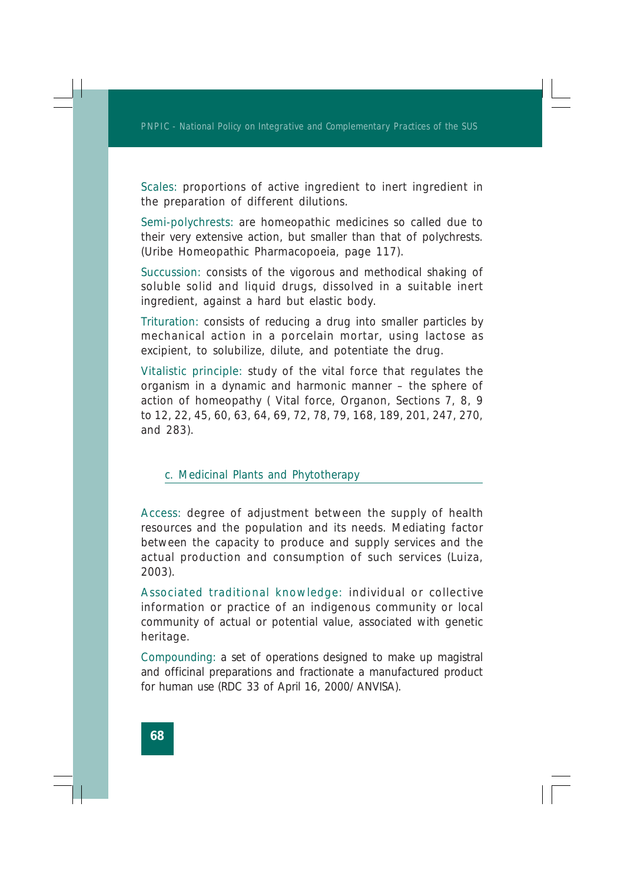Scales: proportions of active ingredient to inert ingredient in the preparation of different dilutions.

Semi-polychrests: are homeopathic medicines so called due to their very extensive action, but smaller than that of polychrests. (Uribe Homeopathic Pharmacopoeia, page 117).

Succussion: consists of the vigorous and methodical shaking of soluble solid and liquid drugs, dissolved in a suitable inert ingredient, against a hard but elastic body.

Trituration: consists of reducing a drug into smaller particles by mechanical action in a porcelain mortar, using lactose as excipient, to solubilize, dilute, and potentiate the drug.

Vitalistic principle: study of the vital force that regulates the organism in a dynamic and harmonic manner – the sphere of action of homeopathy ( Vital force, Organon, Sections 7, 8, 9 to 12, 22, 45, 60, 63, 64, 69, 72, 78, 79, 168, 189, 201, 247, 270, and 283).

## c. Medicinal Plants and Phytotherapy

Access: degree of adjustment between the supply of health resources and the population and its needs. Mediating factor between the capacity to produce and supply services and the actual production and consumption of such services (Luiza, 2003).

Associated traditional knowledge: individual or collective information or practice of an indigenous community or local community of actual or potential value, associated with genetic heritage.

Compounding: a set of operations designed to make up magistral and officinal preparations and fractionate a manufactured product for human use (RDC 33 of April 16, 2000/ ANVISA).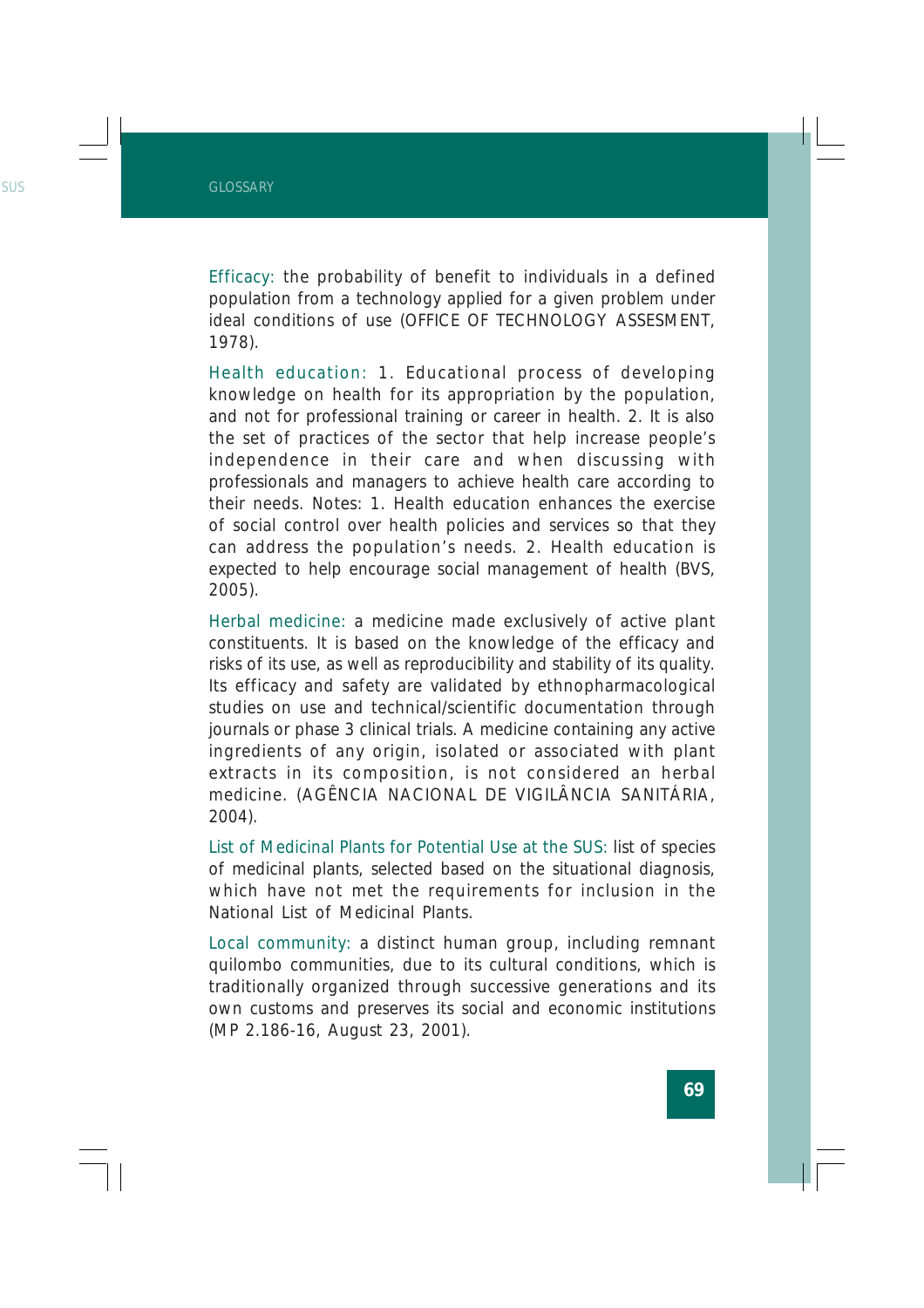Efficacy: the probability of benefit to individuals in a defined population from a technology applied for a given problem under ideal conditions of use (OFFICE OF TECHNOLOGY ASSESMENT, 1978).

Health education: 1. Educational process of developing knowledge on health for its appropriation by the population, and not for professional training or career in health. 2. It is also the set of practices of the sector that help increase people's independence in their care and when discussing with professionals and managers to achieve health care according to their needs. Notes: 1. Health education enhances the exercise of social control over health policies and services so that they can address the population's needs. 2. Health education is expected to help encourage social management of health (BVS, 2005).

Herbal medicine: a medicine made exclusively of active plant constituents. It is based on the knowledge of the efficacy and risks of its use, as well as reproducibility and stability of its quality. Its efficacy and safety are validated by ethnopharmacological studies on use and technical/scientific documentation through journals or phase 3 clinical trials. A medicine containing any active ingredients of any origin, isolated or associated with plant extracts in its composition, is not considered an herbal medicine. (AGÊNCIA NACIONAL DE VIGILÂNCIA SANITÁRIA, 2004).

List of Medicinal Plants for Potential Use at the SUS: list of species of medicinal plants, selected based on the situational diagnosis, which have not met the requirements for inclusion in the National List of Medicinal Plants.

Local community: a distinct human group, including remnant quilombo communities, due to its cultural conditions, which is traditionally organized through successive generations and its own customs and preserves its social and economic institutions (MP 2.186-16, August 23, 2001).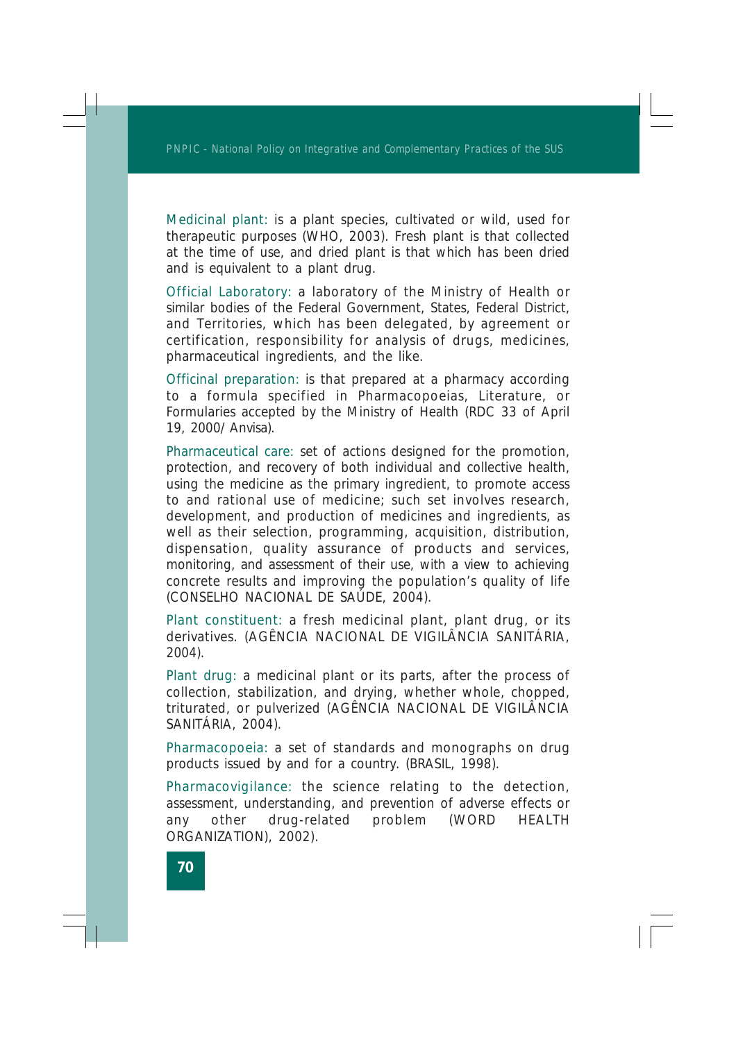Medicinal plant: is a plant species, cultivated or wild, used for therapeutic purposes (WHO, 2003). Fresh plant is that collected at the time of use, and dried plant is that which has been dried and is equivalent to a plant drug.

Official Laboratory: a laboratory of the Ministry of Health or similar bodies of the Federal Government, States, Federal District, and Territories, which has been delegated, by agreement or certification, responsibility for analysis of drugs, medicines, pharmaceutical ingredients, and the like.

Officinal preparation: is that prepared at a pharmacy according to a formula specified in Pharmacopoeias, Literature, or Formularies accepted by the Ministry of Health (RDC 33 of April 19, 2000/ Anvisa).

Pharmaceutical care: set of actions designed for the promotion, protection, and recovery of both individual and collective health, using the medicine as the primary ingredient, to promote access to and rational use of medicine; such set involves research, development, and production of medicines and ingredients, as well as their selection, programming, acquisition, distribution, dispensation, quality assurance of products and services, monitoring, and assessment of their use, with a view to achieving concrete results and improving the population's quality of life (CONSELHO NACIONAL DE SAÚDE, 2004).

Plant constituent: a fresh medicinal plant, plant drug, or its derivatives. (AGÊNCIA NACIONAL DE VIGILÂNCIA SANITÁRIA, 2004).

Plant drug: a medicinal plant or its parts, after the process of collection, stabilization, and drying, whether whole, chopped, triturated, or pulverized (AGÊNCIA NACIONAL DE VIGILÂNCIA SANITÁRIA, 2004).

Pharmacopoeia: a set of standards and monographs on drug products issued by and for a country. (BRASIL, 1998).

Pharmacovigilance: the science relating to the detection, assessment, understanding, and prevention of adverse effects or any other drug-related problem (WORD HEALTH ORGANIZATION), 2002).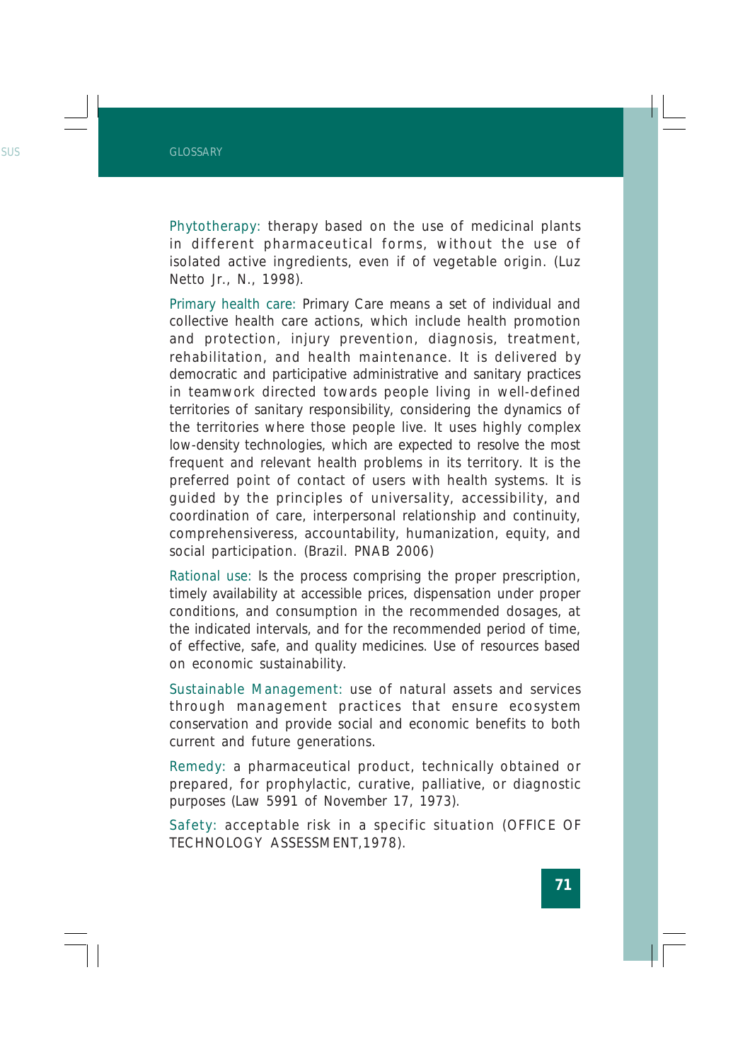Phytotherapy: therapy based on the use of medicinal plants in different pharmaceutical forms, without the use of isolated active ingredients, even if of vegetable origin. (Luz Netto Jr., N., 1998).

Primary health care: Primary Care means a set of individual and collective health care actions, which include health promotion and protection, injury prevention, diagnosis, treatment, rehabilitation, and health maintenance. It is delivered by democratic and participative administrative and sanitary practices in teamwork directed towards people living in well-defined territories of sanitary responsibility, considering the dynamics of the territories where those people live. It uses highly complex low-density technologies, which are expected to resolve the most frequent and relevant health problems in its territory. It is the preferred point of contact of users with health systems. It is guided by the principles of universality, accessibility, and coordination of care, interpersonal relationship and continuity, comprehensiveress, accountability, humanization, equity, and social participation. (Brazil. PNAB 2006)

Rational use: Is the process comprising the proper prescription, timely availability at accessible prices, dispensation under proper conditions, and consumption in the recommended dosages, at the indicated intervals, and for the recommended period of time, of effective, safe, and quality medicines. Use of resources based on economic sustainability.

Sustainable Management: use of natural assets and services through management practices that ensure ecosystem conservation and provide social and economic benefits to both current and future generations.

Remedy: a pharmaceutical product, technically obtained or prepared, for prophylactic, curative, palliative, or diagnostic purposes (Law 5991 of November 17, 1973).

Safety: acceptable risk in a specific situation (OFFICE OF TECHNOLOGY ASSESSMENT,1978).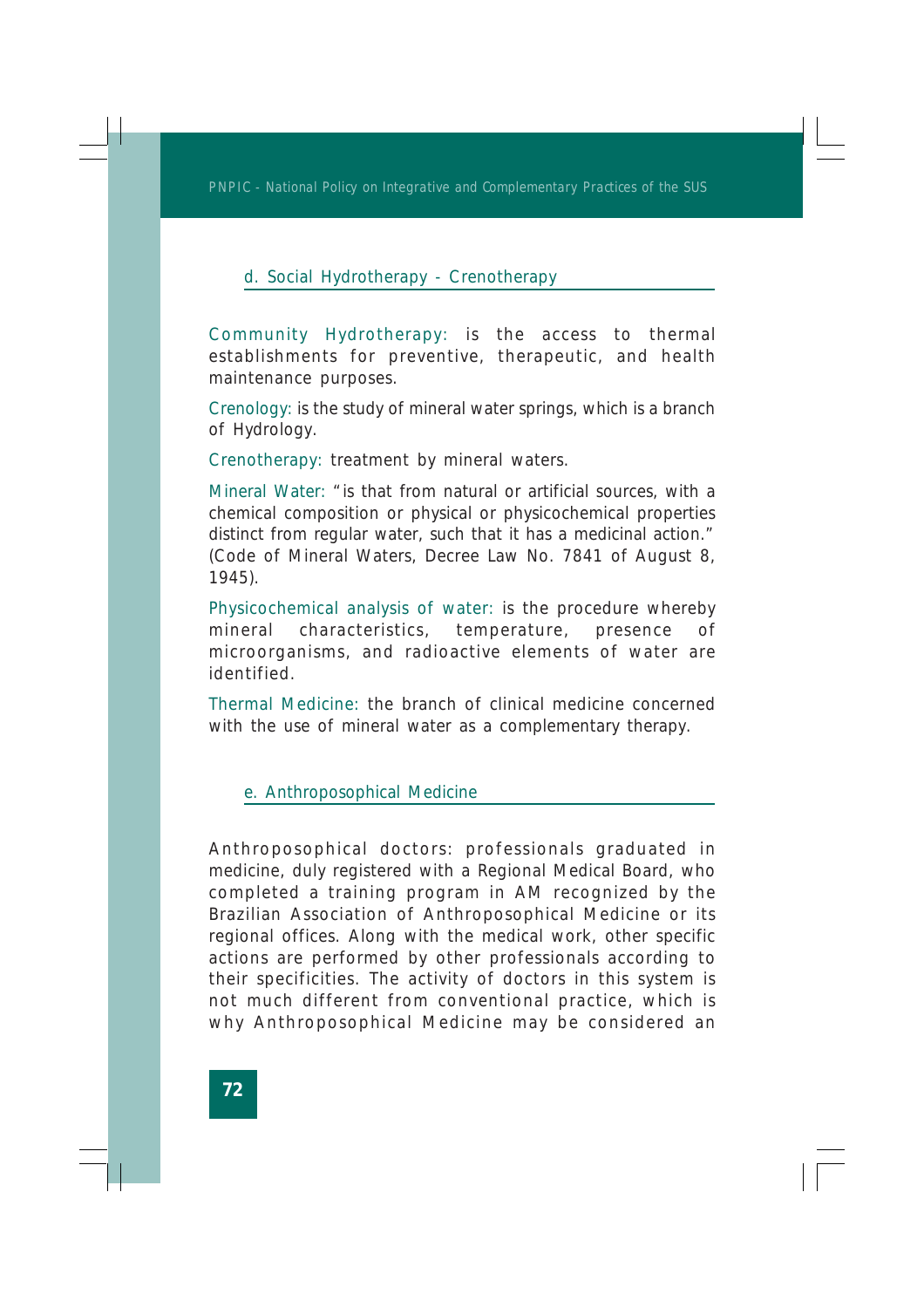### d. Social Hydrotherapy - Crenotherapy

Community Hydrotherapy: is the access to thermal establishments for preventive, therapeutic, and health maintenance purposes.

Crenology: is the study of mineral water springs, which is a branch of Hydrology.

Crenotherapy: treatment by mineral waters.

Mineral Water: "is that from natural or artificial sources, with a chemical composition or physical or physicochemical properties distinct from regular water, such that it has a medicinal action." (Code of Mineral Waters, Decree Law No. 7841 of August 8, 1945).

Physicochemical analysis of water: is the procedure whereby mineral characteristics, temperature, presence of microorganisms, and radioactive elements of water are identified.

Thermal Medicine: the branch of clinical medicine concerned with the use of mineral water as a complementary therapy.

### e. Anthroposophical Medicine

Anthroposophical doctors: professionals graduated in medicine, duly registered with a Regional Medical Board, who completed a training program in AM recognized by the Brazilian Association of Anthroposophical Medicine or its regional offices. Along with the medical work, other specific actions are performed by other professionals according to their specificities. The activity of doctors in this system is not much different from conventional practice, which is why Anthroposophical Medicine may be considered an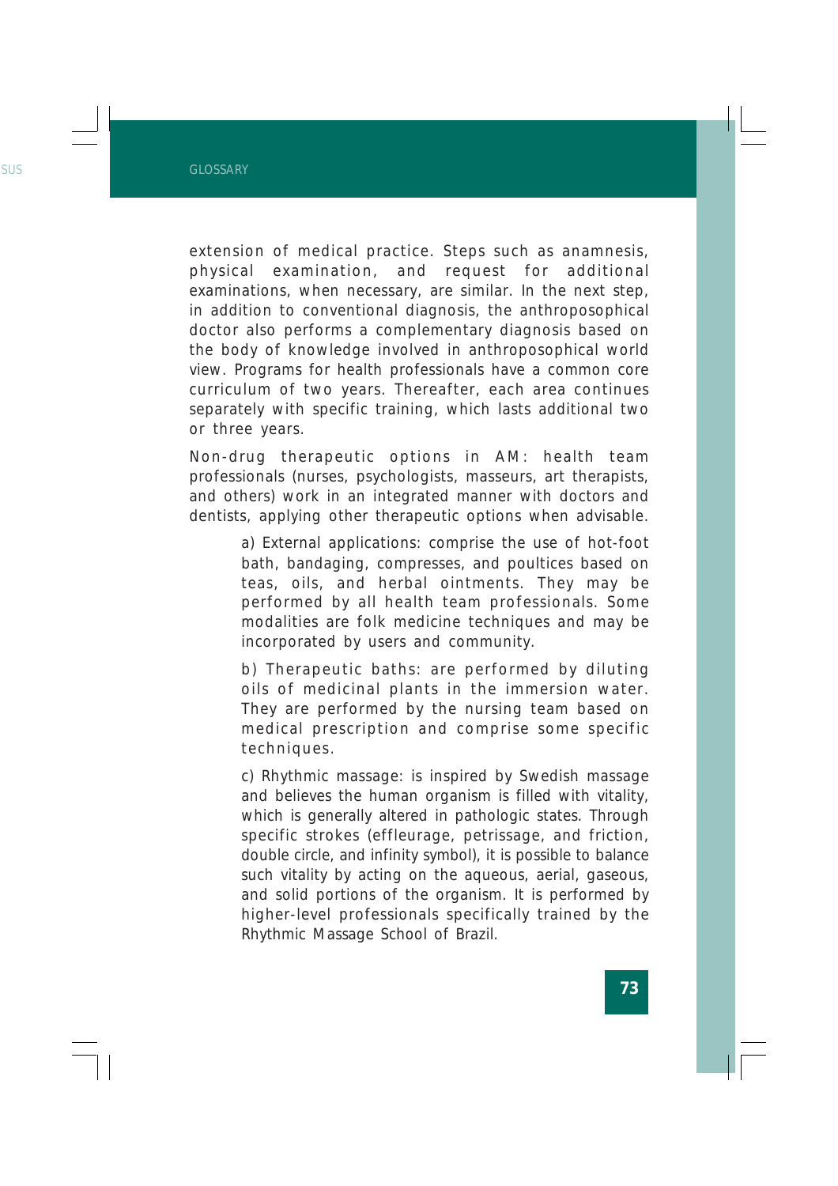extension of medical practice. Steps such as anamnesis, physical examination, and request for additional examinations, when necessary, are similar. In the next step, in addition to conventional diagnosis, the anthroposophical doctor also performs a complementary diagnosis based on the body of knowledge involved in anthroposophical world view. Programs for health professionals have a common core curriculum of two years. Thereafter, each area continues separately with specific training, which lasts additional two or three years.

Non-drug therapeutic options in AM: health team professionals (nurses, psychologists, masseurs, art therapists, and others) work in an integrated manner with doctors and dentists, applying other therapeutic options when advisable.

> a) External applications: comprise the use of hot-foot bath, bandaging, compresses, and poultices based on teas, oils, and herbal ointments. They may be performed by all health team professionals. Some modalities are folk medicine techniques and may be incorporated by users and community.
>
> b) Therapeutic baths: are performed by diluting oils of medicinal plants in the immersion water. They are performed by the nursing team based on medical prescription and comprise some specific techniques.
>
> c) Rhythmic massage: is inspired by Swedish massage and believes the human organism is filled with vitality, which is generally altered in pathologic states. Through specific strokes (effleurage, petrissage, and friction, double circle, and infinity symbol), it is possible to balance such vitality by acting on the aqueous, aerial, gaseous, and solid portions of the organism. It is performed by higher-level professionals specifically trained by the Rhythmic Massage School of Brazil.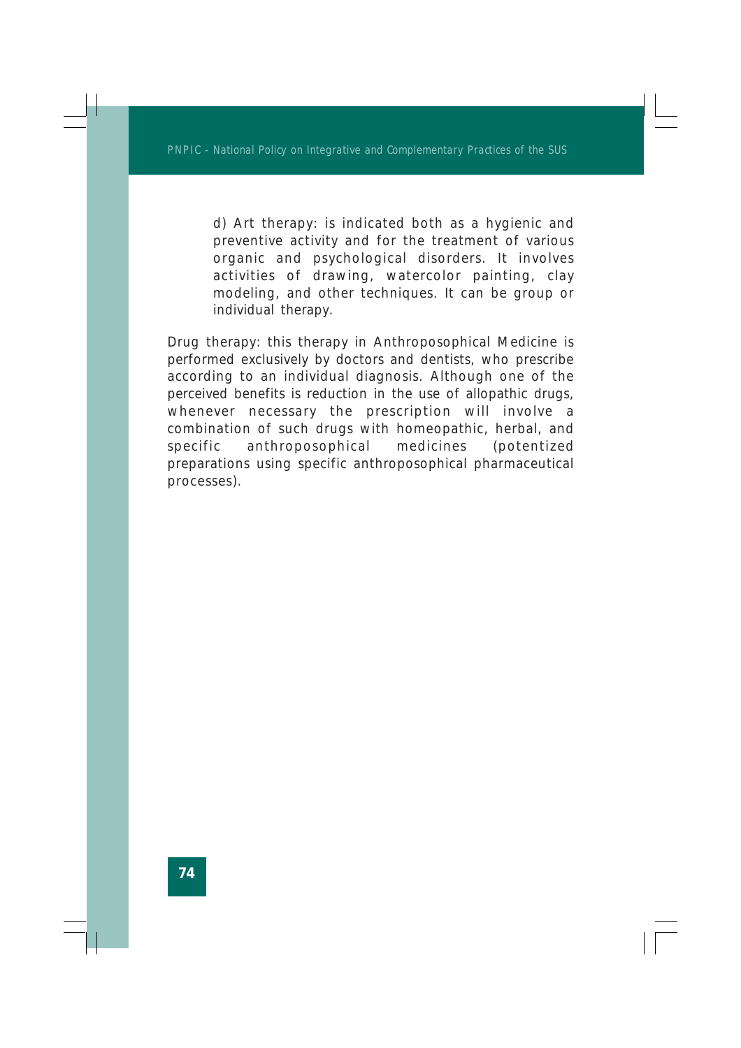d) Art therapy: is indicated both as a hygienic and preventive activity and for the treatment of various organic and psychological disorders. It involves activities of drawing, watercolor painting, clay modeling, and other techniques. It can be group or individual therapy.

Drug therapy: this therapy in Anthroposophical Medicine is performed exclusively by doctors and dentists, who prescribe according to an individual diagnosis. Although one of the perceived benefits is reduction in the use of allopathic drugs, whenever necessary the prescription will involve a combination of such drugs with homeopathic, herbal, and specific anthroposophical medicines (potentized preparations using specific anthroposophical pharmaceutical processes).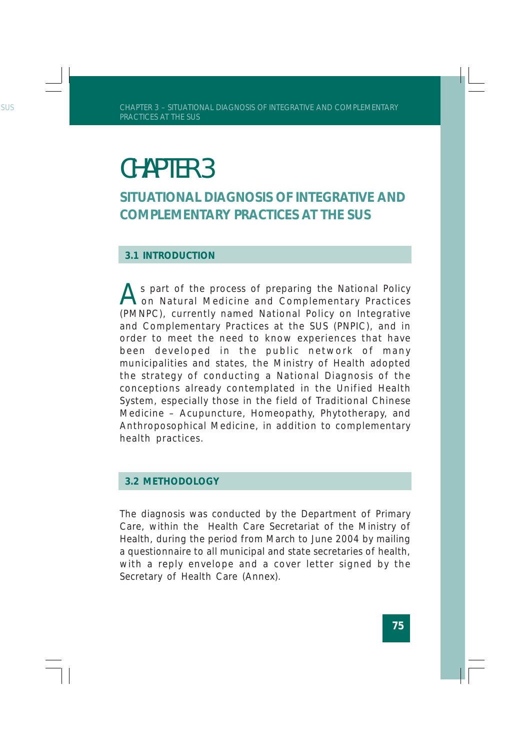# CHAPTER 3

## SITUATIONAL DIAGNOSIS OF INTEGRATIVE AND COMPLEMENTARY PRACTICES AT THE SUS

### 3.1 INTRODUCTION

As part of the process of preparing the National Policy on Natural Medicine and Complementary Practices (PMNPC), currently named National Policy on Integrative and Complementary Practices at the SUS (PNPIC), and in order to meet the need to know experiences that have been developed in the public network of many municipalities and states, the Ministry of Health adopted the strategy of conducting a National Diagnosis of the conceptions already contemplated in the Unified Health System, especially those in the field of Traditional Chinese Medicine – Acupuncture, Homeopathy, Phytotherapy, and Anthroposophical Medicine, in addition to complementary health practices.

### 3.2 METHODOLOGY

The diagnosis was conducted by the Department of Primary Care, within the Health Care Secretariat of the Ministry of Health, during the period from March to June 2004 by mailing a questionnaire to all municipal and state secretaries of health, with a reply envelope and a cover letter signed by the Secretary of Health Care (Annex).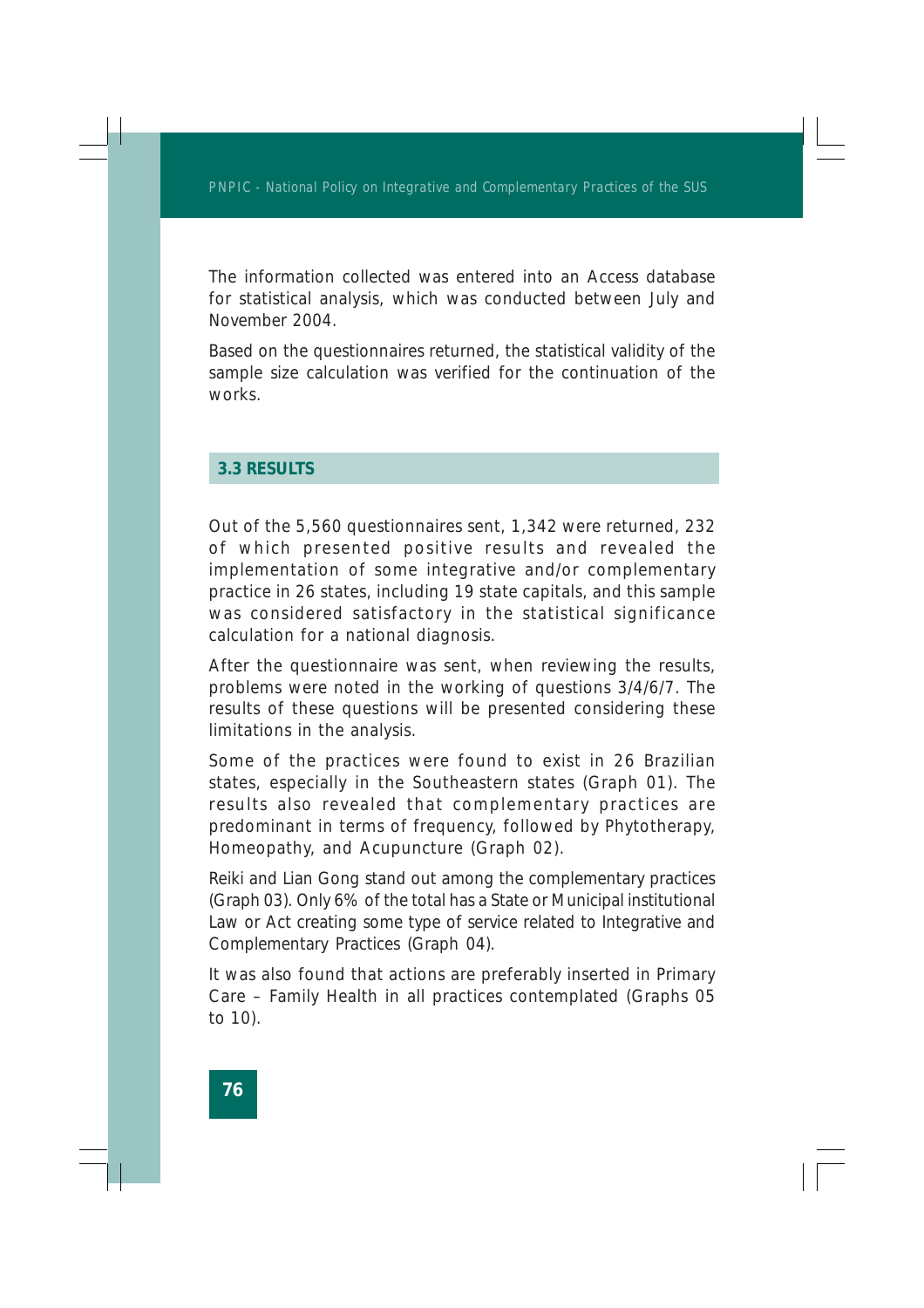The information collected was entered into an Access database for statistical analysis, which was conducted between July and November 2004.

Based on the questionnaires returned, the statistical validity of the sample size calculation was verified for the continuation of the works.

## 3.3 RESULTS

Out of the 5,560 questionnaires sent, 1,342 were returned, 232 of which presented positive results and revealed the implementation of some integrative and/or complementary practice in 26 states, including 19 state capitals, and this sample was considered satisfactory in the statistical significance calculation for a national diagnosis.

After the questionnaire was sent, when reviewing the results, problems were noted in the working of questions 3/4/6/7. The results of these questions will be presented considering these limitations in the analysis.

Some of the practices were found to exist in 26 Brazilian states, especially in the Southeastern states (Graph 01). The results also revealed that complementary practices are predominant in terms of frequency, followed by Phytotherapy, Homeopathy, and Acupuncture (Graph 02).

Reiki and Lian Gong stand out among the complementary practices (Graph 03). Only 6% of the total has a State or Municipal institutional Law or Act creating some type of service related to Integrative and Complementary Practices (Graph 04).

It was also found that actions are preferably inserted in Primary Care – Family Health in all practices contemplated (Graphs 05 to 10).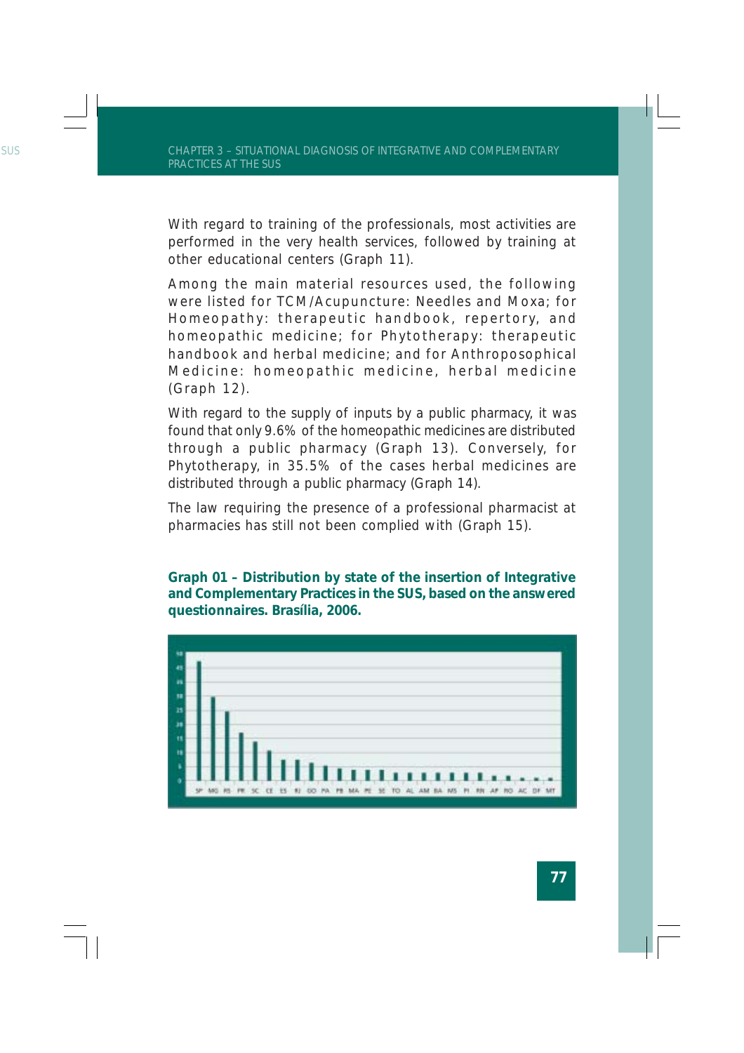With regard to training of the professionals, most activities are performed in the very health services, followed by training at other educational centers (Graph 11).

Among the main material resources used, the following were listed for TCM/Acupuncture: Needles and Moxa; for Homeopathy: therapeutic handbook, repertory, and homeopathic medicine; for Phytotherapy: therapeutic handbook and herbal medicine; and for Anthroposophical Medicine: homeopathic medicine, herbal medicine (Graph 12).

With regard to the supply of inputs by a public pharmacy, it was found that only 9.6% of the homeopathic medicines are distributed through a public pharmacy (Graph 13). Conversely, for Phytotherapy, in 35.5% of the cases herbal medicines are distributed through a public pharmacy (Graph 14).

The law requiring the presence of a professional pharmacist at pharmacies has still not been complied with (Graph 15).

**Graph 01 – Distribution by state of the insertion of Integrative and Complementary Practices in the SUS, based on the answered questionnaires. Brasília, 2006.**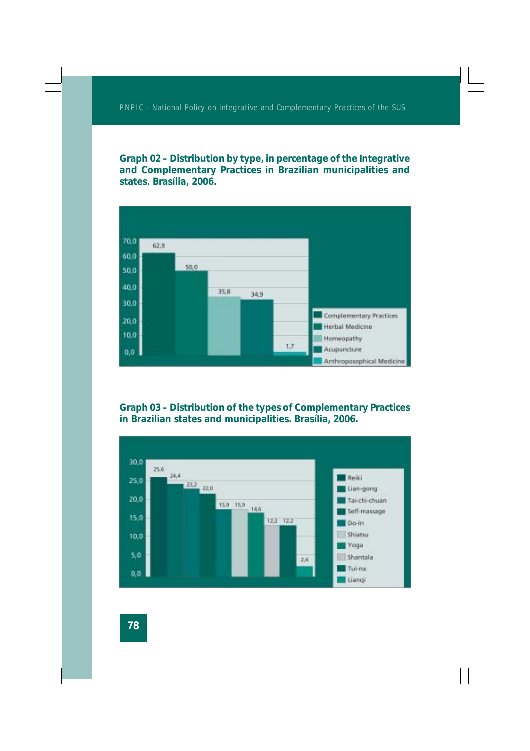**Graph 02 – Distribution by type, in percentage of the Integrative and Complementary Practices in Brazilian municipalities and states. Brasília, 2006.**

| Type | % |
|---|---|
| Complementary Practices | 62,9 |
| Herbal Medicine | 50,0 |
| Homeopathy | 35,8 |
| Acupuncture | 34,9 |
| Anthroposophical Medicine | 1,7 |

**Graph 03 – Distribution of the types of Complementary Practices in Brazilian states and municipalities. Brasília, 2006.**

| Type | % |
|---|---|
| Reiki | 25,6 |
| Lian-gong | 24,4 |
| Tai-chi-chuan | 23,2 |
| Self-massage | 22,0 |
| Do-In | 15,9 |
| Shiatsu | 15,9 |
| Yoga | 14,6 |
| Shantala | 12,2 |
| Tui-na | 12,2 |
| Lianqi | 2,4 |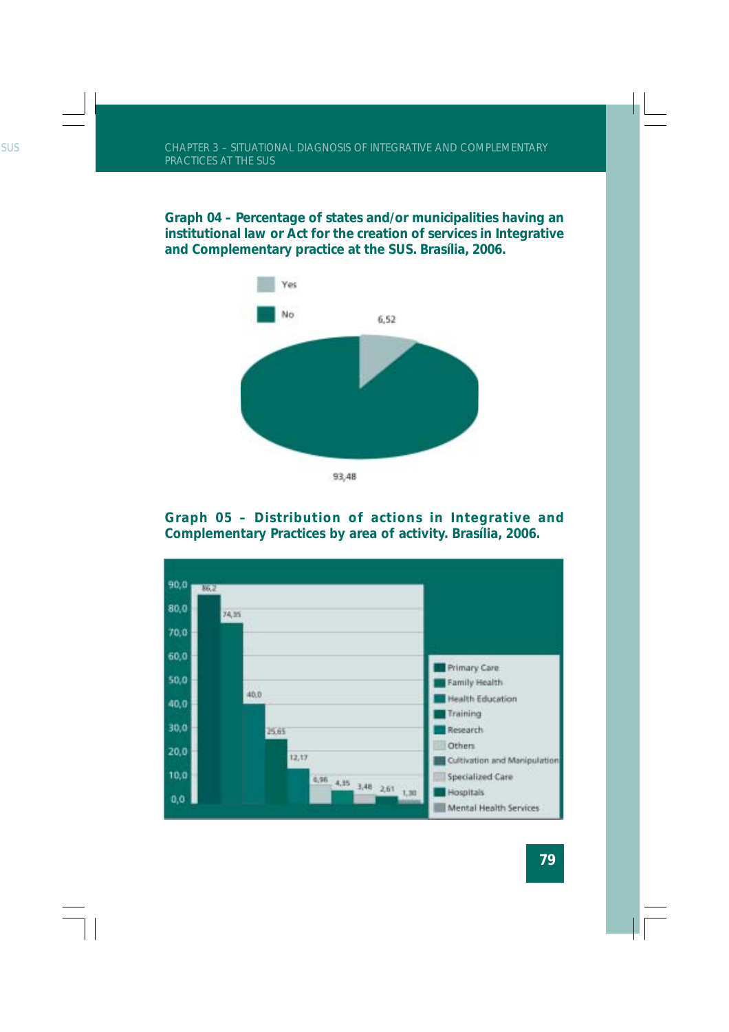**Graph 04 – Percentage of states and/or municipalities having an institutional law or Act for the creation of services in Integrative and Complementary practice at the SUS. Brasília, 2006.**

| | % |
|---|---|
| Yes | 6,52 |
| No | 93,48 |

**Graph 05 – Distribution of actions in Integrative and Complementary Practices by area of activity. Brasília, 2006.**

| Area of activity | % |
|---|---|
| Primary Care | 86,2 |
| Family Health | 74,35 |
| Health Education | 40,0 |
| Training | 25,65 |
| Research | 12,17 |
| Others | 6,96 |
| Cultivation and Manipulation | 4,35 |
| Specialized Care | 3,48 |
| Hospitals | 2,61 |
| Mental Health Services | 1,30 |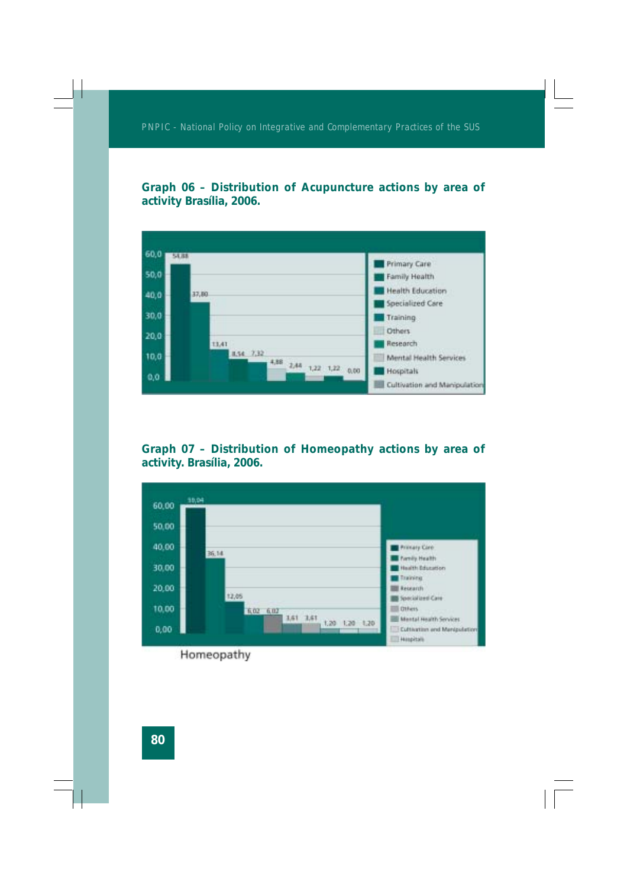**Graph 06 – Distribution of Acupuncture actions by area of activity Brasília, 2006.**

| Area of activity | % |
|---|---|
| Primary Care | 54,88 |
| Family Health | 37,80 |
| Health Education | 13,41 |
| Specialized Care | 8,54 |
| Training | 7,32 |
| Others | 4,88 |
| Research | 2,44 |
| Mental Health Services | 1,22 |
| Hospitals | 1,22 |
| Cultivation and Manipulation | 0,00 |

**Graph 07 – Distribution of Homeopathy actions by area of activity. Brasília, 2006.**

| Area of activity | % |
|---|---|
| Primary Care | 59,04 |
| Family Health | 36,14 |
| Health Education | 12,05 |
| Training | 6,02 |
| Research | 6,02 |
| Specialized Care | 3,61 |
| Others | 3,61 |
| Mental Health Services | 1,20 |
| Cultivation and Manipulation | 1,20 |
| Hospitals | 1,20 |

Homeopathy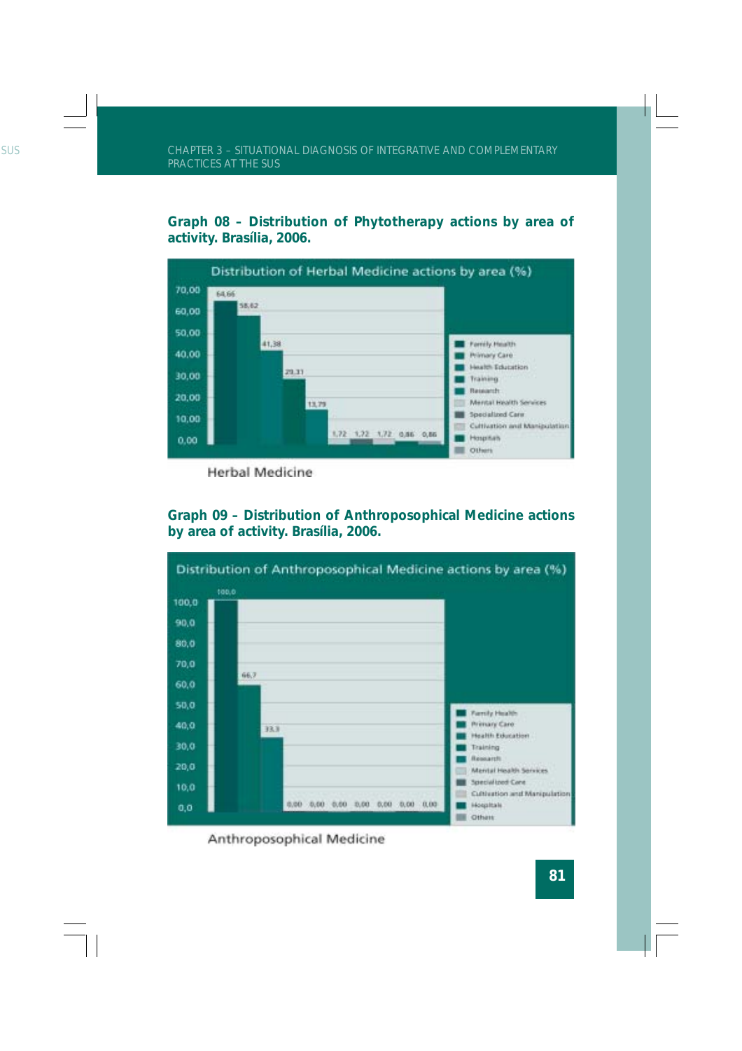**Graph 08 – Distribution of Phytotherapy actions by area of activity. Brasília, 2006.**

Distribution of Herbal Medicine actions by area (%)

| Area | % |
|---|---|
| Family Health | 64,66 |
| Primary Care | 58,62 |
| Health Education | 41,38 |
| Training | 29,31 |
| Research | 13,79 |
| Mental Health Services | 1,72 |
| Specialized Care | 1,72 |
| Cultivation and Manipulation | 1,72 |
| Hospitals | 0,86 |
| Others | 0,86 |

Herbal Medicine

**Graph 09 – Distribution of Anthroposophical Medicine actions by area of activity. Brasília, 2006.**

Distribution of Anthroposophical Medicine actions by area (%)

| Area | % |
|---|---|
| Family Health | 100,0 |
| Primary Care | 66,7 |
| Health Education | 33,3 |
| Training | 0,00 |
| Research | 0,00 |
| Mental Health Services | 0,00 |
| Specialized Care | 0,00 |
| Cultivation and Manipulation | 0,00 |
| Hospitals | 0,00 |
| Others | 0,00 |

Anthroposophical Medicine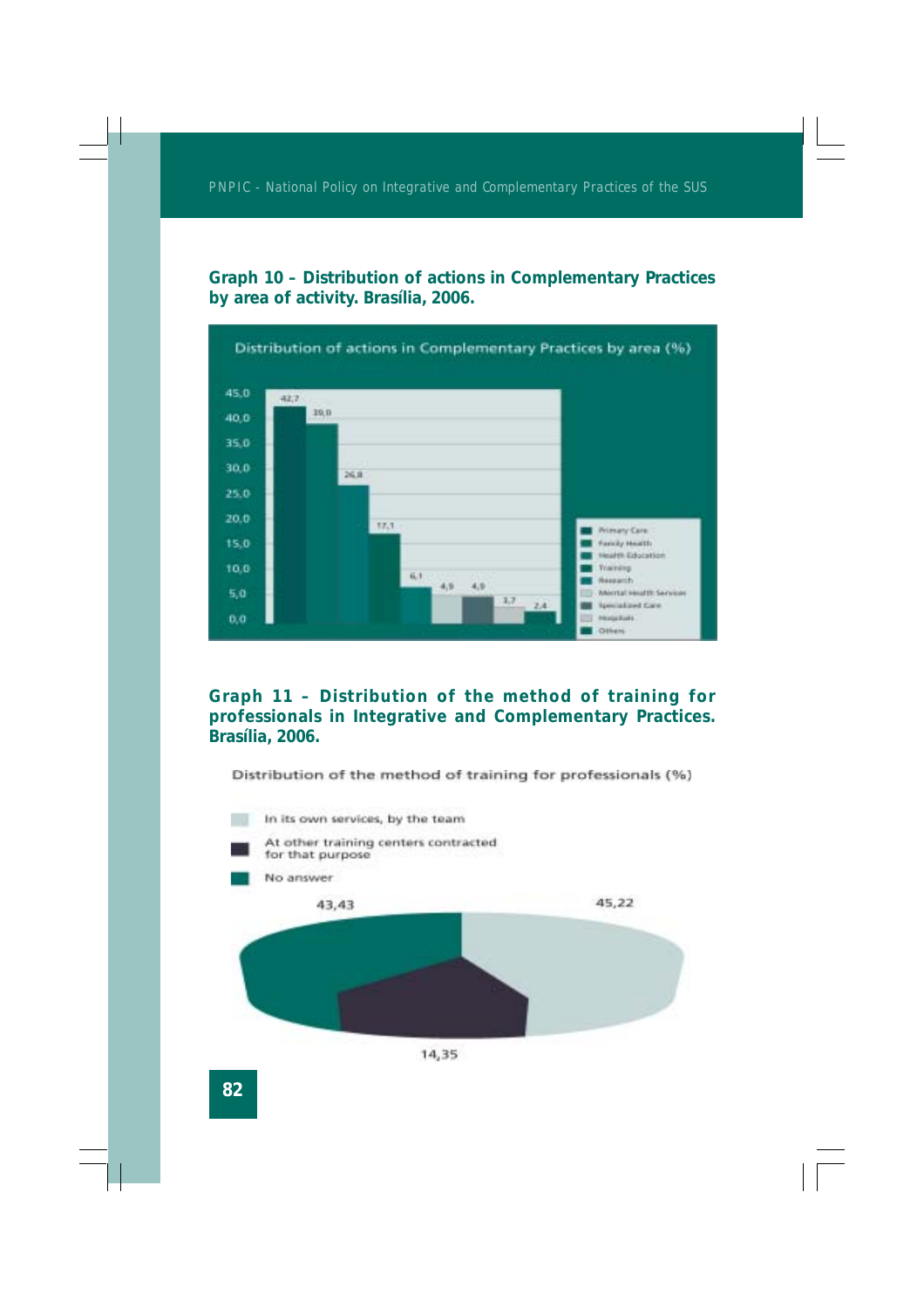**Graph 10 – Distribution of actions in Complementary Practices by area of activity. Brasília, 2006.**

Distribution of actions in Complementary Practices by area (%)

| Area | % |
|---|---|
| Primary Care | 42,7 |
| Family Health | 39,0 |
| Health Education | 26,8 |
| Training | 17,1 |
| Research | 6,1 |
| Mental Health Services | 4,9 |
| Specialized Care | 4,9 |
| Hospitals | 3,7 |
| Others | 2,4 |

**Graph 11 – Distribution of the method of training for professionals in Integrative and Complementary Practices. Brasília, 2006.**

Distribution of the method of training for professionals (%)

| Method | % |
|---|---|
| In its own services, by the team | 45,22 |
| At other training centers contracted for that purpose | 14,35 |
| No answer | 43,43 |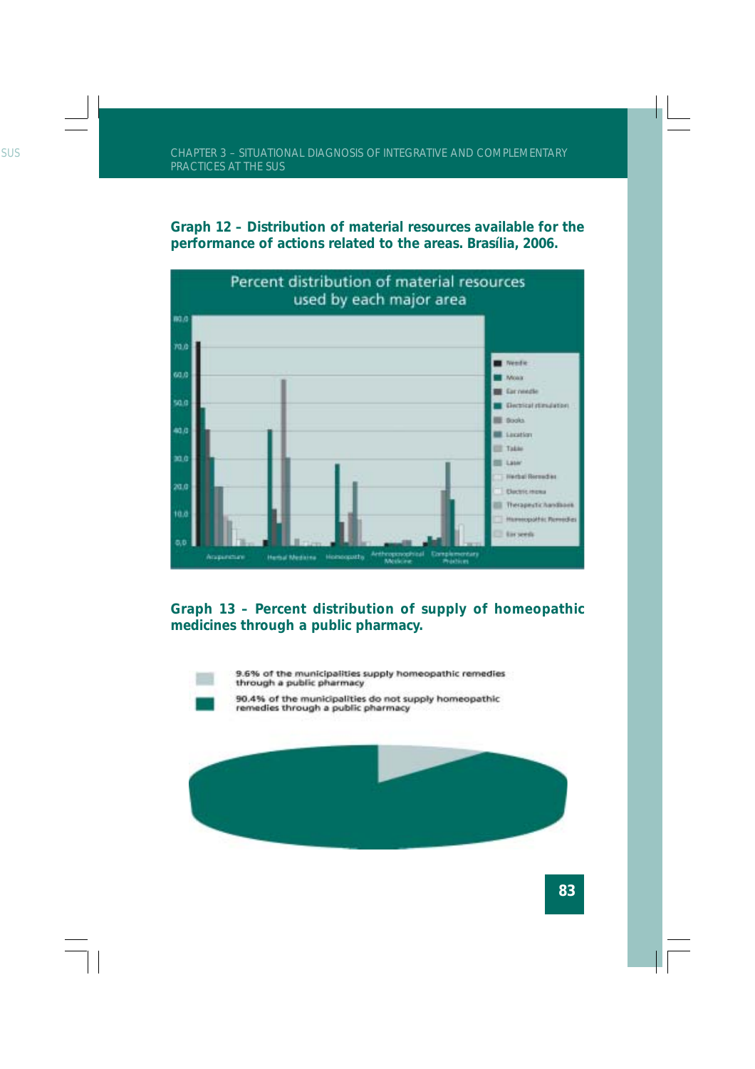**Graph 12 – Distribution of material resources available for the performance of actions related to the areas. Brasília, 2006.**

Percent distribution of material resources used by each major area

**Graph 13 – Percent distribution of supply of homeopathic medicines through a public pharmacy.**

9.6% of the municipalities supply homeopathic remedies through a public pharmacy

90.4% of the municipalities do not supply homeopathic remedies through a public pharmacy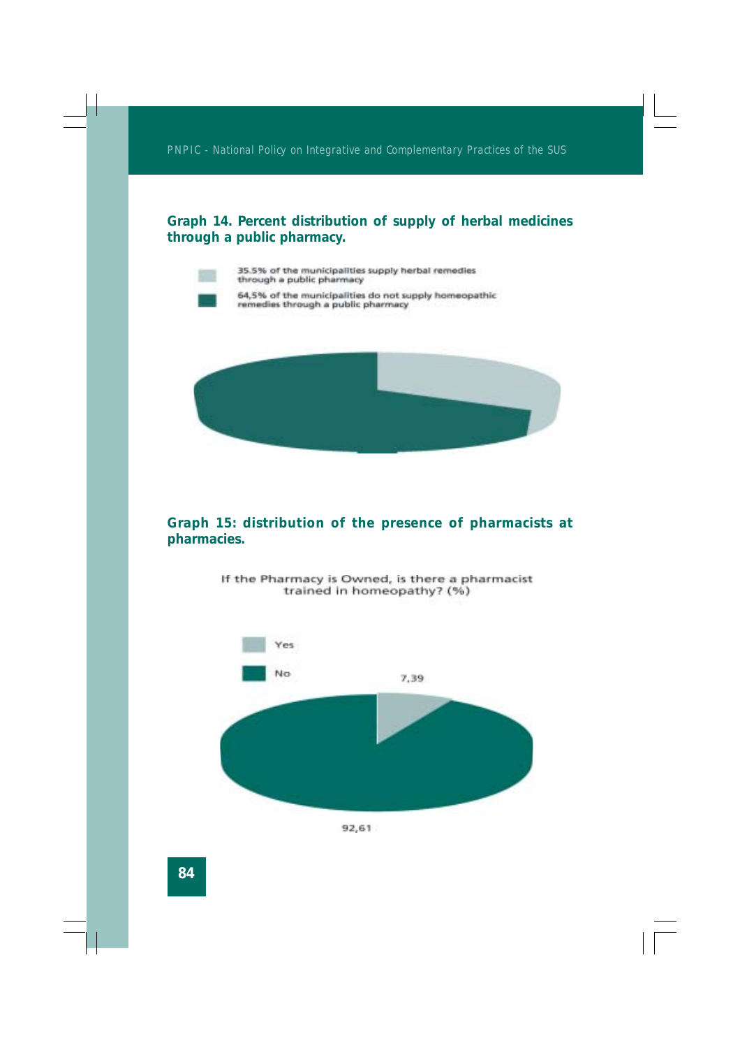**Graph 14. Percent distribution of supply of herbal medicines through a public pharmacy.**

35.5% of the municipalities supply herbal remedies through a public pharmacy

64,5% of the municipalities do not supply homeopathic remedies through a public pharmacy

**Graph 15: distribution of the presence of pharmacists at pharmacies.**

If the Pharmacy is Owned, is there a pharmacist trained in homeopathy? (%)

Yes

No

7,39

92,61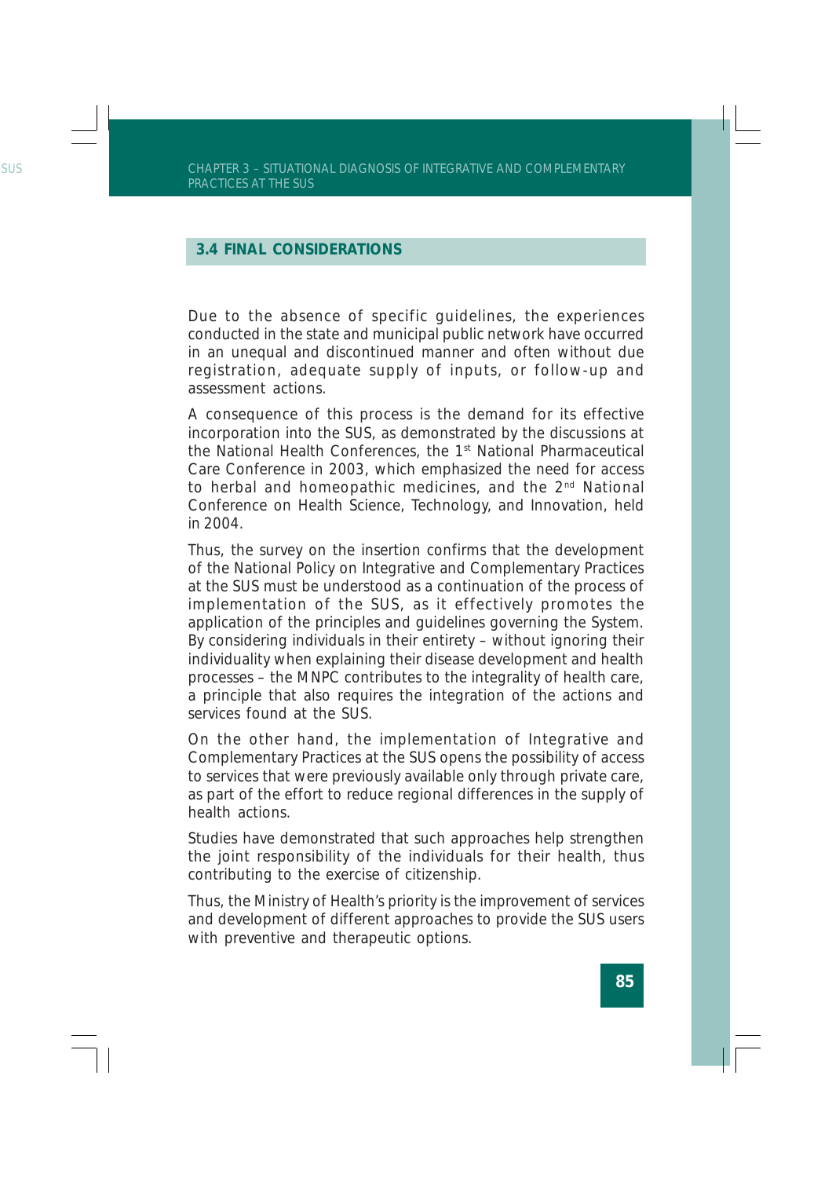## 3.4 FINAL CONSIDERATIONS

Due to the absence of specific guidelines, the experiences conducted in the state and municipal public network have occurred in an unequal and discontinued manner and often without due registration, adequate supply of inputs, or follow-up and assessment actions.

A consequence of this process is the demand for its effective incorporation into the SUS, as demonstrated by the discussions at the National Health Conferences, the 1st National Pharmaceutical Care Conference in 2003, which emphasized the need for access to herbal and homeopathic medicines, and the 2nd National Conference on Health Science, Technology, and Innovation, held in 2004.

Thus, the survey on the insertion confirms that the development of the National Policy on Integrative and Complementary Practices at the SUS must be understood as a continuation of the process of implementation of the SUS, as it effectively promotes the application of the principles and guidelines governing the System. By considering individuals in their entirety – without ignoring their individuality when explaining their disease development and health processes – the MNPC contributes to the integrality of health care, a principle that also requires the integration of the actions and services found at the SUS.

On the other hand, the implementation of Integrative and Complementary Practices at the SUS opens the possibility of access to services that were previously available only through private care, as part of the effort to reduce regional differences in the supply of health actions.

Studies have demonstrated that such approaches help strengthen the joint responsibility of the individuals for their health, thus contributing to the exercise of citizenship.

Thus, the Ministry of Health's priority is the improvement of services and development of different approaches to provide the SUS users with preventive and therapeutic options.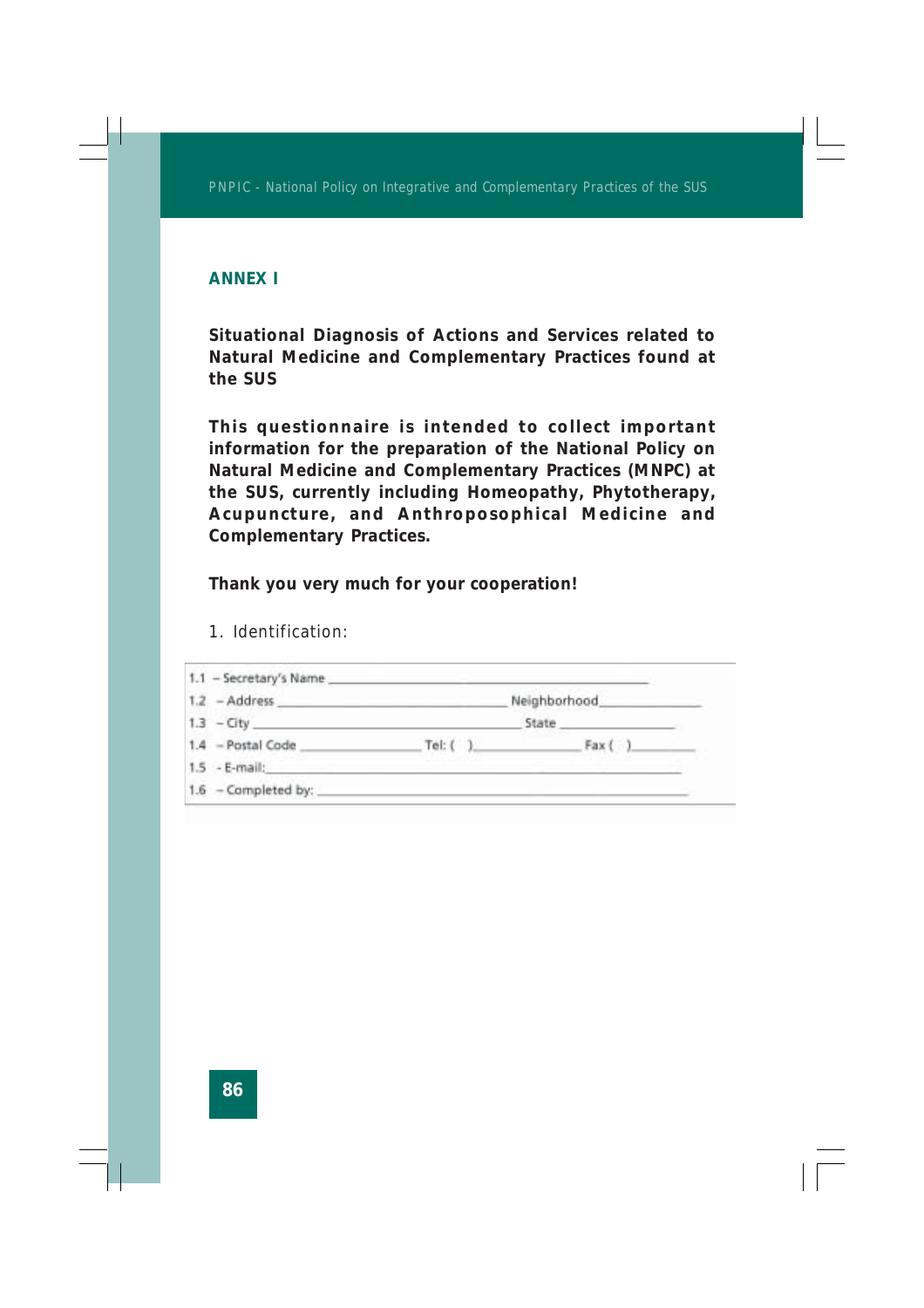## ANNEX I

**Situational Diagnosis of Actions and Services related to Natural Medicine and Complementary Practices found at the SUS**

**This questionnaire is intended to collect important information for the preparation of the National Policy on Natural Medicine and Complementary Practices (MNPC) at the SUS, currently including Homeopathy, Phytotherapy, Acupuncture, and Anthroposophical Medicine and Complementary Practices.**

**Thank you very much for your cooperation!**

1. Identification:

1.1 – Secretary's Name ______________________________________________

1.2 – Address ______________________________ Neighborhood______________

1.3 – City __________________________________ State _______________

1.4 – Postal Code _______________ Tel: ( )______________ Fax ( )________

1.5 - E-mail:____________________________________________________

1.6 – Completed by: ______________________________________________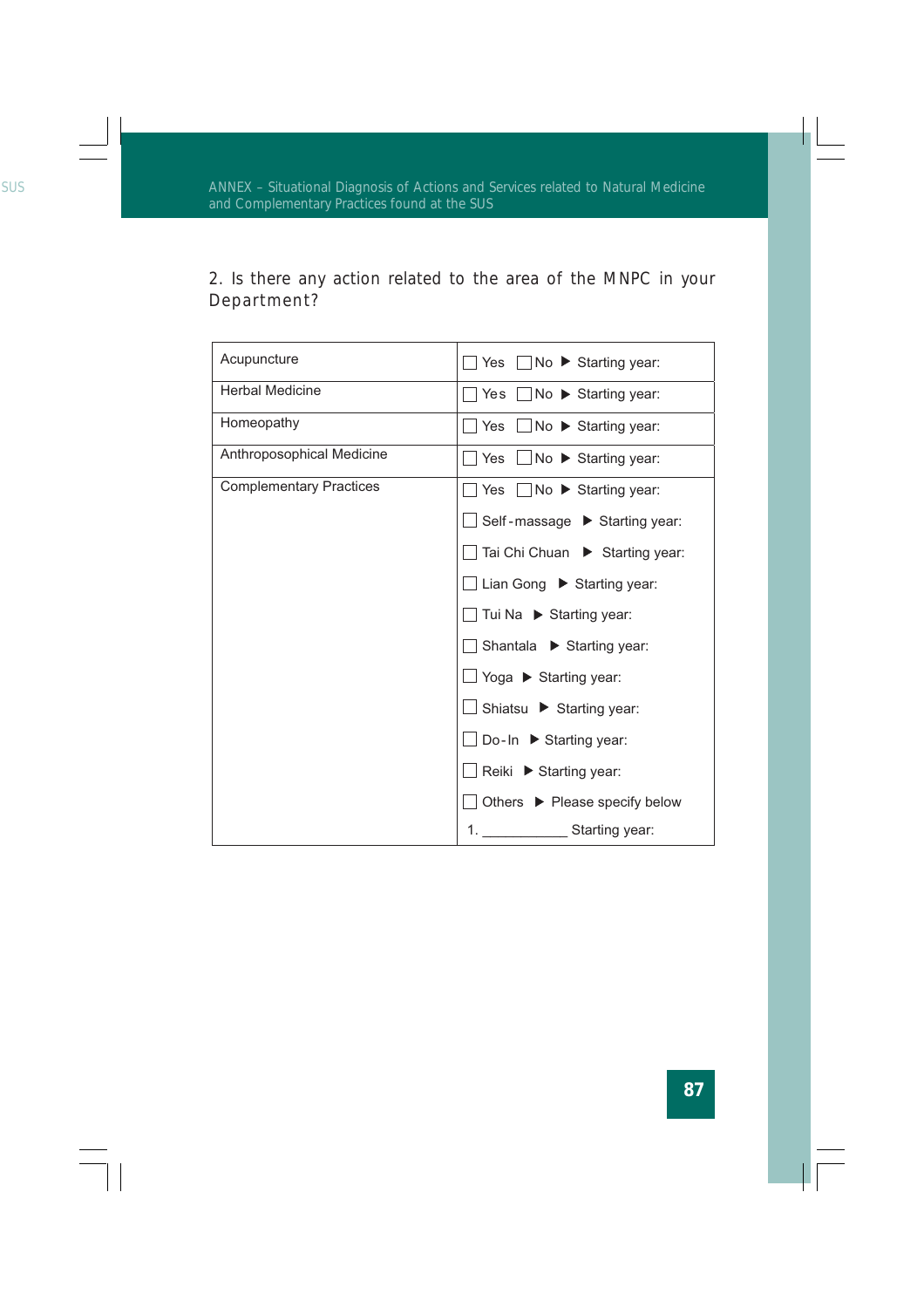2. Is there any action related to the area of the MNPC in your Department?

| | |
|---|---|
| Acupuncture | ☐ Yes ☐ No ▶ Starting year: |
| Herbal Medicine | ☐ Yes ☐ No ▶ Starting year: |
| Homeopathy | ☐ Yes ☐ No ▶ Starting year: |
| Anthroposophical Medicine | ☐ Yes ☐ No ▶ Starting year: |
| Complementary Practices | ☐ Yes ☐ No ▶ Starting year:<br>☐ Self-massage ▶ Starting year:<br>☐ Tai Chi Chuan ▶ Starting year:<br>☐ Lian Gong ▶ Starting year:<br>☐ Tui Na ▶ Starting year:<br>☐ Shantala ▶ Starting year:<br>☐ Yoga ▶ Starting year:<br>☐ Shiatsu ▶ Starting year:<br>☐ Do-In ▶ Starting year:<br>☐ Reiki ▶ Starting year:<br>☐ Others ▶ Please specify below<br>1. ___________ Starting year: |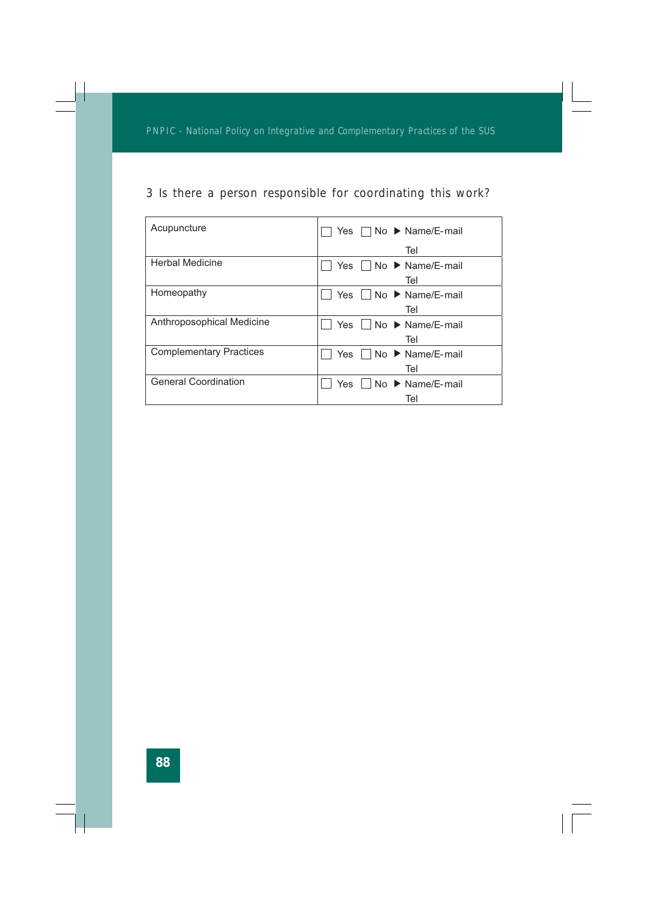3 Is there a person responsible for coordinating this work?

| | |
|---|---|
| Acupuncture | ☐ Yes ☐ No ▶ Name/E-mail<br>Tel |
| Herbal Medicine | ☐ Yes ☐ No ▶ Name/E-mail<br>Tel |
| Homeopathy | ☐ Yes ☐ No ▶ Name/E-mail<br>Tel |
| Anthroposophical Medicine | ☐ Yes ☐ No ▶ Name/E-mail<br>Tel |
| Complementary Practices | ☐ Yes ☐ No ▶ Name/E-mail<br>Tel |
| General Coordination | ☐ Yes ☐ No ▶ Name/E-mail<br>Tel |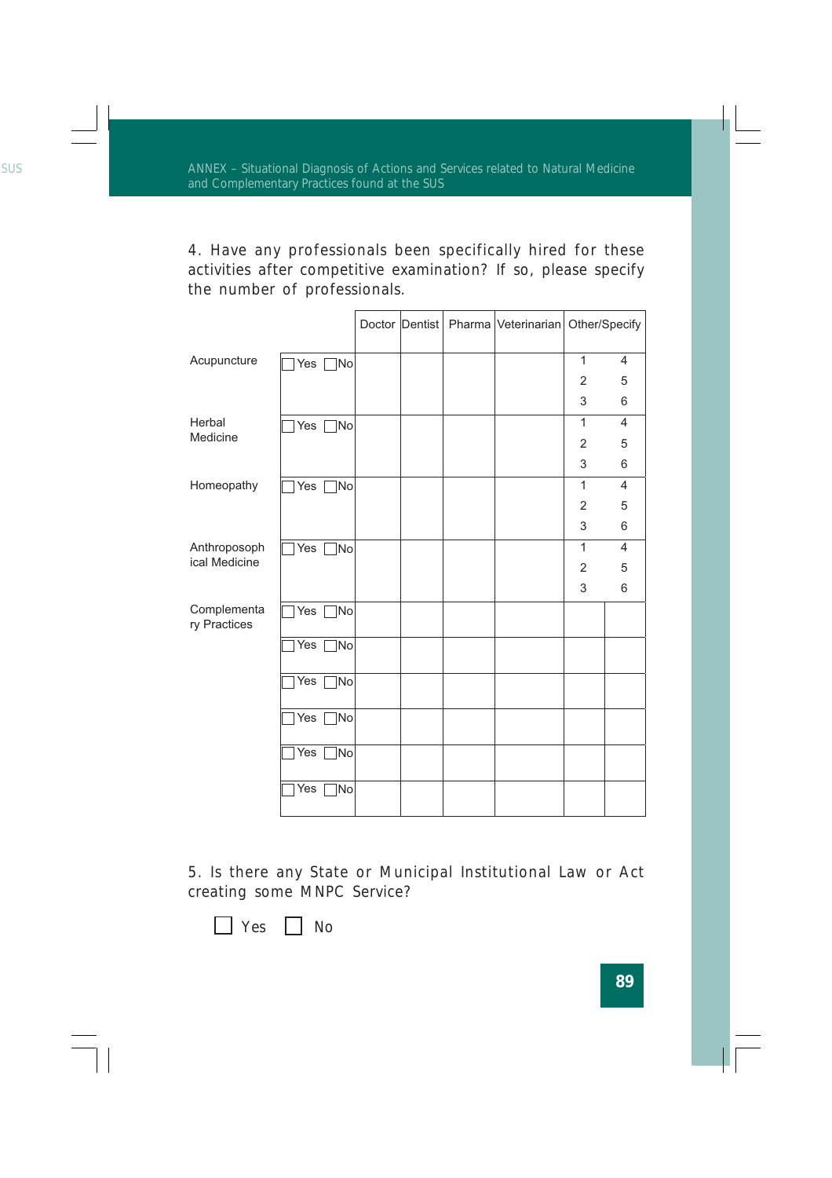4. Have any professionals been specifically hired for these activities after competitive examination? If so, please specify the number of professionals.

| | | Doctor | Dentist | Pharma | Veterinarian | Other/Specify | |
|---|---|---|---|---|---|---|---|
| Acupuncture | ☐ Yes ☐ No | | | | | 1<br>2<br>3 | 4<br>5<br>6 |
| Herbal Medicine | ☐ Yes ☐ No | | | | | 1<br>2<br>3 | 4<br>5<br>6 |
| Homeopathy | ☐ Yes ☐ No | | | | | 1<br>2<br>3 | 4<br>5<br>6 |
| Anthroposophical Medicine | ☐ Yes ☐ No | | | | | 1<br>2<br>3 | 4<br>5<br>6 |
| Complementary Practices | ☐ Yes ☐ No | | | | | | |
| | ☐ Yes ☐ No | | | | | | |
| | ☐ Yes ☐ No | | | | | | |
| | ☐ Yes ☐ No | | | | | | |
| | ☐ Yes ☐ No | | | | | | |
| | ☐ Yes ☐ No | | | | | | |

5. Is there any State or Municipal Institutional Law or Act creating some MNPC Service?

☐ Yes ☐ No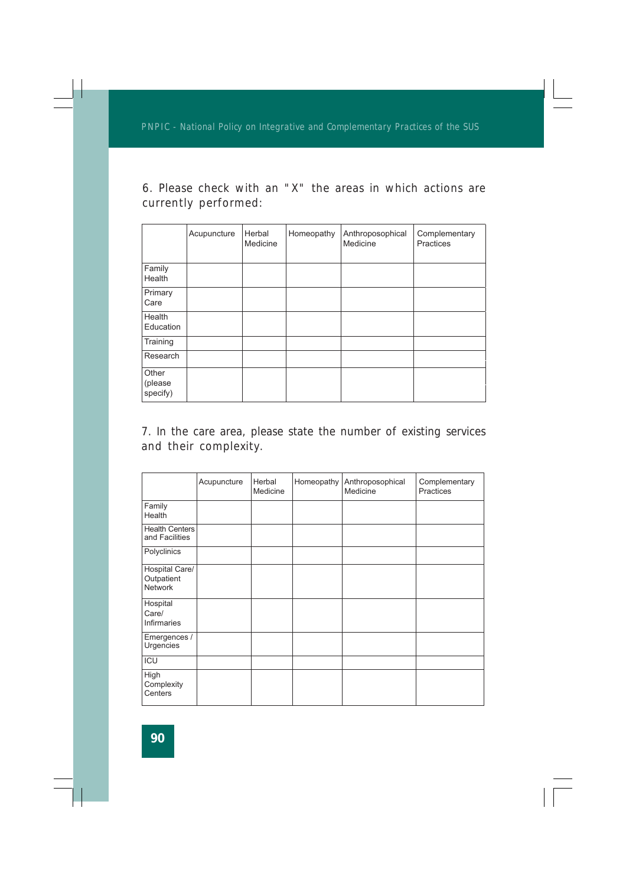6. Please check with an "X" the areas in which actions are currently performed:

| | Acupuncture | Herbal Medicine | Homeopathy | Anthroposophical Medicine | Complementary Practices |
|---|---|---|---|---|---|
| Family Health | | | | | |
| Primary Care | | | | | |
| Health Education | | | | | |
| Training | | | | | |
| Research | | | | | |
| Other (please specify) | | | | | |

7. In the care area, please state the number of existing services and their complexity.

| | Acupuncture | Herbal Medicine | Homeopathy | Anthroposophical Medicine | Complementary Practices |
|---|---|---|---|---|---|
| Family Health | | | | | |
| Health Centers and Facilities | | | | | |
| Polyclinics | | | | | |
| Hospital Care/ Outpatient Network | | | | | |
| Hospital Care/ Infirmaries | | | | | |
| Emergences / Urgencies | | | | | |
| ICU | | | | | |
| High Complexity Centers | | | | | |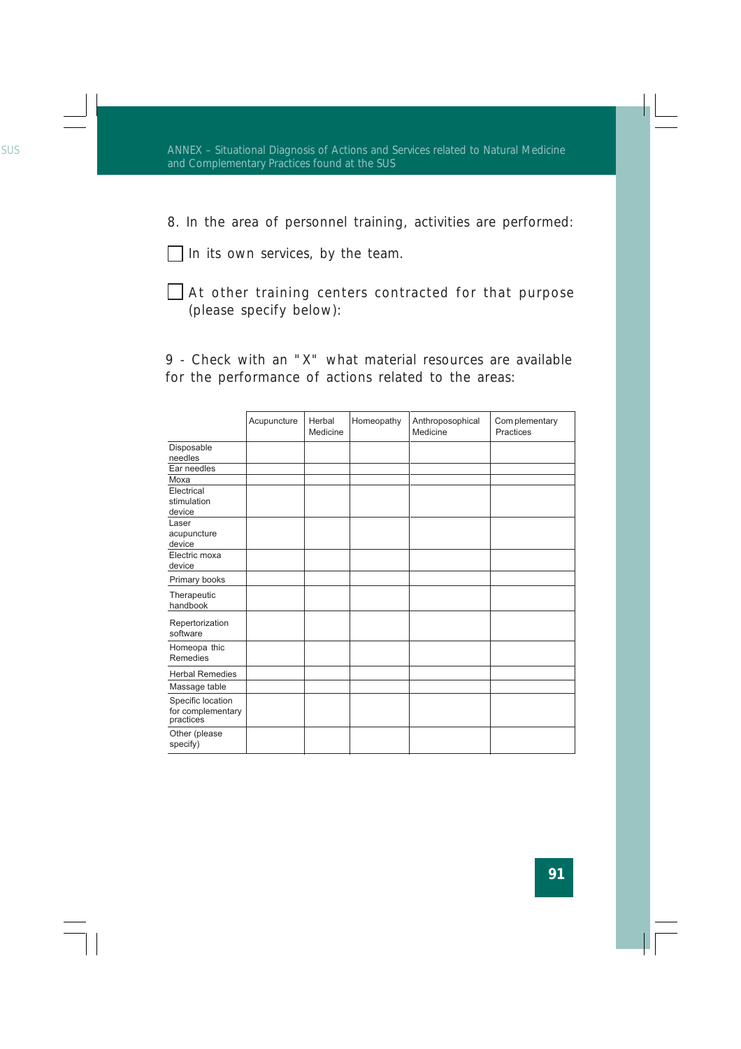8. In the area of personnel training, activities are performed:

☐ In its own services, by the team.

☐ At other training centers contracted for that purpose (please specify below):

9 - Check with an "X" what material resources are available for the performance of actions related to the areas:

| | Acupuncture | Herbal Medicine | Homeopathy | Anthroposophical Medicine | Complementary Practices |
|---|---|---|---|---|---|
| Disposable needles | | | | | |
| Ear needles | | | | | |
| Moxa | | | | | |
| Electrical stimulation device | | | | | |
| Laser acupuncture device | | | | | |
| Electric moxa device | | | | | |
| Primary books | | | | | |
| Therapeutic handbook | | | | | |
| Repertorization software | | | | | |
| Homeopathic Remedies | | | | | |
| Herbal Remedies | | | | | |
| Massage table | | | | | |
| Specific location for complementary practices | | | | | |
| Other (please specify) | | | | | |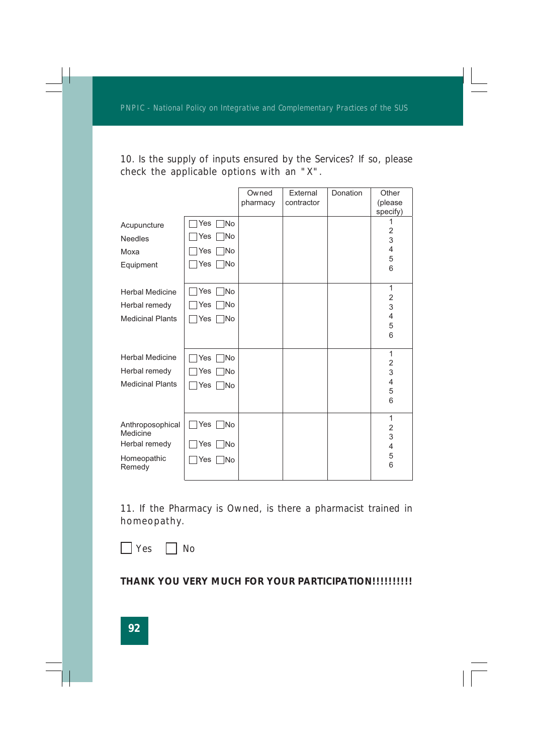10. Is the supply of inputs ensured by the Services? If so, please check the applicable options with an "X".

| | | Owned pharmacy | External contractor | Donation | Other (please specify) |
|---|---|---|---|---|---|
| Acupuncture<br>Needles<br>Moxa<br>Equipment | ☐Yes ☐No<br>☐Yes ☐No<br>☐Yes ☐No<br>☐Yes ☐No | | | | 1<br>2<br>3<br>4<br>5<br>6 |
| Herbal Medicine<br>Herbal remedy<br>Medicinal Plants | ☐Yes ☐No<br>☐Yes ☐No<br>☐Yes ☐No | | | | 1<br>2<br>3<br>4<br>5<br>6 |
| Herbal Medicine<br>Herbal remedy<br>Medicinal Plants | ☐Yes ☐No<br>☐Yes ☐No<br>☐Yes ☐No | | | | 1<br>2<br>3<br>4<br>5<br>6 |
| Anthroposophical Medicine<br>Herbal remedy<br>Homeopathic Remedy | ☐Yes ☐No<br>☐Yes ☐No<br>☐Yes ☐No | | | | 1<br>2<br>3<br>4<br>5<br>6 |

11. If the Pharmacy is Owned, is there a pharmacist trained in homeopathy.

☐ Yes ☐ No

**THANK YOU VERY MUCH FOR YOUR PARTICIPATION!!!!!!!!!!**